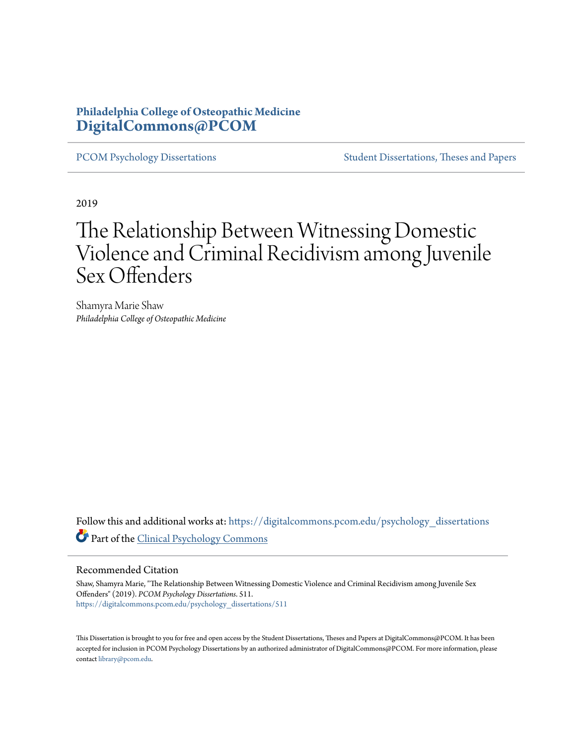Philadelphia College of Osteopathic Medicine
**DigitalCommons@PCOM**

PCOM Psychology Dissertations | Student Dissertations, Theses and Papers

2019

# The Relationship Between Witnessing Domestic Violence and Criminal Recidivism among Juvenile Sex Offenders

Shamyra Marie Shaw
*Philadelphia College of Osteopathic Medicine*

Follow this and additional works at: https://digitalcommons.pcom.edu/psychology_dissertations

Part of the Clinical Psychology Commons

## Recommended Citation

Shaw, Shamyra Marie, "The Relationship Between Witnessing Domestic Violence and Criminal Recidivism among Juvenile Sex Offenders" (2019). *PCOM Psychology Dissertations*. 511.
https://digitalcommons.pcom.edu/psychology_dissertations/511

This Dissertation is brought to you for free and open access by the Student Dissertations, Theses and Papers at DigitalCommons@PCOM. It has been accepted for inclusion in PCOM Psychology Dissertations by an authorized administrator of DigitalCommons@PCOM. For more information, please contact library@pcom.edu.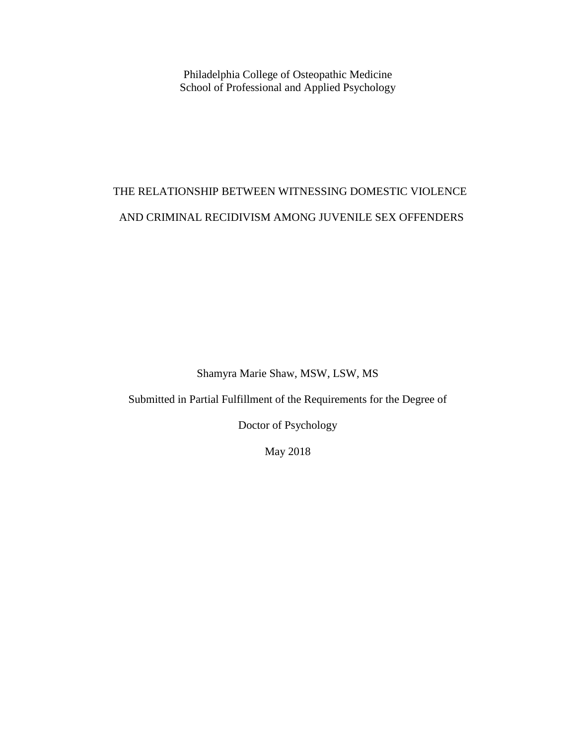Philadelphia College of Osteopathic Medicine
School of Professional and Applied Psychology

# THE RELATIONSHIP BETWEEN WITNESSING DOMESTIC VIOLENCE AND CRIMINAL RECIDIVISM AMONG JUVENILE SEX OFFENDERS

Shamyra Marie Shaw, MSW, LSW, MS

Submitted in Partial Fulfillment of the Requirements for the Degree of

Doctor of Psychology

May 2018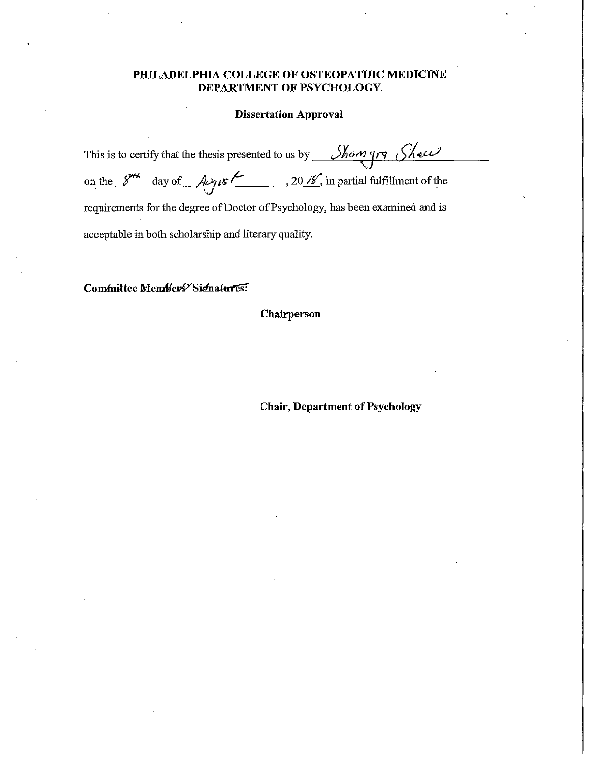**PHILADELPHIA COLLEGE OF OSTEOPATHIC MEDICINE**
**DEPARTMENT OF PSYCHOLOGY**

**Dissertation Approval**

This is to certify that the thesis presented to us by Shamyra Shaw on the 8th day of August, 2018, in partial fulfillment of the requirements for the degree of Doctor of Psychology, has been examined and is acceptable in both scholarship and literary quality.

**Committee Members' Signatures:**

**Chairperson**

**Chair, Department of Psychology**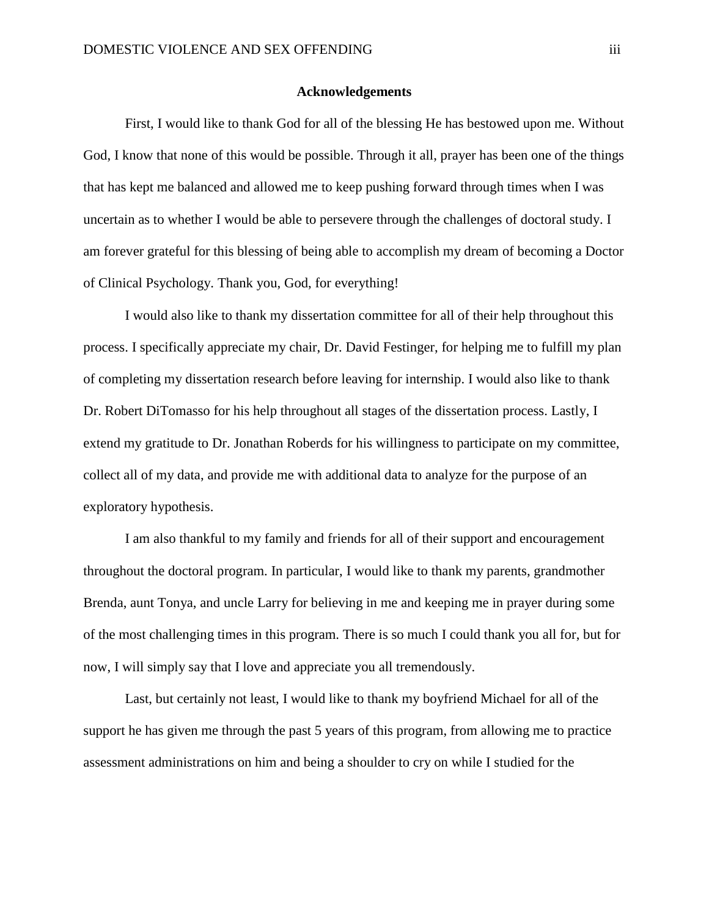## Acknowledgements

First, I would like to thank God for all of the blessing He has bestowed upon me. Without God, I know that none of this would be possible. Through it all, prayer has been one of the things that has kept me balanced and allowed me to keep pushing forward through times when I was uncertain as to whether I would be able to persevere through the challenges of doctoral study. I am forever grateful for this blessing of being able to accomplish my dream of becoming a Doctor of Clinical Psychology. Thank you, God, for everything!

I would also like to thank my dissertation committee for all of their help throughout this process. I specifically appreciate my chair, Dr. David Festinger, for helping me to fulfill my plan of completing my dissertation research before leaving for internship. I would also like to thank Dr. Robert DiTomasso for his help throughout all stages of the dissertation process. Lastly, I extend my gratitude to Dr. Jonathan Roberds for his willingness to participate on my committee, collect all of my data, and provide me with additional data to analyze for the purpose of an exploratory hypothesis.

I am also thankful to my family and friends for all of their support and encouragement throughout the doctoral program. In particular, I would like to thank my parents, grandmother Brenda, aunt Tonya, and uncle Larry for believing in me and keeping me in prayer during some of the most challenging times in this program. There is so much I could thank you all for, but for now, I will simply say that I love and appreciate you all tremendously.

Last, but certainly not least, I would like to thank my boyfriend Michael for all of the support he has given me through the past 5 years of this program, from allowing me to practice assessment administrations on him and being a shoulder to cry on while I studied for the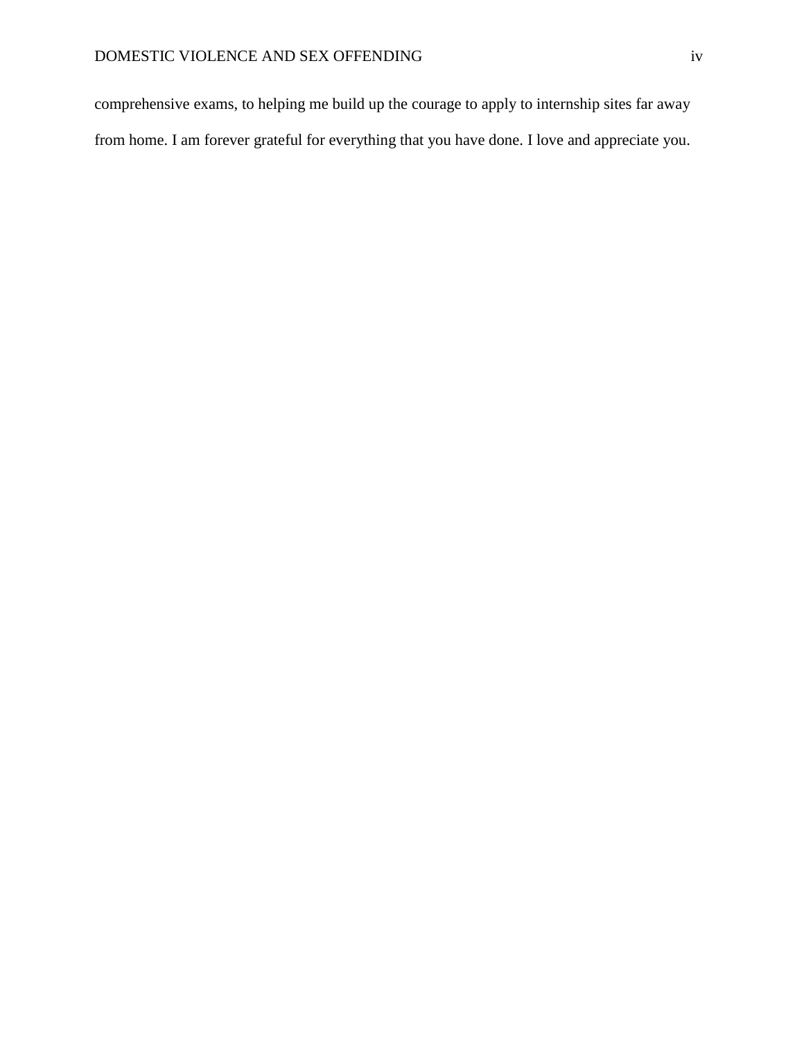comprehensive exams, to helping me build up the courage to apply to internship sites far away from home. I am forever grateful for everything that you have done. I love and appreciate you.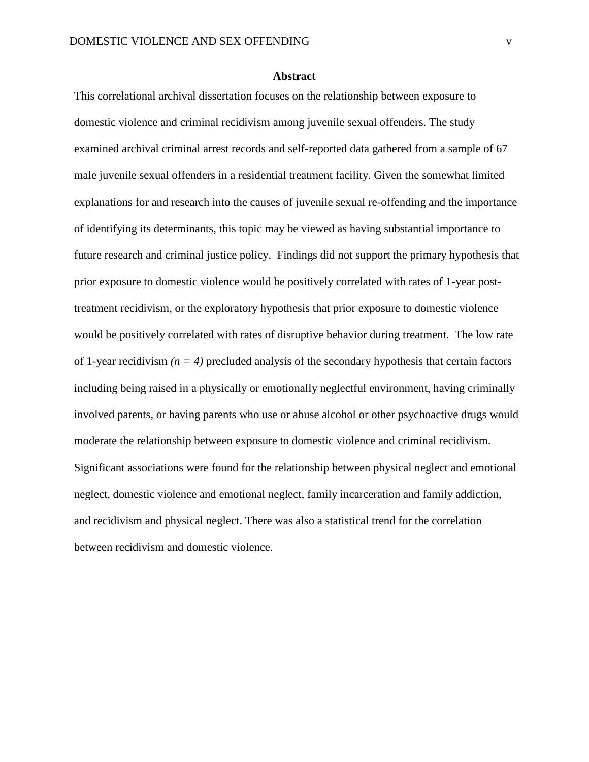## Abstract

This correlational archival dissertation focuses on the relationship between exposure to domestic violence and criminal recidivism among juvenile sexual offenders. The study examined archival criminal arrest records and self-reported data gathered from a sample of 67 male juvenile sexual offenders in a residential treatment facility. Given the somewhat limited explanations for and research into the causes of juvenile sexual re-offending and the importance of identifying its determinants, this topic may be viewed as having substantial importance to future research and criminal justice policy. Findings did not support the primary hypothesis that prior exposure to domestic violence would be positively correlated with rates of 1-year post-treatment recidivism, or the exploratory hypothesis that prior exposure to domestic violence would be positively correlated with rates of disruptive behavior during treatment. The low rate of 1-year recidivism *($n = 4$)* precluded analysis of the secondary hypothesis that certain factors including being raised in a physically or emotionally neglectful environment, having criminally involved parents, or having parents who use or abuse alcohol or other psychoactive drugs would moderate the relationship between exposure to domestic violence and criminal recidivism. Significant associations were found for the relationship between physical neglect and emotional neglect, domestic violence and emotional neglect, family incarceration and family addiction, and recidivism and physical neglect. There was also a statistical trend for the correlation between recidivism and domestic violence.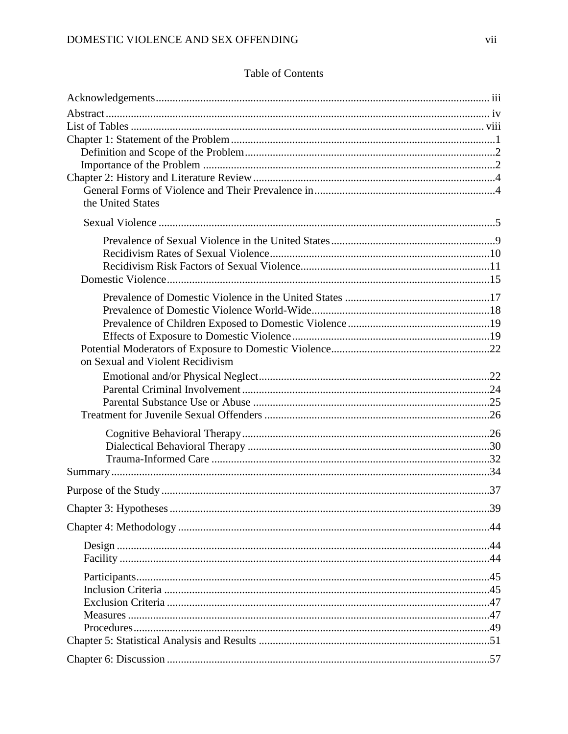## Table of Contents

Acknowledgements ........ iii
Abstract ........ iv
List of Tables ........ viii
Chapter 1: Statement of the Problem ........ 1
- Definition and Scope of the Problem ........ 2
- Importance of the Problem ........ 2

Chapter 2: History and Literature Review ........ 4
- General Forms of Violence and Their Prevalence in the United States ........ 4
- Sexual Violence ........ 5
  - Prevalence of Sexual Violence in the United States ........ 9
  - Recidivism Rates of Sexual Violence ........ 10
  - Recidivism Risk Factors of Sexual Violence ........ 11
- Domestic Violence ........ 15
  - Prevalence of Domestic Violence in the United States ........ 17
  - Prevalence of Domestic Violence World-Wide ........ 18
  - Prevalence of Children Exposed to Domestic Violence ........ 19
  - Effects of Exposure to Domestic Violence ........ 19
- Potential Moderators of Exposure to Domestic Violence on Sexual and Violent Recidivism ........ 22
  - Emotional and/or Physical Neglect ........ 22
  - Parental Criminal Involvement ........ 24
  - Parental Substance Use or Abuse ........ 25
- Treatment for Juvenile Sexual Offenders ........ 26
  - Cognitive Behavioral Therapy ........ 26
  - Dialectical Behavioral Therapy ........ 30
  - Trauma-Informed Care ........ 32

Summary ........ 34

Purpose of the Study ........ 37

Chapter 3: Hypotheses ........ 39

Chapter 4: Methodology ........ 44
- Design ........ 44
- Facility ........ 44
- Participants ........ 45
- Inclusion Criteria ........ 45
- Exclusion Criteria ........ 47
- Measures ........ 47
- Procedures ........ 49

Chapter 5: Statistical Analysis and Results ........ 51

Chapter 6: Discussion ........ 57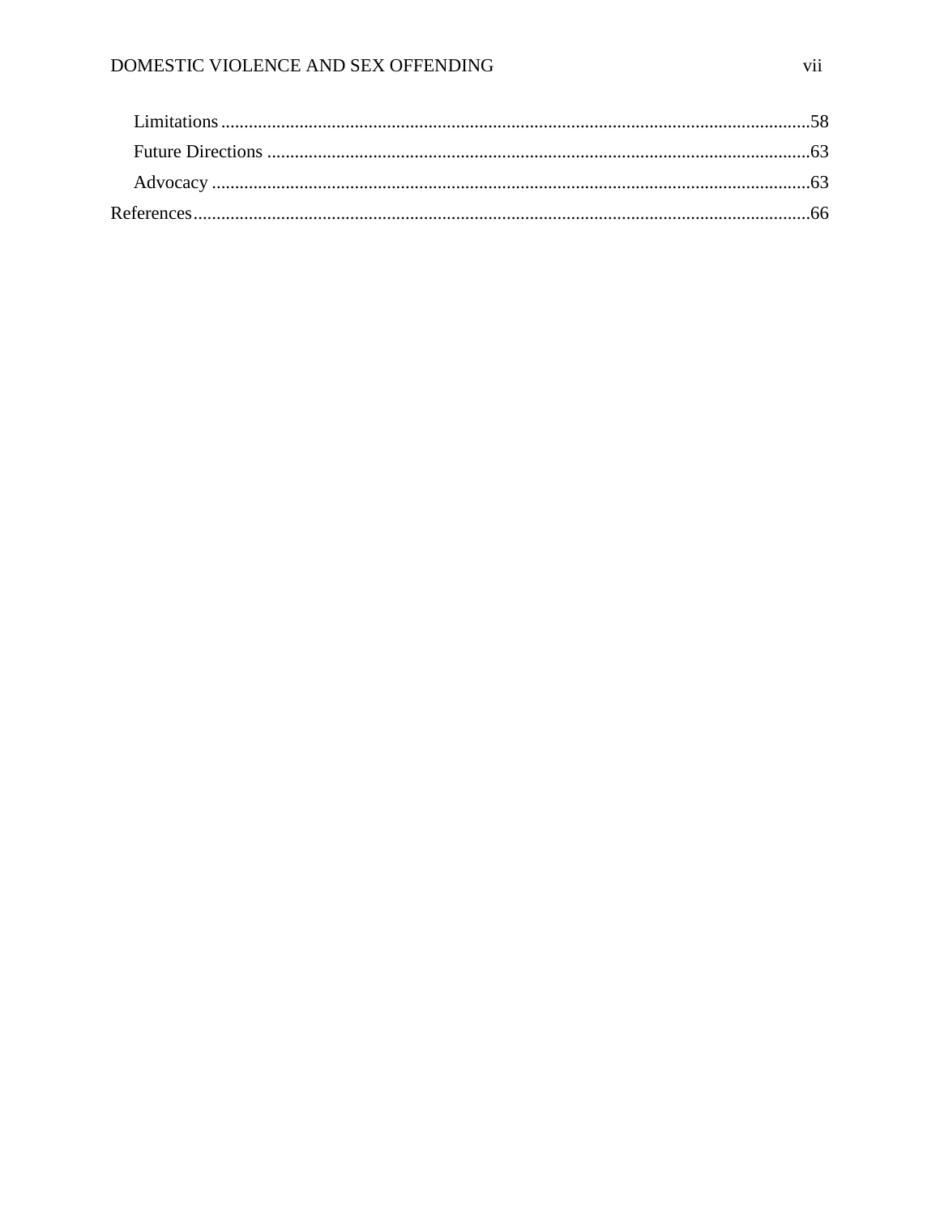Limitations ....................................................................................................................58

Future Directions ............................................................................................................63

Advocacy ........................................................................................................................63

References..............................................................................................................................66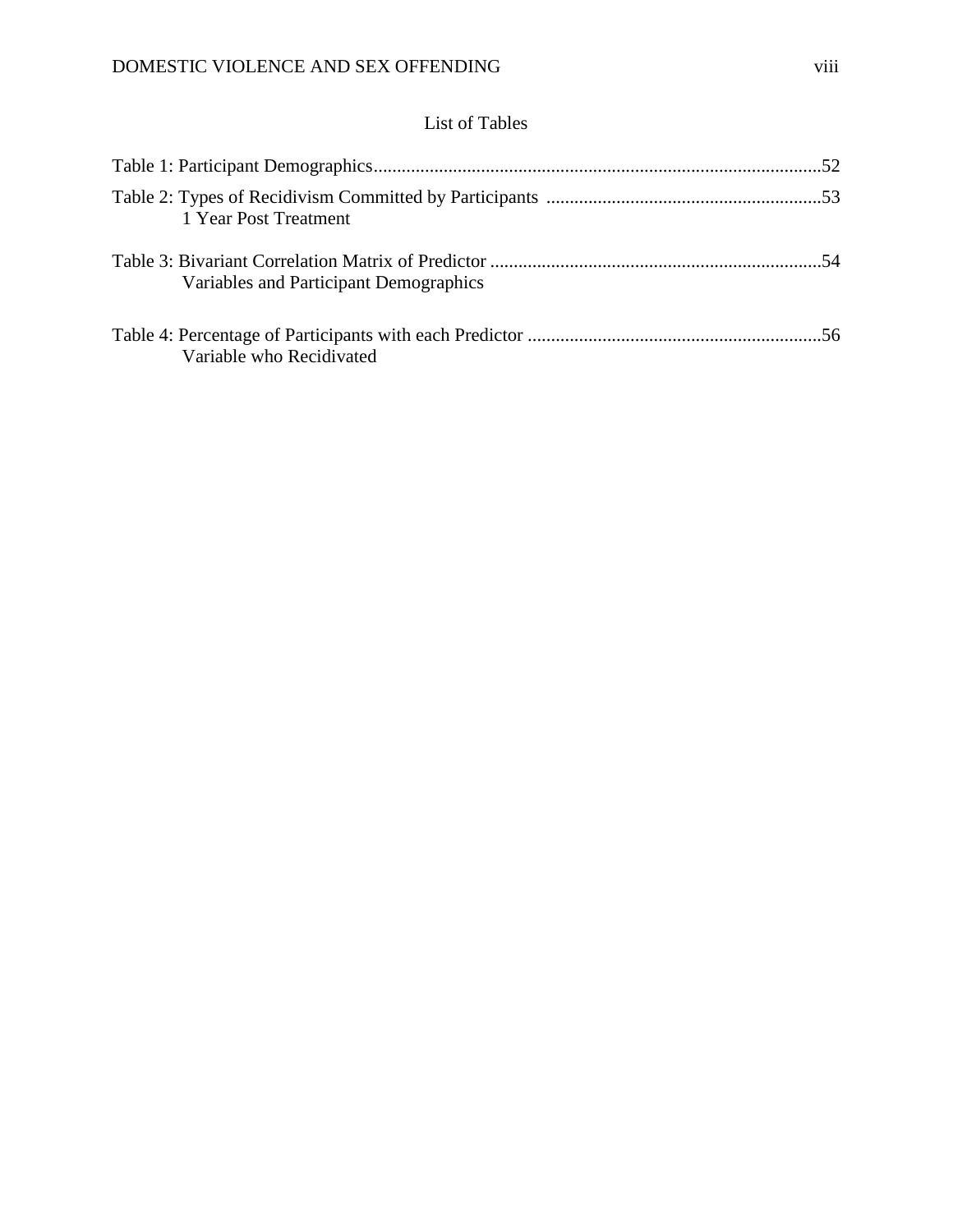# List of Tables

Table 1: Participant Demographics....................................................................................................52

Table 2: Types of Recidivism Committed by Participants 1 Year Post Treatment ..........................................................53

Table 3: Bivariant Correlation Matrix of Predictor Variables and Participant Demographics ......................................................................54

Table 4: Percentage of Participants with each Predictor Variable who Recidivated ..............................................................56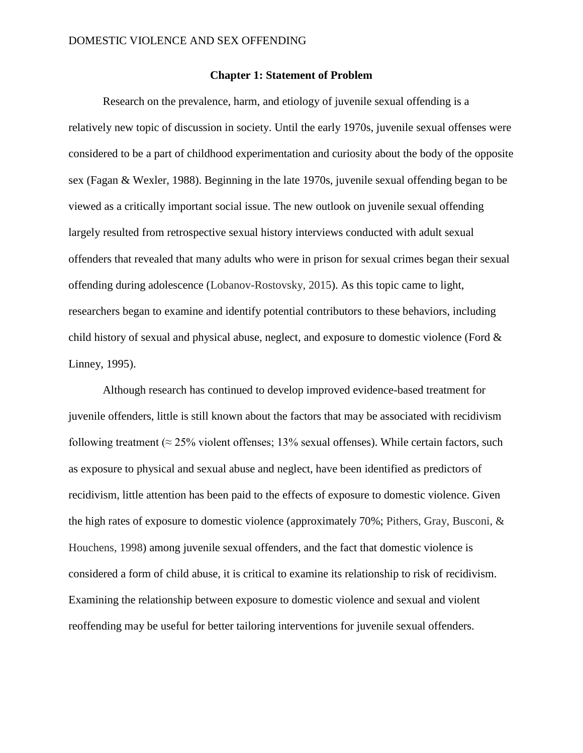# Chapter 1: Statement of Problem

Research on the prevalence, harm, and etiology of juvenile sexual offending is a relatively new topic of discussion in society. Until the early 1970s, juvenile sexual offenses were considered to be a part of childhood experimentation and curiosity about the body of the opposite sex (Fagan & Wexler, 1988). Beginning in the late 1970s, juvenile sexual offending began to be viewed as a critically important social issue. The new outlook on juvenile sexual offending largely resulted from retrospective sexual history interviews conducted with adult sexual offenders that revealed that many adults who were in prison for sexual crimes began their sexual offending during adolescence (Lobanov-Rostovsky, 2015). As this topic came to light, researchers began to examine and identify potential contributors to these behaviors, including child history of sexual and physical abuse, neglect, and exposure to domestic violence (Ford & Linney, 1995).

Although research has continued to develop improved evidence-based treatment for juvenile offenders, little is still known about the factors that may be associated with recidivism following treatment (≈ 25% violent offenses; 13% sexual offenses). While certain factors, such as exposure to physical and sexual abuse and neglect, have been identified as predictors of recidivism, little attention has been paid to the effects of exposure to domestic violence. Given the high rates of exposure to domestic violence (approximately 70%; Pithers, Gray, Busconi, & Houchens, 1998) among juvenile sexual offenders, and the fact that domestic violence is considered a form of child abuse, it is critical to examine its relationship to risk of recidivism. Examining the relationship between exposure to domestic violence and sexual and violent reoffending may be useful for better tailoring interventions for juvenile sexual offenders.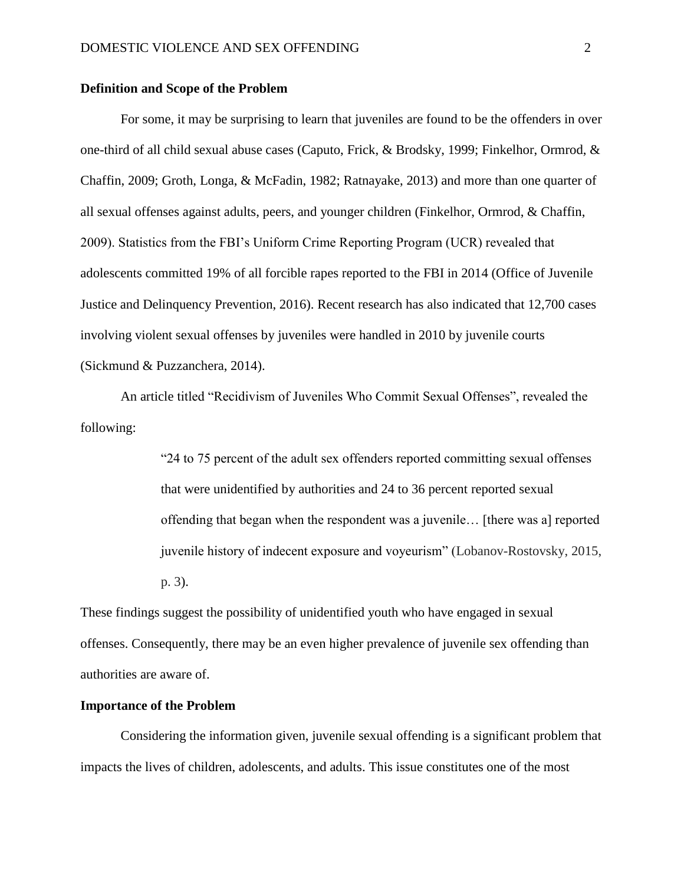**Definition and Scope of the Problem**

For some, it may be surprising to learn that juveniles are found to be the offenders in over one-third of all child sexual abuse cases (Caputo, Frick, & Brodsky, 1999; Finkelhor, Ormrod, & Chaffin, 2009; Groth, Longa, & McFadin, 1982; Ratnayake, 2013) and more than one quarter of all sexual offenses against adults, peers, and younger children (Finkelhor, Ormrod, & Chaffin, 2009). Statistics from the FBI's Uniform Crime Reporting Program (UCR) revealed that adolescents committed 19% of all forcible rapes reported to the FBI in 2014 (Office of Juvenile Justice and Delinquency Prevention, 2016). Recent research has also indicated that 12,700 cases involving violent sexual offenses by juveniles were handled in 2010 by juvenile courts (Sickmund & Puzzanchera, 2014).

An article titled "Recidivism of Juveniles Who Commit Sexual Offenses", revealed the following:

> "24 to 75 percent of the adult sex offenders reported committing sexual offenses that were unidentified by authorities and 24 to 36 percent reported sexual offending that began when the respondent was a juvenile… [there was a] reported juvenile history of indecent exposure and voyeurism" (Lobanov-Rostovsky, 2015, p. 3).

These findings suggest the possibility of unidentified youth who have engaged in sexual offenses. Consequently, there may be an even higher prevalence of juvenile sex offending than authorities are aware of.

**Importance of the Problem**

Considering the information given, juvenile sexual offending is a significant problem that impacts the lives of children, adolescents, and adults. This issue constitutes one of the most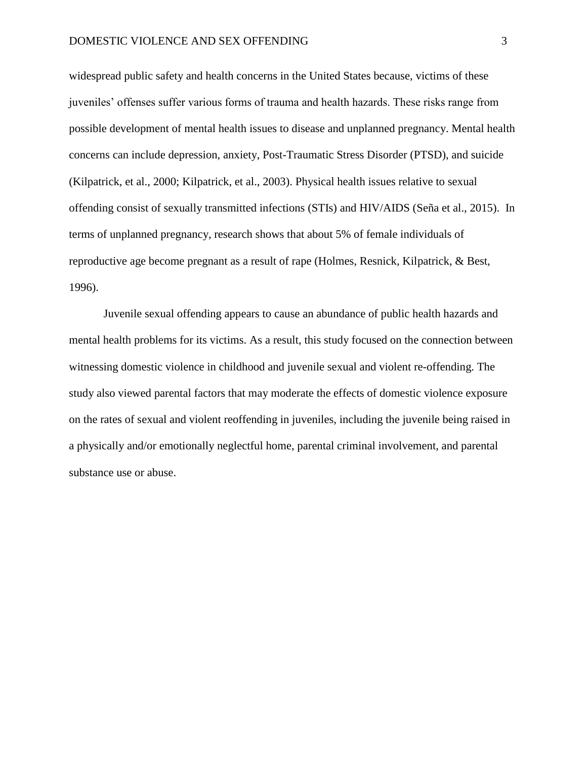widespread public safety and health concerns in the United States because, victims of these juveniles' offenses suffer various forms of trauma and health hazards. These risks range from possible development of mental health issues to disease and unplanned pregnancy. Mental health concerns can include depression, anxiety, Post-Traumatic Stress Disorder (PTSD), and suicide (Kilpatrick, et al., 2000; Kilpatrick, et al., 2003). Physical health issues relative to sexual offending consist of sexually transmitted infections (STIs) and HIV/AIDS (Seña et al., 2015). In terms of unplanned pregnancy, research shows that about 5% of female individuals of reproductive age become pregnant as a result of rape (Holmes, Resnick, Kilpatrick, & Best, 1996).

Juvenile sexual offending appears to cause an abundance of public health hazards and mental health problems for its victims. As a result, this study focused on the connection between witnessing domestic violence in childhood and juvenile sexual and violent re-offending. The study also viewed parental factors that may moderate the effects of domestic violence exposure on the rates of sexual and violent reoffending in juveniles, including the juvenile being raised in a physically and/or emotionally neglectful home, parental criminal involvement, and parental substance use or abuse.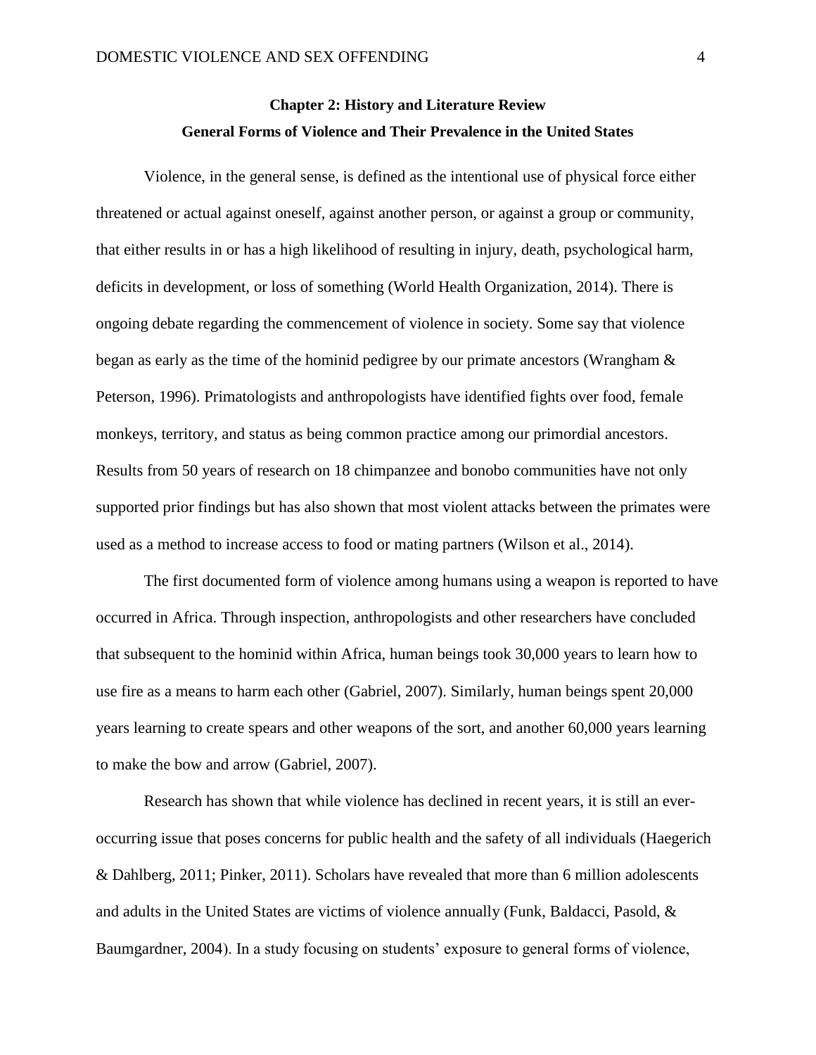## Chapter 2: History and Literature Review

### General Forms of Violence and Their Prevalence in the United States

Violence, in the general sense, is defined as the intentional use of physical force either threatened or actual against oneself, against another person, or against a group or community, that either results in or has a high likelihood of resulting in injury, death, psychological harm, deficits in development, or loss of something (World Health Organization, 2014). There is ongoing debate regarding the commencement of violence in society. Some say that violence began as early as the time of the hominid pedigree by our primate ancestors (Wrangham & Peterson, 1996). Primatologists and anthropologists have identified fights over food, female monkeys, territory, and status as being common practice among our primordial ancestors. Results from 50 years of research on 18 chimpanzee and bonobo communities have not only supported prior findings but has also shown that most violent attacks between the primates were used as a method to increase access to food or mating partners (Wilson et al., 2014).

The first documented form of violence among humans using a weapon is reported to have occurred in Africa. Through inspection, anthropologists and other researchers have concluded that subsequent to the hominid within Africa, human beings took 30,000 years to learn how to use fire as a means to harm each other (Gabriel, 2007). Similarly, human beings spent 20,000 years learning to create spears and other weapons of the sort, and another 60,000 years learning to make the bow and arrow (Gabriel, 2007).

Research has shown that while violence has declined in recent years, it is still an ever-occurring issue that poses concerns for public health and the safety of all individuals (Haegerich & Dahlberg, 2011; Pinker, 2011). Scholars have revealed that more than 6 million adolescents and adults in the United States are victims of violence annually (Funk, Baldacci, Pasold, & Baumgardner, 2004). In a study focusing on students' exposure to general forms of violence,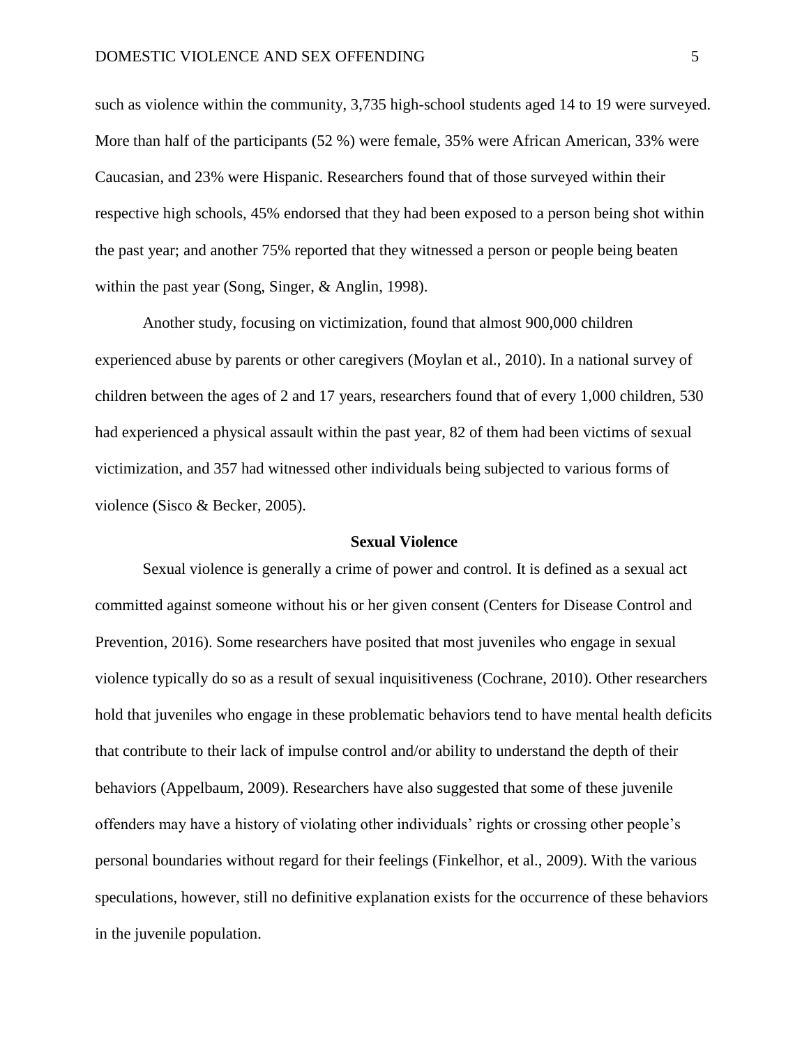such as violence within the community, 3,735 high-school students aged 14 to 19 were surveyed. More than half of the participants (52 %) were female, 35% were African American, 33% were Caucasian, and 23% were Hispanic. Researchers found that of those surveyed within their respective high schools, 45% endorsed that they had been exposed to a person being shot within the past year; and another 75% reported that they witnessed a person or people being beaten within the past year (Song, Singer, & Anglin, 1998).

Another study, focusing on victimization, found that almost 900,000 children experienced abuse by parents or other caregivers (Moylan et al., 2010). In a national survey of children between the ages of 2 and 17 years, researchers found that of every 1,000 children, 530 had experienced a physical assault within the past year, 82 of them had been victims of sexual victimization, and 357 had witnessed other individuals being subjected to various forms of violence (Sisco & Becker, 2005).

## Sexual Violence

Sexual violence is generally a crime of power and control. It is defined as a sexual act committed against someone without his or her given consent (Centers for Disease Control and Prevention, 2016). Some researchers have posited that most juveniles who engage in sexual violence typically do so as a result of sexual inquisitiveness (Cochrane, 2010). Other researchers hold that juveniles who engage in these problematic behaviors tend to have mental health deficits that contribute to their lack of impulse control and/or ability to understand the depth of their behaviors (Appelbaum, 2009). Researchers have also suggested that some of these juvenile offenders may have a history of violating other individuals' rights or crossing other people's personal boundaries without regard for their feelings (Finkelhor, et al., 2009). With the various speculations, however, still no definitive explanation exists for the occurrence of these behaviors in the juvenile population.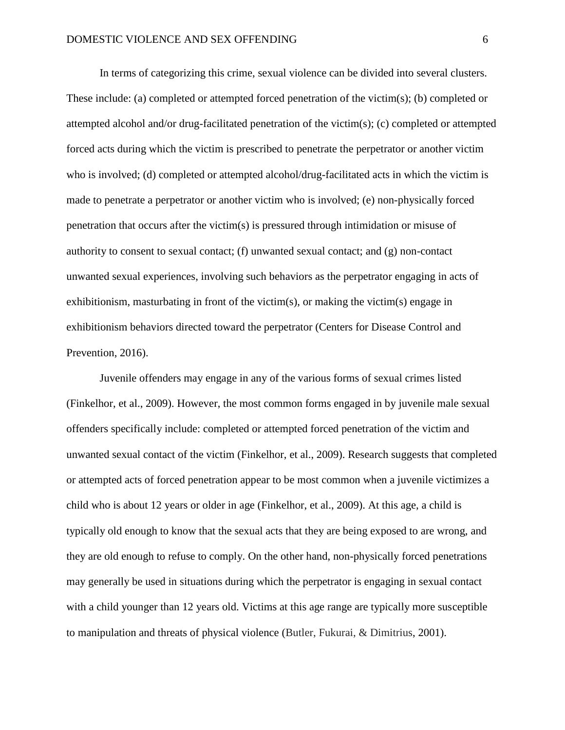In terms of categorizing this crime, sexual violence can be divided into several clusters. These include: (a) completed or attempted forced penetration of the victim(s); (b) completed or attempted alcohol and/or drug-facilitated penetration of the victim(s); (c) completed or attempted forced acts during which the victim is prescribed to penetrate the perpetrator or another victim who is involved; (d) completed or attempted alcohol/drug-facilitated acts in which the victim is made to penetrate a perpetrator or another victim who is involved; (e) non-physically forced penetration that occurs after the victim(s) is pressured through intimidation or misuse of authority to consent to sexual contact; (f) unwanted sexual contact; and (g) non-contact unwanted sexual experiences, involving such behaviors as the perpetrator engaging in acts of exhibitionism, masturbating in front of the victim(s), or making the victim(s) engage in exhibitionism behaviors directed toward the perpetrator (Centers for Disease Control and Prevention, 2016).

Juvenile offenders may engage in any of the various forms of sexual crimes listed (Finkelhor, et al., 2009). However, the most common forms engaged in by juvenile male sexual offenders specifically include: completed or attempted forced penetration of the victim and unwanted sexual contact of the victim (Finkelhor, et al., 2009). Research suggests that completed or attempted acts of forced penetration appear to be most common when a juvenile victimizes a child who is about 12 years or older in age (Finkelhor, et al., 2009). At this age, a child is typically old enough to know that the sexual acts that they are being exposed to are wrong, and they are old enough to refuse to comply. On the other hand, non-physically forced penetrations may generally be used in situations during which the perpetrator is engaging in sexual contact with a child younger than 12 years old. Victims at this age range are typically more susceptible to manipulation and threats of physical violence (Butler, Fukurai, & Dimitrius, 2001).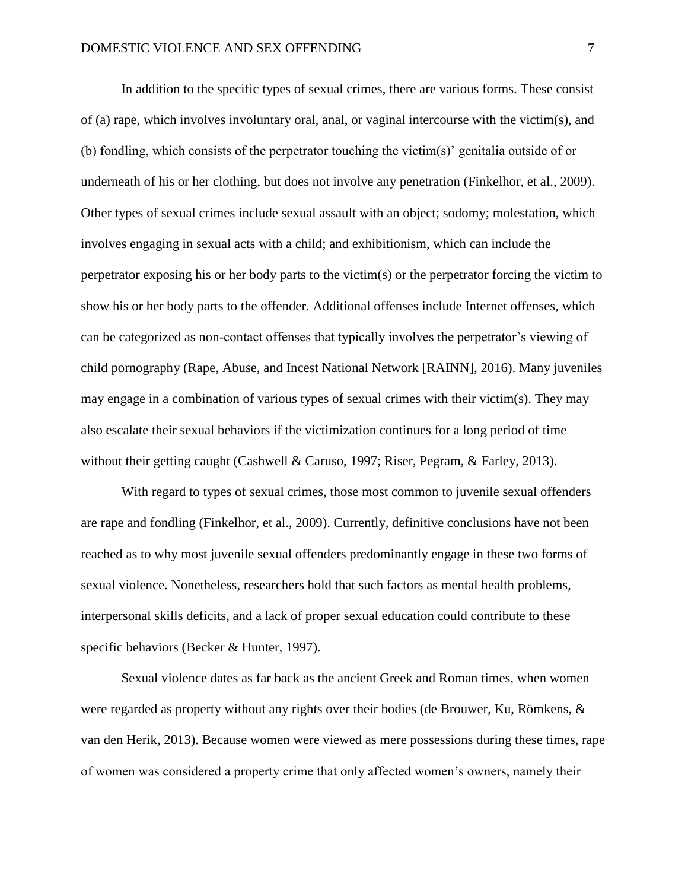In addition to the specific types of sexual crimes, there are various forms. These consist of (a) rape, which involves involuntary oral, anal, or vaginal intercourse with the victim(s), and (b) fondling, which consists of the perpetrator touching the victim(s)' genitalia outside of or underneath of his or her clothing, but does not involve any penetration (Finkelhor, et al., 2009). Other types of sexual crimes include sexual assault with an object; sodomy; molestation, which involves engaging in sexual acts with a child; and exhibitionism, which can include the perpetrator exposing his or her body parts to the victim(s) or the perpetrator forcing the victim to show his or her body parts to the offender. Additional offenses include Internet offenses, which can be categorized as non-contact offenses that typically involves the perpetrator's viewing of child pornography (Rape, Abuse, and Incest National Network [RAINN], 2016). Many juveniles may engage in a combination of various types of sexual crimes with their victim(s). They may also escalate their sexual behaviors if the victimization continues for a long period of time without their getting caught (Cashwell & Caruso, 1997; Riser, Pegram, & Farley, 2013).

With regard to types of sexual crimes, those most common to juvenile sexual offenders are rape and fondling (Finkelhor, et al., 2009). Currently, definitive conclusions have not been reached as to why most juvenile sexual offenders predominantly engage in these two forms of sexual violence. Nonetheless, researchers hold that such factors as mental health problems, interpersonal skills deficits, and a lack of proper sexual education could contribute to these specific behaviors (Becker & Hunter, 1997).

Sexual violence dates as far back as the ancient Greek and Roman times, when women were regarded as property without any rights over their bodies (de Brouwer, Ku, Römkens, & van den Herik, 2013). Because women were viewed as mere possessions during these times, rape of women was considered a property crime that only affected women's owners, namely their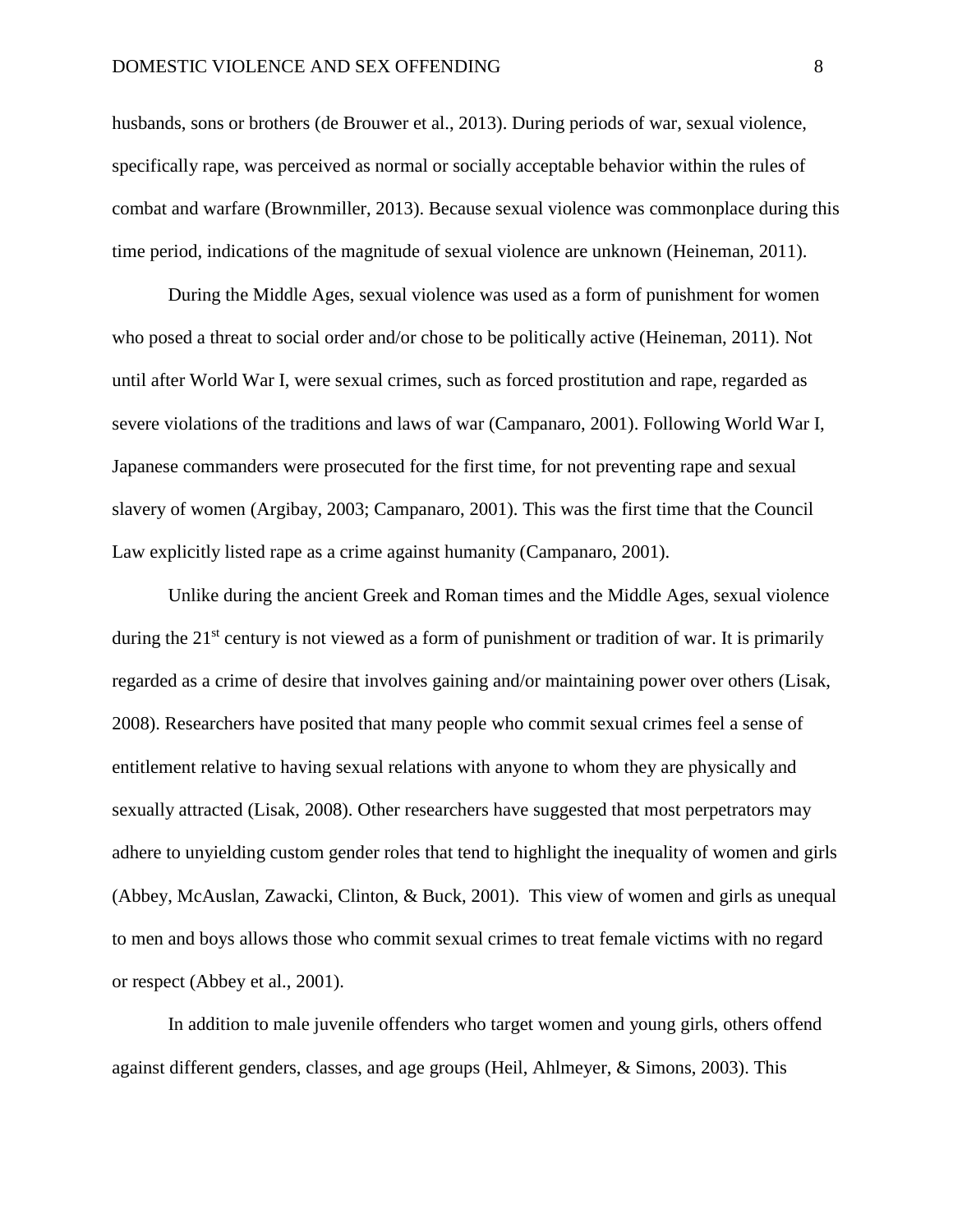husbands, sons or brothers (de Brouwer et al., 2013). During periods of war, sexual violence, specifically rape, was perceived as normal or socially acceptable behavior within the rules of combat and warfare (Brownmiller, 2013). Because sexual violence was commonplace during this time period, indications of the magnitude of sexual violence are unknown (Heineman, 2011).

During the Middle Ages, sexual violence was used as a form of punishment for women who posed a threat to social order and/or chose to be politically active (Heineman, 2011). Not until after World War I, were sexual crimes, such as forced prostitution and rape, regarded as severe violations of the traditions and laws of war (Campanaro, 2001). Following World War I, Japanese commanders were prosecuted for the first time, for not preventing rape and sexual slavery of women (Argibay, 2003; Campanaro, 2001). This was the first time that the Council Law explicitly listed rape as a crime against humanity (Campanaro, 2001).

Unlike during the ancient Greek and Roman times and the Middle Ages, sexual violence during the 21st century is not viewed as a form of punishment or tradition of war. It is primarily regarded as a crime of desire that involves gaining and/or maintaining power over others (Lisak, 2008). Researchers have posited that many people who commit sexual crimes feel a sense of entitlement relative to having sexual relations with anyone to whom they are physically and sexually attracted (Lisak, 2008). Other researchers have suggested that most perpetrators may adhere to unyielding custom gender roles that tend to highlight the inequality of women and girls (Abbey, McAuslan, Zawacki, Clinton, & Buck, 2001). This view of women and girls as unequal to men and boys allows those who commit sexual crimes to treat female victims with no regard or respect (Abbey et al., 2001).

In addition to male juvenile offenders who target women and young girls, others offend against different genders, classes, and age groups (Heil, Ahlmeyer, & Simons, 2003). This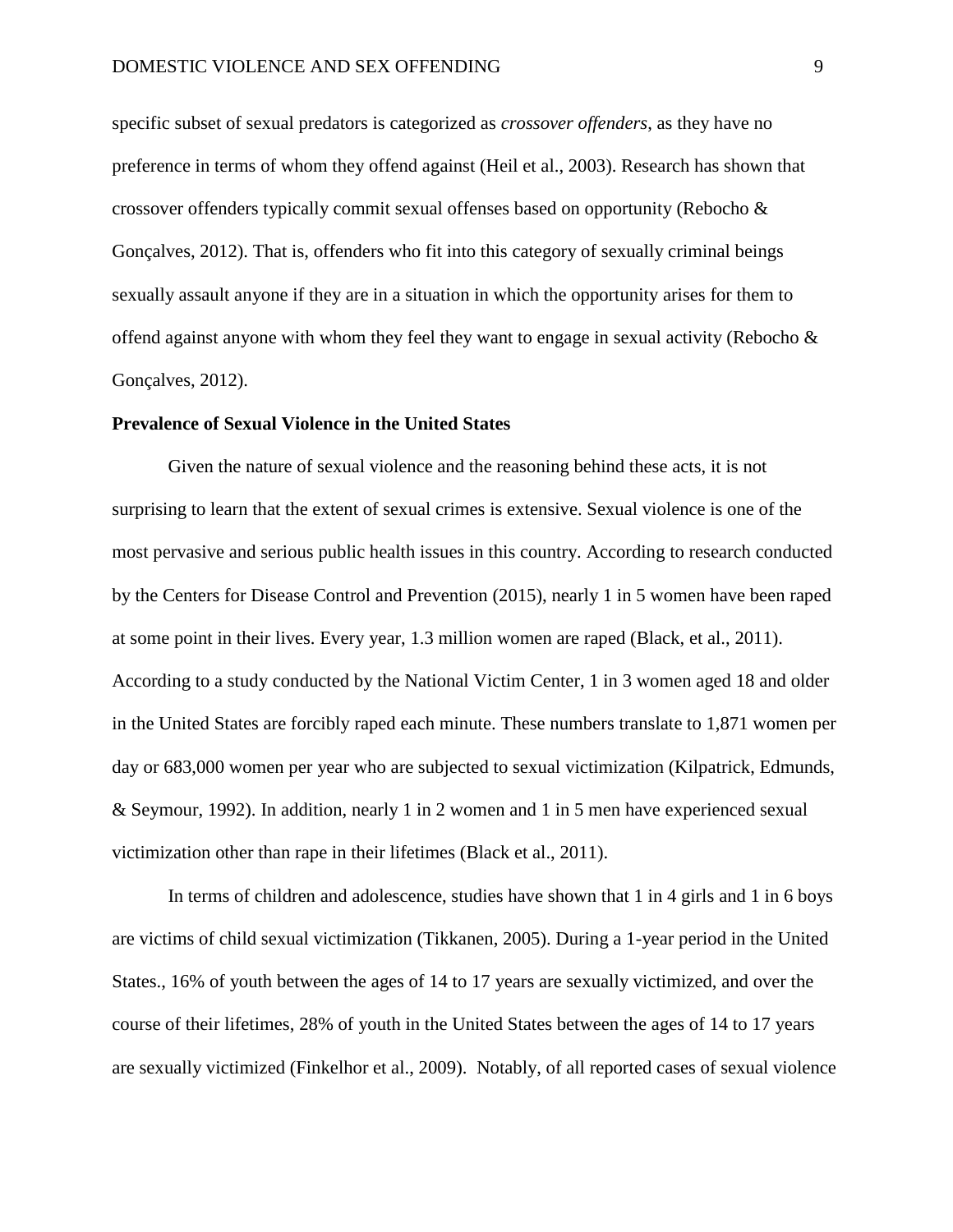specific subset of sexual predators is categorized as *crossover offenders*, as they have no preference in terms of whom they offend against (Heil et al., 2003). Research has shown that crossover offenders typically commit sexual offenses based on opportunity (Rebocho & Gonçalves, 2012). That is, offenders who fit into this category of sexually criminal beings sexually assault anyone if they are in a situation in which the opportunity arises for them to offend against anyone with whom they feel they want to engage in sexual activity (Rebocho & Gonçalves, 2012).

**Prevalence of Sexual Violence in the United States**

Given the nature of sexual violence and the reasoning behind these acts, it is not surprising to learn that the extent of sexual crimes is extensive. Sexual violence is one of the most pervasive and serious public health issues in this country. According to research conducted by the Centers for Disease Control and Prevention (2015), nearly 1 in 5 women have been raped at some point in their lives. Every year, 1.3 million women are raped (Black, et al., 2011). According to a study conducted by the National Victim Center, 1 in 3 women aged 18 and older in the United States are forcibly raped each minute. These numbers translate to 1,871 women per day or 683,000 women per year who are subjected to sexual victimization (Kilpatrick, Edmunds, & Seymour, 1992). In addition, nearly 1 in 2 women and 1 in 5 men have experienced sexual victimization other than rape in their lifetimes (Black et al., 2011).

In terms of children and adolescence, studies have shown that 1 in 4 girls and 1 in 6 boys are victims of child sexual victimization (Tikkanen, 2005). During a 1-year period in the United States., 16% of youth between the ages of 14 to 17 years are sexually victimized, and over the course of their lifetimes, 28% of youth in the United States between the ages of 14 to 17 years are sexually victimized (Finkelhor et al., 2009). Notably, of all reported cases of sexual violence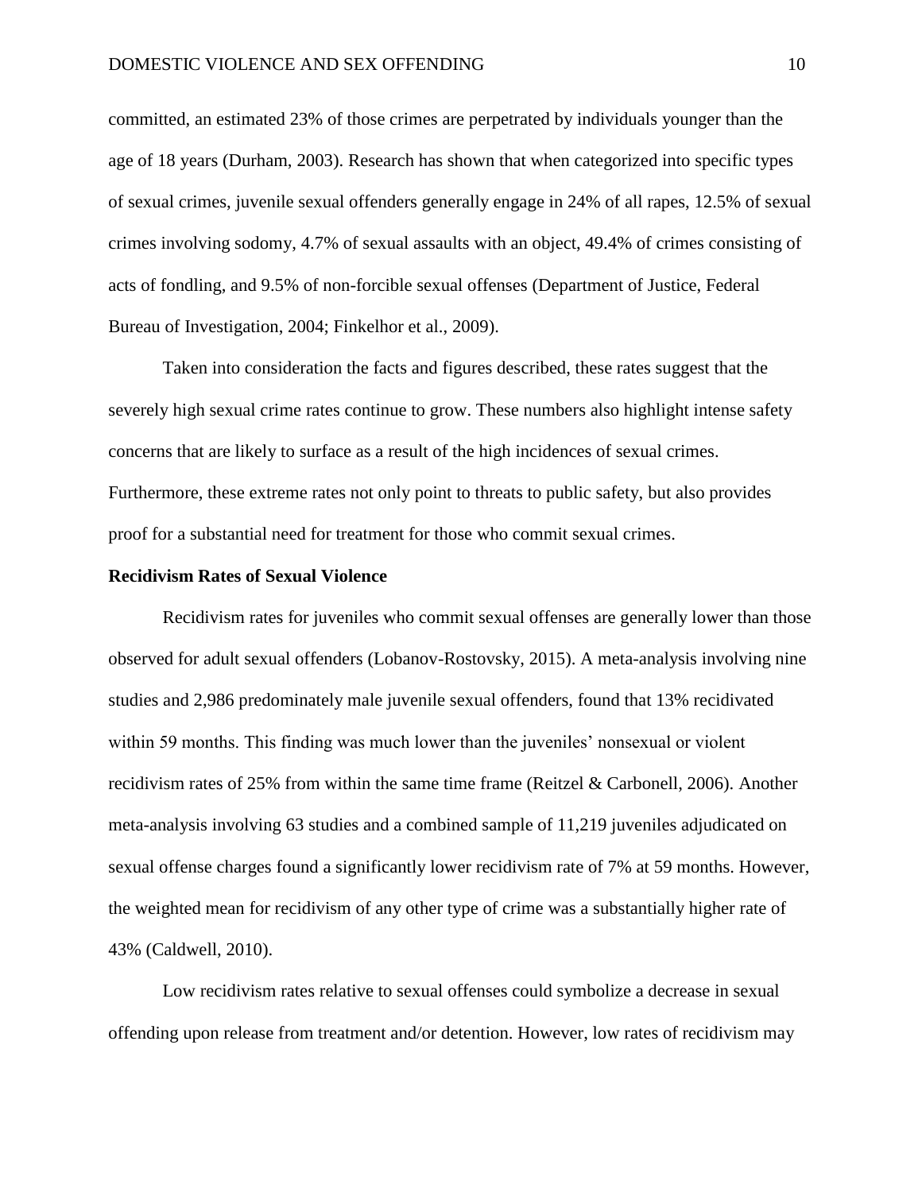committed, an estimated 23% of those crimes are perpetrated by individuals younger than the age of 18 years (Durham, 2003). Research has shown that when categorized into specific types of sexual crimes, juvenile sexual offenders generally engage in 24% of all rapes, 12.5% of sexual crimes involving sodomy, 4.7% of sexual assaults with an object, 49.4% of crimes consisting of acts of fondling, and 9.5% of non-forcible sexual offenses (Department of Justice, Federal Bureau of Investigation, 2004; Finkelhor et al., 2009).

Taken into consideration the facts and figures described, these rates suggest that the severely high sexual crime rates continue to grow. These numbers also highlight intense safety concerns that are likely to surface as a result of the high incidences of sexual crimes. Furthermore, these extreme rates not only point to threats to public safety, but also provides proof for a substantial need for treatment for those who commit sexual crimes.

**Recidivism Rates of Sexual Violence**

Recidivism rates for juveniles who commit sexual offenses are generally lower than those observed for adult sexual offenders (Lobanov-Rostovsky, 2015). A meta-analysis involving nine studies and 2,986 predominately male juvenile sexual offenders, found that 13% recidivated within 59 months. This finding was much lower than the juveniles' nonsexual or violent recidivism rates of 25% from within the same time frame (Reitzel & Carbonell, 2006). Another meta-analysis involving 63 studies and a combined sample of 11,219 juveniles adjudicated on sexual offense charges found a significantly lower recidivism rate of 7% at 59 months. However, the weighted mean for recidivism of any other type of crime was a substantially higher rate of 43% (Caldwell, 2010).

Low recidivism rates relative to sexual offenses could symbolize a decrease in sexual offending upon release from treatment and/or detention. However, low rates of recidivism may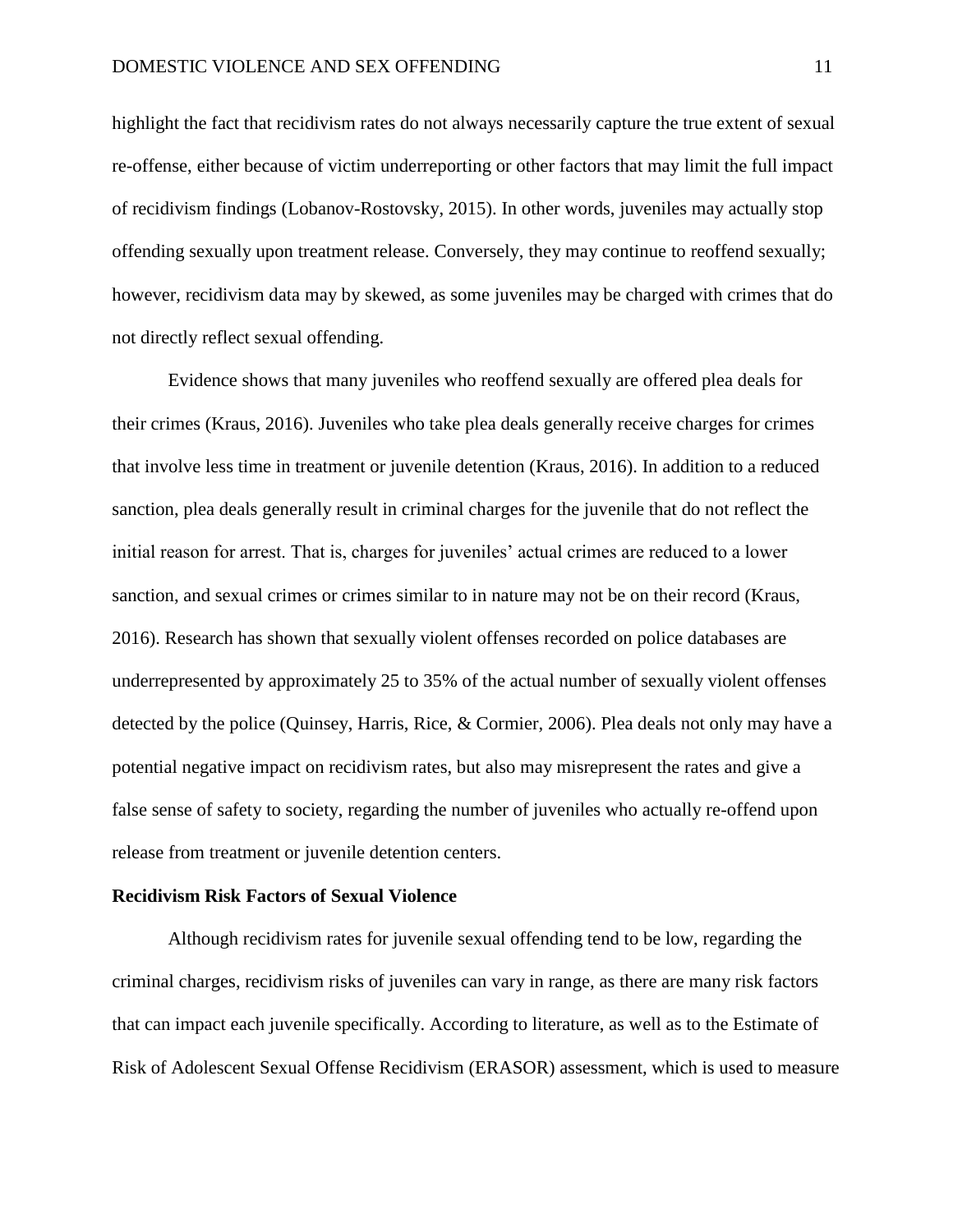highlight the fact that recidivism rates do not always necessarily capture the true extent of sexual re-offense, either because of victim underreporting or other factors that may limit the full impact of recidivism findings (Lobanov-Rostovsky, 2015). In other words, juveniles may actually stop offending sexually upon treatment release. Conversely, they may continue to reoffend sexually; however, recidivism data may by skewed, as some juveniles may be charged with crimes that do not directly reflect sexual offending.

Evidence shows that many juveniles who reoffend sexually are offered plea deals for their crimes (Kraus, 2016). Juveniles who take plea deals generally receive charges for crimes that involve less time in treatment or juvenile detention (Kraus, 2016). In addition to a reduced sanction, plea deals generally result in criminal charges for the juvenile that do not reflect the initial reason for arrest. That is, charges for juveniles' actual crimes are reduced to a lower sanction, and sexual crimes or crimes similar to in nature may not be on their record (Kraus, 2016). Research has shown that sexually violent offenses recorded on police databases are underrepresented by approximately 25 to 35% of the actual number of sexually violent offenses detected by the police (Quinsey, Harris, Rice, & Cormier, 2006). Plea deals not only may have a potential negative impact on recidivism rates, but also may misrepresent the rates and give a false sense of safety to society, regarding the number of juveniles who actually re-offend upon release from treatment or juvenile detention centers.

**Recidivism Risk Factors of Sexual Violence**

Although recidivism rates for juvenile sexual offending tend to be low, regarding the criminal charges, recidivism risks of juveniles can vary in range, as there are many risk factors that can impact each juvenile specifically. According to literature, as well as to the Estimate of Risk of Adolescent Sexual Offense Recidivism (ERASOR) assessment, which is used to measure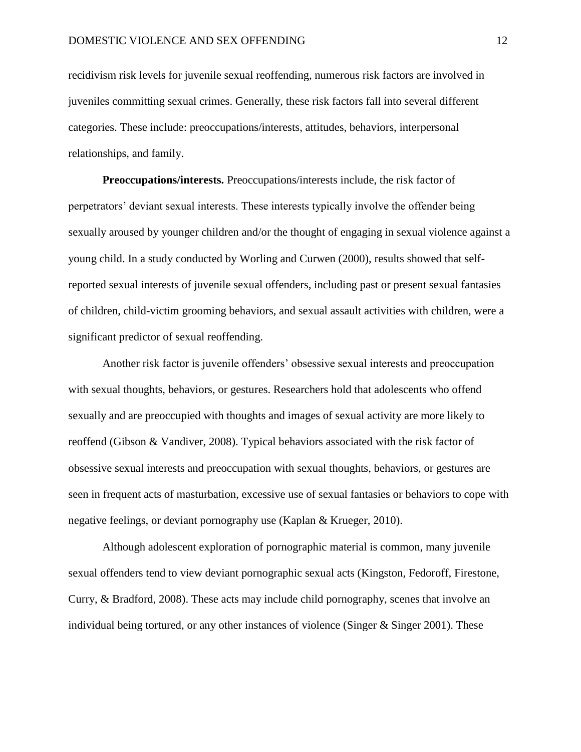recidivism risk levels for juvenile sexual reoffending, numerous risk factors are involved in juveniles committing sexual crimes. Generally, these risk factors fall into several different categories. These include: preoccupations/interests, attitudes, behaviors, interpersonal relationships, and family.

**Preoccupations/interests.** Preoccupations/interests include, the risk factor of perpetrators' deviant sexual interests. These interests typically involve the offender being sexually aroused by younger children and/or the thought of engaging in sexual violence against a young child. In a study conducted by Worling and Curwen (2000), results showed that self-reported sexual interests of juvenile sexual offenders, including past or present sexual fantasies of children, child-victim grooming behaviors, and sexual assault activities with children, were a significant predictor of sexual reoffending.

Another risk factor is juvenile offenders' obsessive sexual interests and preoccupation with sexual thoughts, behaviors, or gestures. Researchers hold that adolescents who offend sexually and are preoccupied with thoughts and images of sexual activity are more likely to reoffend (Gibson & Vandiver, 2008). Typical behaviors associated with the risk factor of obsessive sexual interests and preoccupation with sexual thoughts, behaviors, or gestures are seen in frequent acts of masturbation, excessive use of sexual fantasies or behaviors to cope with negative feelings, or deviant pornography use (Kaplan & Krueger, 2010).

Although adolescent exploration of pornographic material is common, many juvenile sexual offenders tend to view deviant pornographic sexual acts (Kingston, Fedoroff, Firestone, Curry, & Bradford, 2008). These acts may include child pornography, scenes that involve an individual being tortured, or any other instances of violence (Singer & Singer 2001). These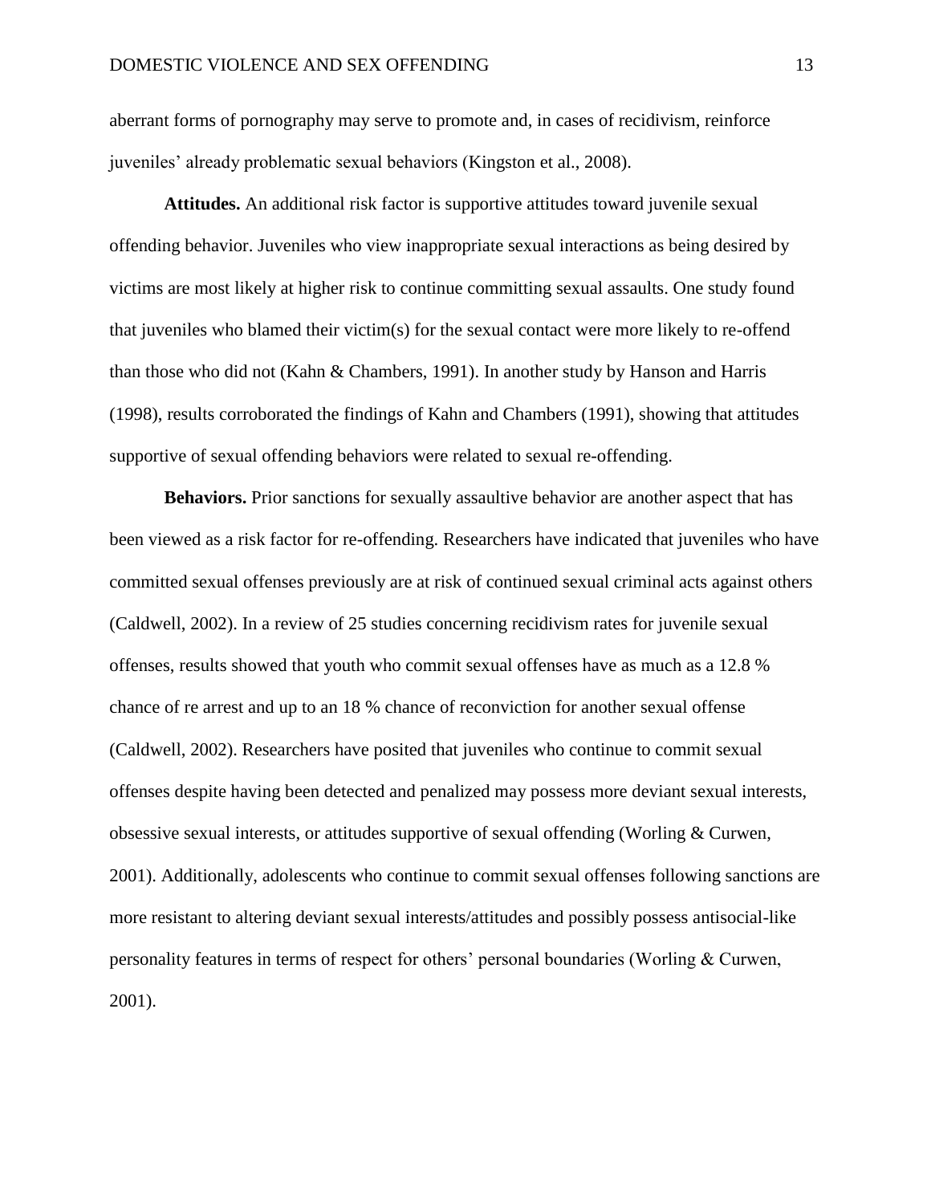aberrant forms of pornography may serve to promote and, in cases of recidivism, reinforce juveniles' already problematic sexual behaviors (Kingston et al., 2008).

**Attitudes.** An additional risk factor is supportive attitudes toward juvenile sexual offending behavior. Juveniles who view inappropriate sexual interactions as being desired by victims are most likely at higher risk to continue committing sexual assaults. One study found that juveniles who blamed their victim(s) for the sexual contact were more likely to re-offend than those who did not (Kahn & Chambers, 1991). In another study by Hanson and Harris (1998), results corroborated the findings of Kahn and Chambers (1991), showing that attitudes supportive of sexual offending behaviors were related to sexual re-offending.

**Behaviors.** Prior sanctions for sexually assaultive behavior are another aspect that has been viewed as a risk factor for re-offending. Researchers have indicated that juveniles who have committed sexual offenses previously are at risk of continued sexual criminal acts against others (Caldwell, 2002). In a review of 25 studies concerning recidivism rates for juvenile sexual offenses, results showed that youth who commit sexual offenses have as much as a 12.8 % chance of re arrest and up to an 18 % chance of reconviction for another sexual offense (Caldwell, 2002). Researchers have posited that juveniles who continue to commit sexual offenses despite having been detected and penalized may possess more deviant sexual interests, obsessive sexual interests, or attitudes supportive of sexual offending (Worling & Curwen, 2001). Additionally, adolescents who continue to commit sexual offenses following sanctions are more resistant to altering deviant sexual interests/attitudes and possibly possess antisocial-like personality features in terms of respect for others' personal boundaries (Worling & Curwen, 2001).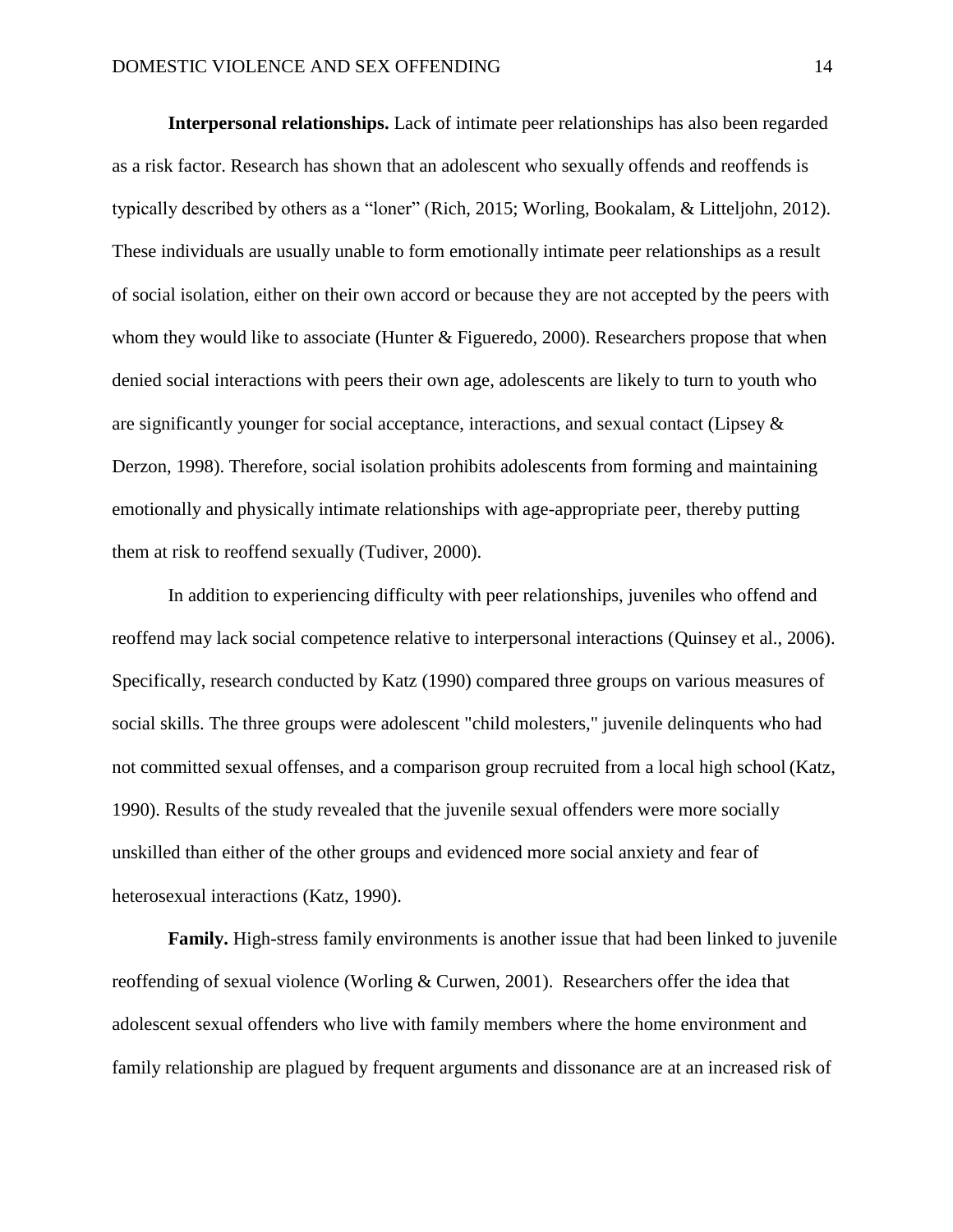**Interpersonal relationships.** Lack of intimate peer relationships has also been regarded as a risk factor. Research has shown that an adolescent who sexually offends and reoffends is typically described by others as a “loner” (Rich, 2015; Worling, Bookalam, & Litteljohn, 2012). These individuals are usually unable to form emotionally intimate peer relationships as a result of social isolation, either on their own accord or because they are not accepted by the peers with whom they would like to associate (Hunter & Figueredo, 2000). Researchers propose that when denied social interactions with peers their own age, adolescents are likely to turn to youth who are significantly younger for social acceptance, interactions, and sexual contact (Lipsey & Derzon, 1998). Therefore, social isolation prohibits adolescents from forming and maintaining emotionally and physically intimate relationships with age-appropriate peer, thereby putting them at risk to reoffend sexually (Tudiver, 2000).

In addition to experiencing difficulty with peer relationships, juveniles who offend and reoffend may lack social competence relative to interpersonal interactions (Quinsey et al., 2006). Specifically, research conducted by Katz (1990) compared three groups on various measures of social skills. The three groups were adolescent "child molesters," juvenile delinquents who had not committed sexual offenses, and a comparison group recruited from a local high school (Katz, 1990). Results of the study revealed that the juvenile sexual offenders were more socially unskilled than either of the other groups and evidenced more social anxiety and fear of heterosexual interactions (Katz, 1990).

**Family.** High-stress family environments is another issue that had been linked to juvenile reoffending of sexual violence (Worling & Curwen, 2001). Researchers offer the idea that adolescent sexual offenders who live with family members where the home environment and family relationship are plagued by frequent arguments and dissonance are at an increased risk of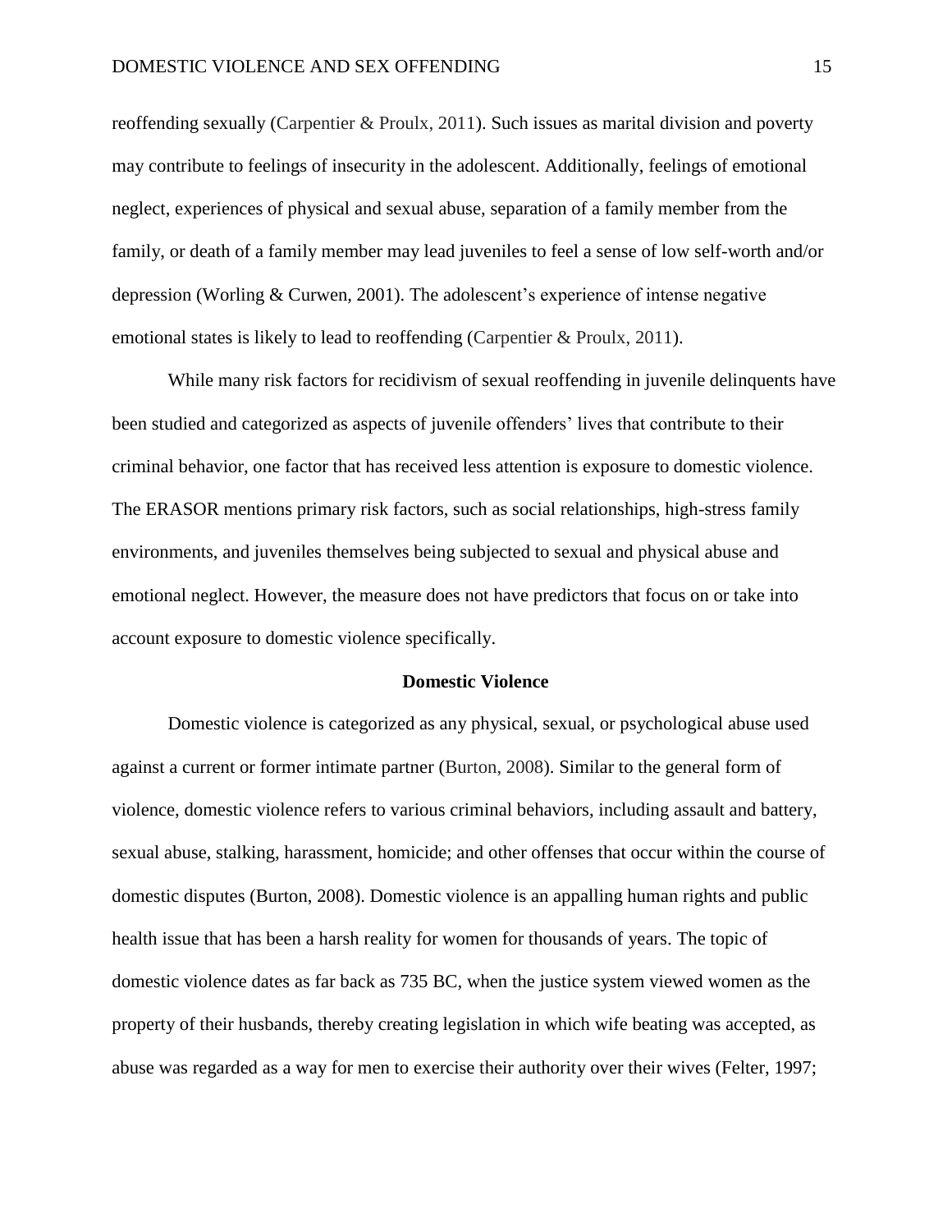reoffending sexually (Carpentier & Proulx, 2011). Such issues as marital division and poverty may contribute to feelings of insecurity in the adolescent. Additionally, feelings of emotional neglect, experiences of physical and sexual abuse, separation of a family member from the family, or death of a family member may lead juveniles to feel a sense of low self-worth and/or depression (Worling & Curwen, 2001). The adolescent's experience of intense negative emotional states is likely to lead to reoffending (Carpentier & Proulx, 2011).

While many risk factors for recidivism of sexual reoffending in juvenile delinquents have been studied and categorized as aspects of juvenile offenders' lives that contribute to their criminal behavior, one factor that has received less attention is exposure to domestic violence. The ERASOR mentions primary risk factors, such as social relationships, high-stress family environments, and juveniles themselves being subjected to sexual and physical abuse and emotional neglect. However, the measure does not have predictors that focus on or take into account exposure to domestic violence specifically.

## Domestic Violence

Domestic violence is categorized as any physical, sexual, or psychological abuse used against a current or former intimate partner (Burton, 2008). Similar to the general form of violence, domestic violence refers to various criminal behaviors, including assault and battery, sexual abuse, stalking, harassment, homicide; and other offenses that occur within the course of domestic disputes (Burton, 2008). Domestic violence is an appalling human rights and public health issue that has been a harsh reality for women for thousands of years. The topic of domestic violence dates as far back as 735 BC, when the justice system viewed women as the property of their husbands, thereby creating legislation in which wife beating was accepted, as abuse was regarded as a way for men to exercise their authority over their wives (Felter, 1997;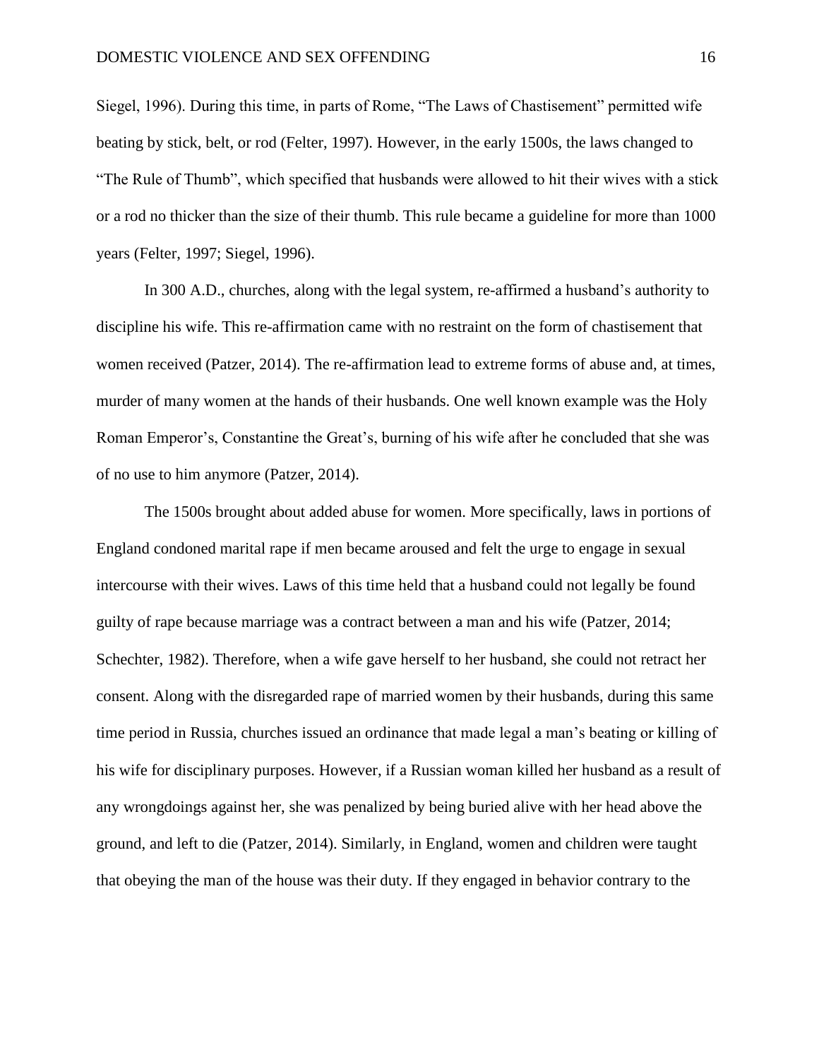Siegel, 1996). During this time, in parts of Rome, "The Laws of Chastisement" permitted wife beating by stick, belt, or rod (Felter, 1997). However, in the early 1500s, the laws changed to "The Rule of Thumb", which specified that husbands were allowed to hit their wives with a stick or a rod no thicker than the size of their thumb. This rule became a guideline for more than 1000 years (Felter, 1997; Siegel, 1996).

In 300 A.D., churches, along with the legal system, re-affirmed a husband's authority to discipline his wife. This re-affirmation came with no restraint on the form of chastisement that women received (Patzer, 2014). The re-affirmation lead to extreme forms of abuse and, at times, murder of many women at the hands of their husbands. One well known example was the Holy Roman Emperor's, Constantine the Great's, burning of his wife after he concluded that she was of no use to him anymore (Patzer, 2014).

The 1500s brought about added abuse for women. More specifically, laws in portions of England condoned marital rape if men became aroused and felt the urge to engage in sexual intercourse with their wives. Laws of this time held that a husband could not legally be found guilty of rape because marriage was a contract between a man and his wife (Patzer, 2014; Schechter, 1982). Therefore, when a wife gave herself to her husband, she could not retract her consent. Along with the disregarded rape of married women by their husbands, during this same time period in Russia, churches issued an ordinance that made legal a man's beating or killing of his wife for disciplinary purposes. However, if a Russian woman killed her husband as a result of any wrongdoings against her, she was penalized by being buried alive with her head above the ground, and left to die (Patzer, 2014). Similarly, in England, women and children were taught that obeying the man of the house was their duty. If they engaged in behavior contrary to the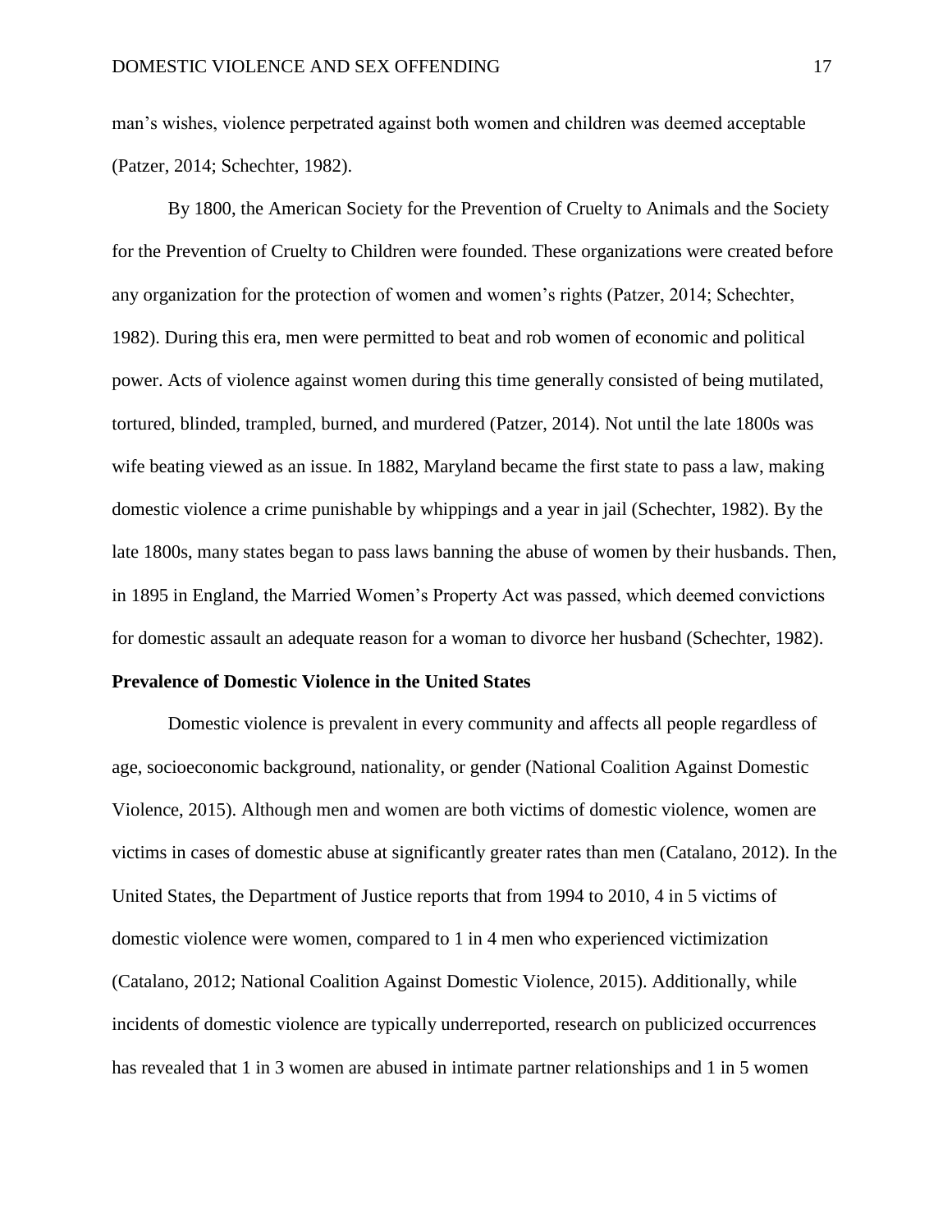man's wishes, violence perpetrated against both women and children was deemed acceptable (Patzer, 2014; Schechter, 1982).

By 1800, the American Society for the Prevention of Cruelty to Animals and the Society for the Prevention of Cruelty to Children were founded. These organizations were created before any organization for the protection of women and women's rights (Patzer, 2014; Schechter, 1982). During this era, men were permitted to beat and rob women of economic and political power. Acts of violence against women during this time generally consisted of being mutilated, tortured, blinded, trampled, burned, and murdered (Patzer, 2014). Not until the late 1800s was wife beating viewed as an issue. In 1882, Maryland became the first state to pass a law, making domestic violence a crime punishable by whippings and a year in jail (Schechter, 1982). By the late 1800s, many states began to pass laws banning the abuse of women by their husbands. Then, in 1895 in England, the Married Women's Property Act was passed, which deemed convictions for domestic assault an adequate reason for a woman to divorce her husband (Schechter, 1982).

**Prevalence of Domestic Violence in the United States**

Domestic violence is prevalent in every community and affects all people regardless of age, socioeconomic background, nationality, or gender (National Coalition Against Domestic Violence, 2015). Although men and women are both victims of domestic violence, women are victims in cases of domestic abuse at significantly greater rates than men (Catalano, 2012). In the United States, the Department of Justice reports that from 1994 to 2010, 4 in 5 victims of domestic violence were women, compared to 1 in 4 men who experienced victimization (Catalano, 2012; National Coalition Against Domestic Violence, 2015). Additionally, while incidents of domestic violence are typically underreported, research on publicized occurrences has revealed that 1 in 3 women are abused in intimate partner relationships and 1 in 5 women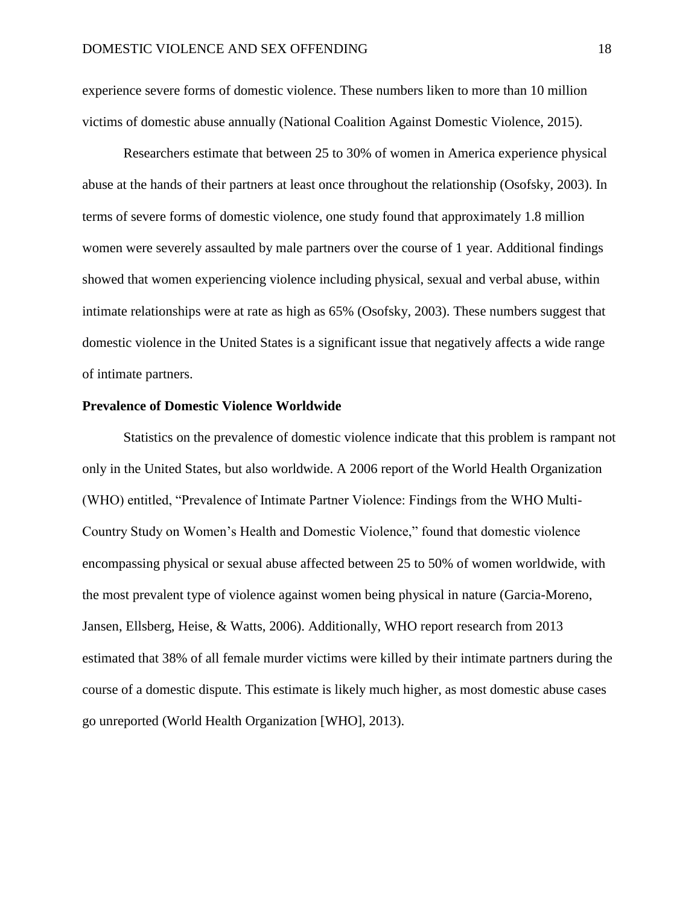experience severe forms of domestic violence. These numbers liken to more than 10 million victims of domestic abuse annually (National Coalition Against Domestic Violence, 2015).

Researchers estimate that between 25 to 30% of women in America experience physical abuse at the hands of their partners at least once throughout the relationship (Osofsky, 2003). In terms of severe forms of domestic violence, one study found that approximately 1.8 million women were severely assaulted by male partners over the course of 1 year. Additional findings showed that women experiencing violence including physical, sexual and verbal abuse, within intimate relationships were at rate as high as 65% (Osofsky, 2003). These numbers suggest that domestic violence in the United States is a significant issue that negatively affects a wide range of intimate partners.

**Prevalence of Domestic Violence Worldwide**

Statistics on the prevalence of domestic violence indicate that this problem is rampant not only in the United States, but also worldwide. A 2006 report of the World Health Organization (WHO) entitled, "Prevalence of Intimate Partner Violence: Findings from the WHO Multi-Country Study on Women's Health and Domestic Violence," found that domestic violence encompassing physical or sexual abuse affected between 25 to 50% of women worldwide, with the most prevalent type of violence against women being physical in nature (Garcia-Moreno, Jansen, Ellsberg, Heise, & Watts, 2006). Additionally, WHO report research from 2013 estimated that 38% of all female murder victims were killed by their intimate partners during the course of a domestic dispute. This estimate is likely much higher, as most domestic abuse cases go unreported (World Health Organization [WHO], 2013).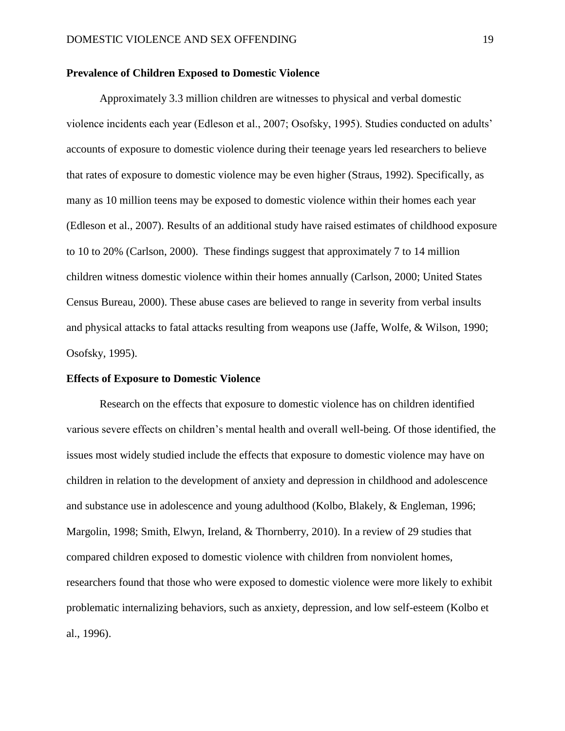**Prevalence of Children Exposed to Domestic Violence**

Approximately 3.3 million children are witnesses to physical and verbal domestic violence incidents each year (Edleson et al., 2007; Osofsky, 1995). Studies conducted on adults' accounts of exposure to domestic violence during their teenage years led researchers to believe that rates of exposure to domestic violence may be even higher (Straus, 1992). Specifically, as many as 10 million teens may be exposed to domestic violence within their homes each year (Edleson et al., 2007). Results of an additional study have raised estimates of childhood exposure to 10 to 20% (Carlson, 2000). These findings suggest that approximately 7 to 14 million children witness domestic violence within their homes annually (Carlson, 2000; United States Census Bureau, 2000). These abuse cases are believed to range in severity from verbal insults and physical attacks to fatal attacks resulting from weapons use (Jaffe, Wolfe, & Wilson, 1990; Osofsky, 1995).

**Effects of Exposure to Domestic Violence**

Research on the effects that exposure to domestic violence has on children identified various severe effects on children's mental health and overall well-being. Of those identified, the issues most widely studied include the effects that exposure to domestic violence may have on children in relation to the development of anxiety and depression in childhood and adolescence and substance use in adolescence and young adulthood (Kolbo, Blakely, & Engleman, 1996; Margolin, 1998; Smith, Elwyn, Ireland, & Thornberry, 2010). In a review of 29 studies that compared children exposed to domestic violence with children from nonviolent homes, researchers found that those who were exposed to domestic violence were more likely to exhibit problematic internalizing behaviors, such as anxiety, depression, and low self-esteem (Kolbo et al., 1996).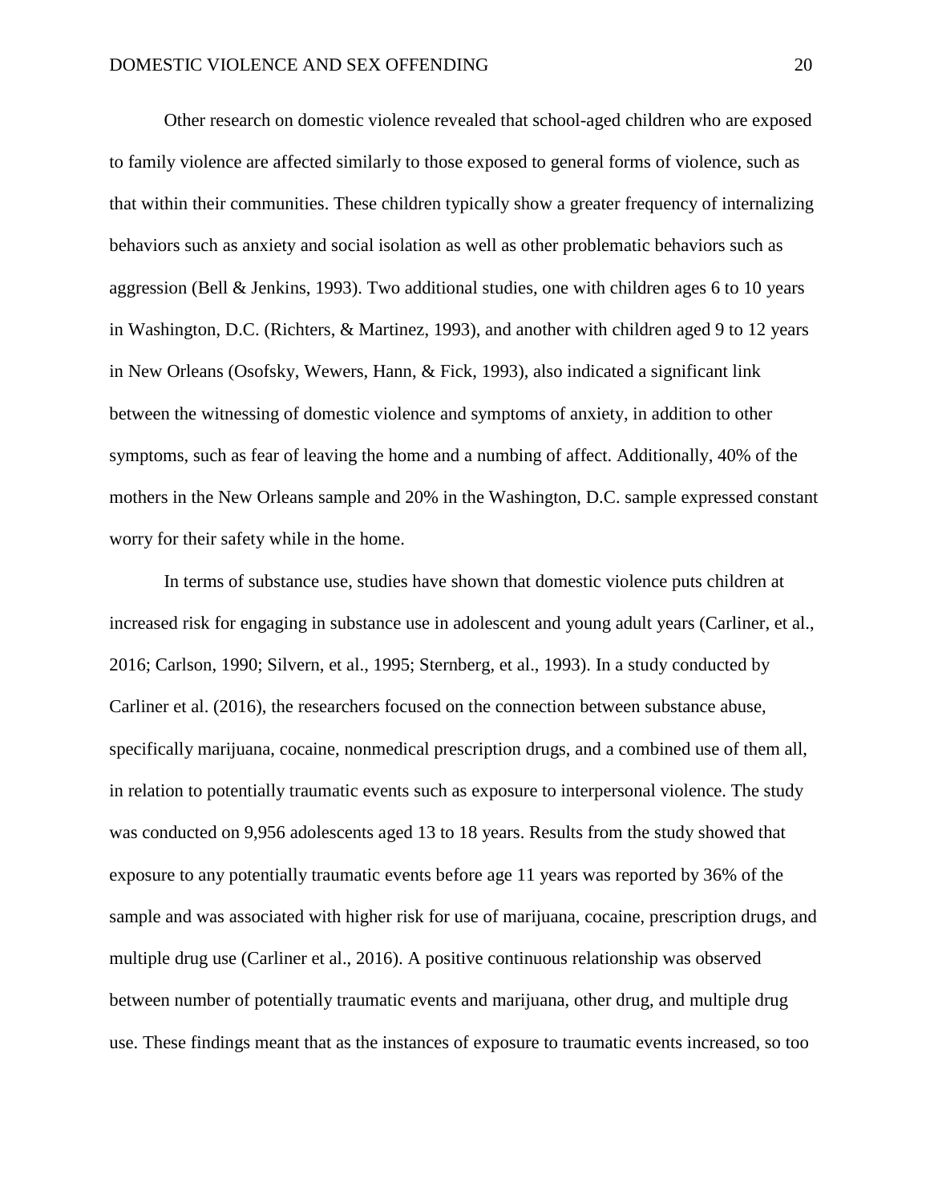Other research on domestic violence revealed that school-aged children who are exposed to family violence are affected similarly to those exposed to general forms of violence, such as that within their communities. These children typically show a greater frequency of internalizing behaviors such as anxiety and social isolation as well as other problematic behaviors such as aggression (Bell & Jenkins, 1993). Two additional studies, one with children ages 6 to 10 years in Washington, D.C. (Richters, & Martinez, 1993), and another with children aged 9 to 12 years in New Orleans (Osofsky, Wewers, Hann, & Fick, 1993), also indicated a significant link between the witnessing of domestic violence and symptoms of anxiety, in addition to other symptoms, such as fear of leaving the home and a numbing of affect. Additionally, 40% of the mothers in the New Orleans sample and 20% in the Washington, D.C. sample expressed constant worry for their safety while in the home.

In terms of substance use, studies have shown that domestic violence puts children at increased risk for engaging in substance use in adolescent and young adult years (Carliner, et al., 2016; Carlson, 1990; Silvern, et al., 1995; Sternberg, et al., 1993). In a study conducted by Carliner et al. (2016), the researchers focused on the connection between substance abuse, specifically marijuana, cocaine, nonmedical prescription drugs, and a combined use of them all, in relation to potentially traumatic events such as exposure to interpersonal violence. The study was conducted on 9,956 adolescents aged 13 to 18 years. Results from the study showed that exposure to any potentially traumatic events before age 11 years was reported by 36% of the sample and was associated with higher risk for use of marijuana, cocaine, prescription drugs, and multiple drug use (Carliner et al., 2016). A positive continuous relationship was observed between number of potentially traumatic events and marijuana, other drug, and multiple drug use. These findings meant that as the instances of exposure to traumatic events increased, so too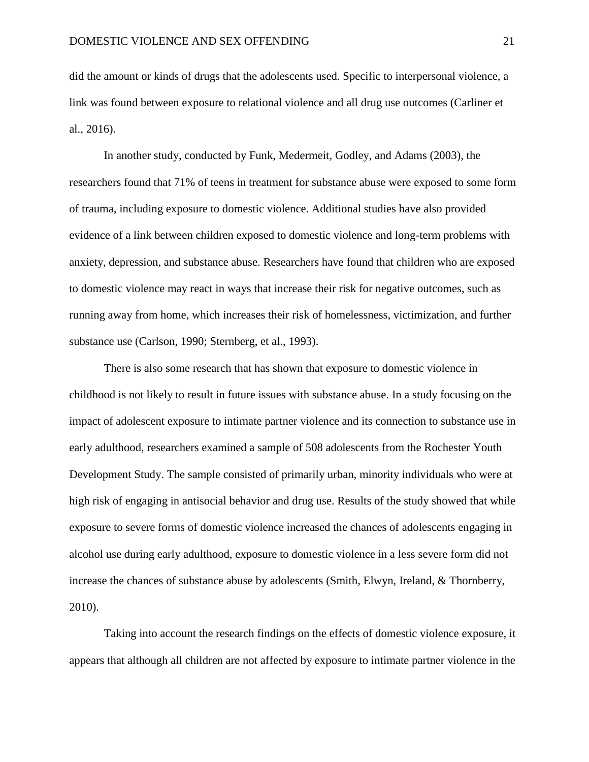did the amount or kinds of drugs that the adolescents used. Specific to interpersonal violence, a link was found between exposure to relational violence and all drug use outcomes (Carliner et al., 2016).

In another study, conducted by Funk, Medermeit, Godley, and Adams (2003), the researchers found that 71% of teens in treatment for substance abuse were exposed to some form of trauma, including exposure to domestic violence. Additional studies have also provided evidence of a link between children exposed to domestic violence and long-term problems with anxiety, depression, and substance abuse. Researchers have found that children who are exposed to domestic violence may react in ways that increase their risk for negative outcomes, such as running away from home, which increases their risk of homelessness, victimization, and further substance use (Carlson, 1990; Sternberg, et al., 1993).

There is also some research that has shown that exposure to domestic violence in childhood is not likely to result in future issues with substance abuse. In a study focusing on the impact of adolescent exposure to intimate partner violence and its connection to substance use in early adulthood, researchers examined a sample of 508 adolescents from the Rochester Youth Development Study. The sample consisted of primarily urban, minority individuals who were at high risk of engaging in antisocial behavior and drug use. Results of the study showed that while exposure to severe forms of domestic violence increased the chances of adolescents engaging in alcohol use during early adulthood, exposure to domestic violence in a less severe form did not increase the chances of substance abuse by adolescents (Smith, Elwyn, Ireland, & Thornberry, 2010).

Taking into account the research findings on the effects of domestic violence exposure, it appears that although all children are not affected by exposure to intimate partner violence in the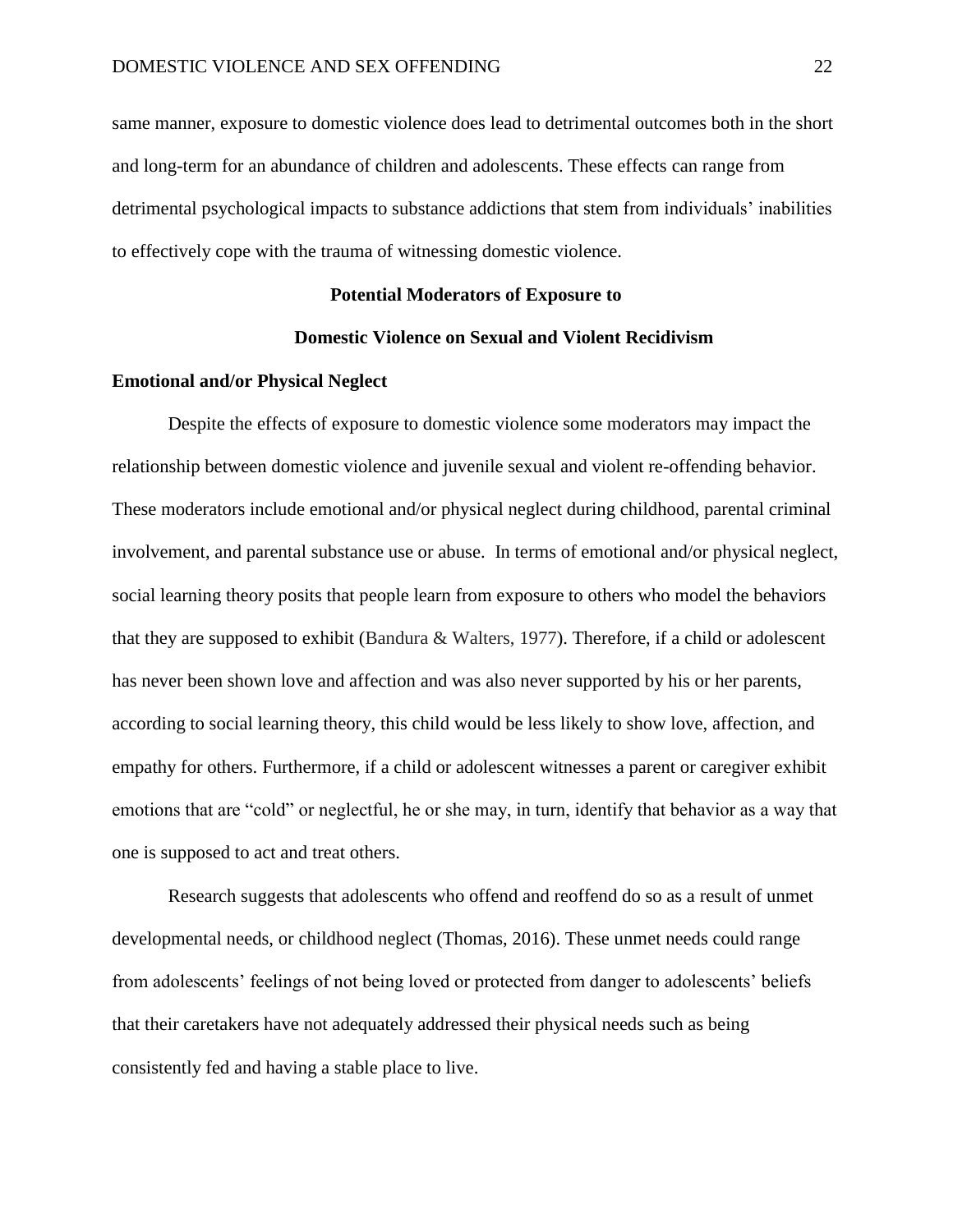same manner, exposure to domestic violence does lead to detrimental outcomes both in the short and long-term for an abundance of children and adolescents. These effects can range from detrimental psychological impacts to substance addictions that stem from individuals' inabilities to effectively cope with the trauma of witnessing domestic violence.

## Potential Moderators of Exposure to Domestic Violence on Sexual and Violent Recidivism

### Emotional and/or Physical Neglect

Despite the effects of exposure to domestic violence some moderators may impact the relationship between domestic violence and juvenile sexual and violent re-offending behavior. These moderators include emotional and/or physical neglect during childhood, parental criminal involvement, and parental substance use or abuse. In terms of emotional and/or physical neglect, social learning theory posits that people learn from exposure to others who model the behaviors that they are supposed to exhibit (Bandura & Walters, 1977). Therefore, if a child or adolescent has never been shown love and affection and was also never supported by his or her parents, according to social learning theory, this child would be less likely to show love, affection, and empathy for others. Furthermore, if a child or adolescent witnesses a parent or caregiver exhibit emotions that are "cold" or neglectful, he or she may, in turn, identify that behavior as a way that one is supposed to act and treat others.

Research suggests that adolescents who offend and reoffend do so as a result of unmet developmental needs, or childhood neglect (Thomas, 2016). These unmet needs could range from adolescents' feelings of not being loved or protected from danger to adolescents' beliefs that their caretakers have not adequately addressed their physical needs such as being consistently fed and having a stable place to live.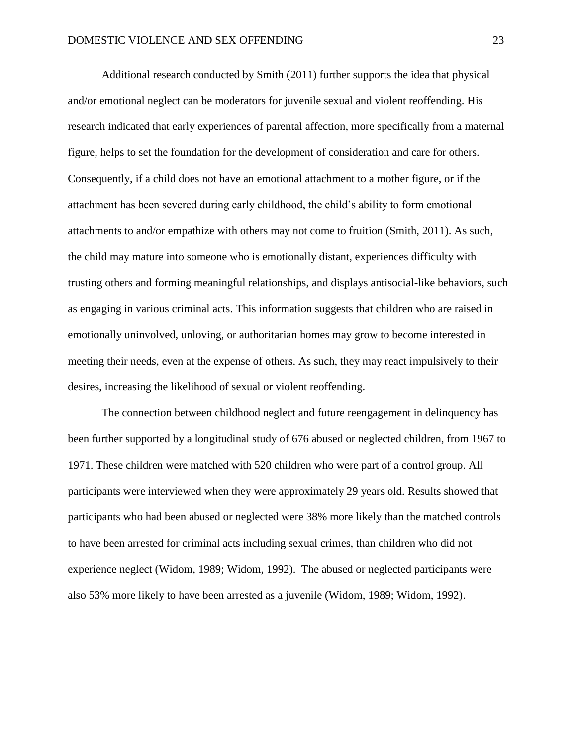Additional research conducted by Smith (2011) further supports the idea that physical and/or emotional neglect can be moderators for juvenile sexual and violent reoffending. His research indicated that early experiences of parental affection, more specifically from a maternal figure, helps to set the foundation for the development of consideration and care for others. Consequently, if a child does not have an emotional attachment to a mother figure, or if the attachment has been severed during early childhood, the child's ability to form emotional attachments to and/or empathize with others may not come to fruition (Smith, 2011). As such, the child may mature into someone who is emotionally distant, experiences difficulty with trusting others and forming meaningful relationships, and displays antisocial-like behaviors, such as engaging in various criminal acts. This information suggests that children who are raised in emotionally uninvolved, unloving, or authoritarian homes may grow to become interested in meeting their needs, even at the expense of others. As such, they may react impulsively to their desires, increasing the likelihood of sexual or violent reoffending.

The connection between childhood neglect and future reengagement in delinquency has been further supported by a longitudinal study of 676 abused or neglected children, from 1967 to 1971. These children were matched with 520 children who were part of a control group. All participants were interviewed when they were approximately 29 years old. Results showed that participants who had been abused or neglected were 38% more likely than the matched controls to have been arrested for criminal acts including sexual crimes, than children who did not experience neglect (Widom, 1989; Widom, 1992). The abused or neglected participants were also 53% more likely to have been arrested as a juvenile (Widom, 1989; Widom, 1992).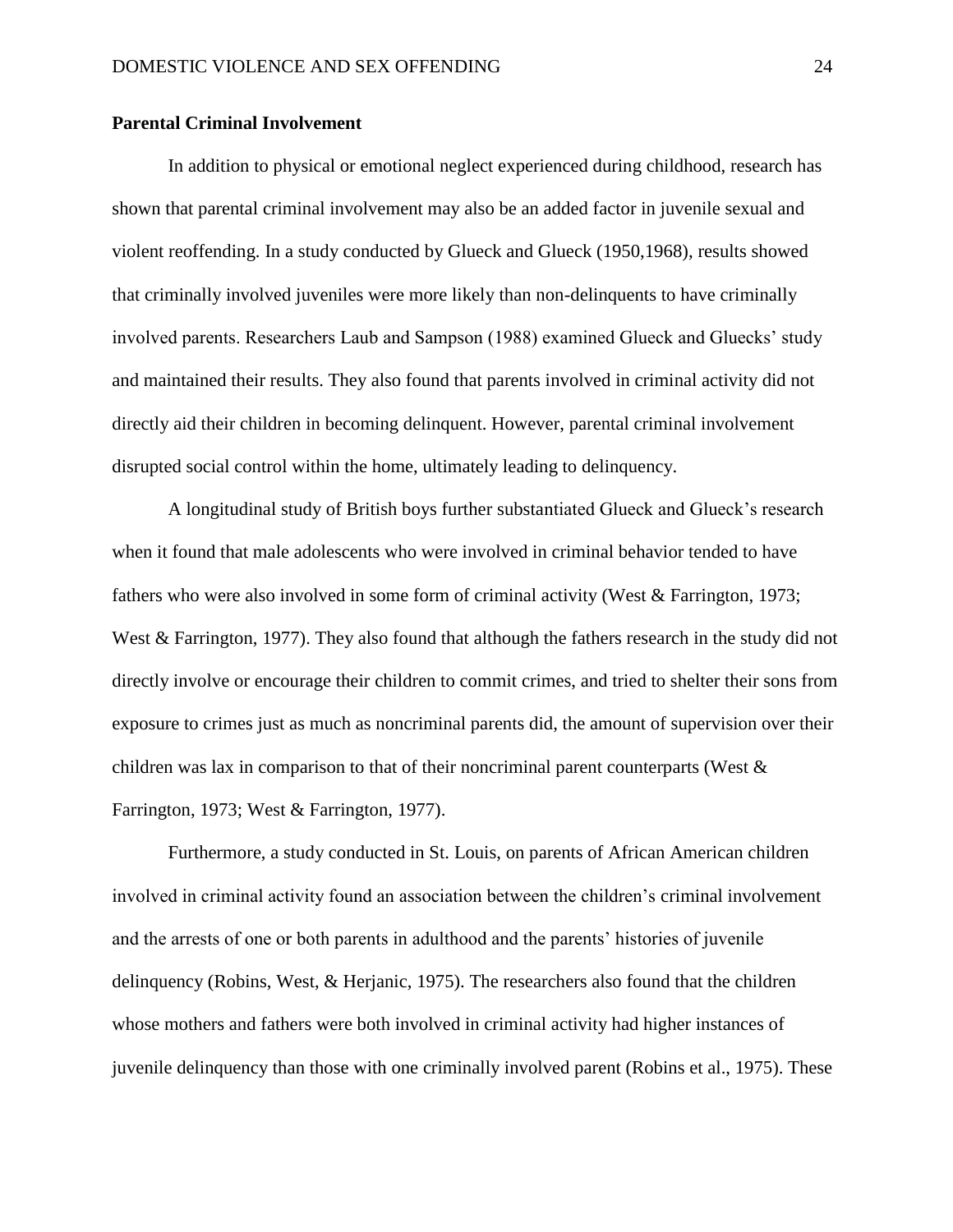## Parental Criminal Involvement

In addition to physical or emotional neglect experienced during childhood, research has shown that parental criminal involvement may also be an added factor in juvenile sexual and violent reoffending. In a study conducted by Glueck and Glueck (1950,1968), results showed that criminally involved juveniles were more likely than non-delinquents to have criminally involved parents. Researchers Laub and Sampson (1988) examined Glueck and Gluecks' study and maintained their results. They also found that parents involved in criminal activity did not directly aid their children in becoming delinquent. However, parental criminal involvement disrupted social control within the home, ultimately leading to delinquency.

A longitudinal study of British boys further substantiated Glueck and Glueck's research when it found that male adolescents who were involved in criminal behavior tended to have fathers who were also involved in some form of criminal activity (West & Farrington, 1973; West & Farrington, 1977). They also found that although the fathers research in the study did not directly involve or encourage their children to commit crimes, and tried to shelter their sons from exposure to crimes just as much as noncriminal parents did, the amount of supervision over their children was lax in comparison to that of their noncriminal parent counterparts (West & Farrington, 1973; West & Farrington, 1977).

Furthermore, a study conducted in St. Louis, on parents of African American children involved in criminal activity found an association between the children's criminal involvement and the arrests of one or both parents in adulthood and the parents' histories of juvenile delinquency (Robins, West, & Herjanic, 1975). The researchers also found that the children whose mothers and fathers were both involved in criminal activity had higher instances of juvenile delinquency than those with one criminally involved parent (Robins et al., 1975). These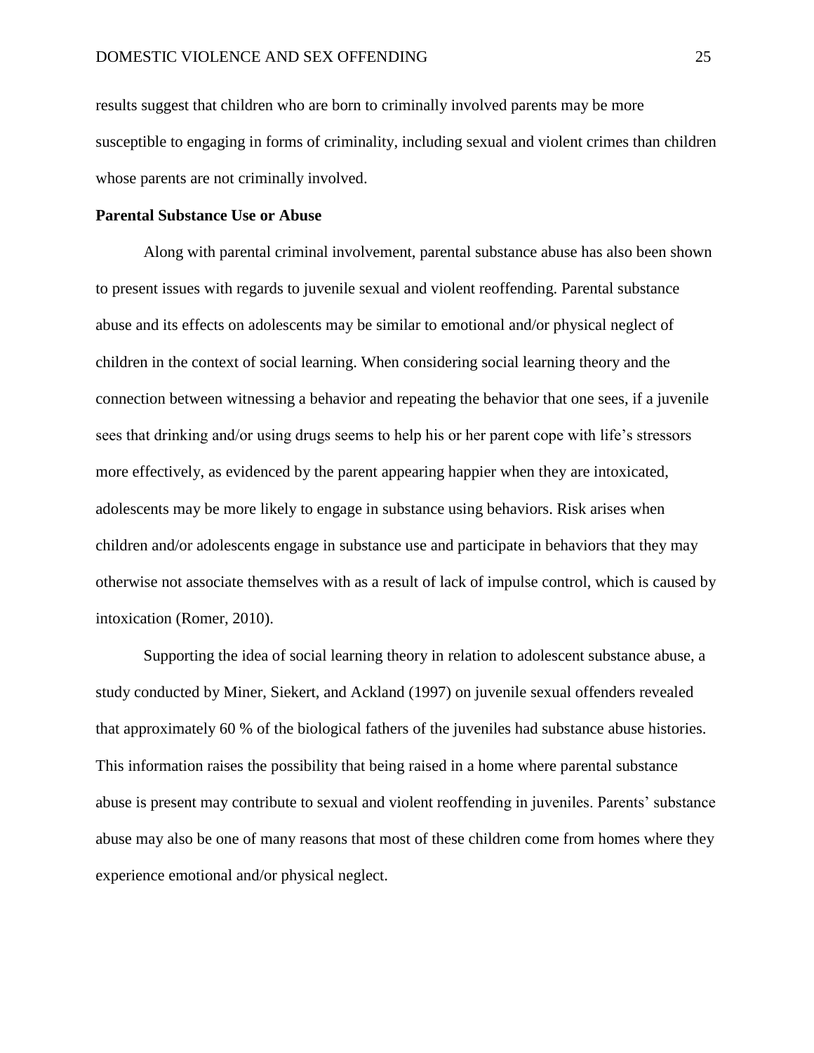results suggest that children who are born to criminally involved parents may be more susceptible to engaging in forms of criminality, including sexual and violent crimes than children whose parents are not criminally involved.

**Parental Substance Use or Abuse**

Along with parental criminal involvement, parental substance abuse has also been shown to present issues with regards to juvenile sexual and violent reoffending. Parental substance abuse and its effects on adolescents may be similar to emotional and/or physical neglect of children in the context of social learning. When considering social learning theory and the connection between witnessing a behavior and repeating the behavior that one sees, if a juvenile sees that drinking and/or using drugs seems to help his or her parent cope with life's stressors more effectively, as evidenced by the parent appearing happier when they are intoxicated, adolescents may be more likely to engage in substance using behaviors. Risk arises when children and/or adolescents engage in substance use and participate in behaviors that they may otherwise not associate themselves with as a result of lack of impulse control, which is caused by intoxication (Romer, 2010).

Supporting the idea of social learning theory in relation to adolescent substance abuse, a study conducted by Miner, Siekert, and Ackland (1997) on juvenile sexual offenders revealed that approximately 60 % of the biological fathers of the juveniles had substance abuse histories. This information raises the possibility that being raised in a home where parental substance abuse is present may contribute to sexual and violent reoffending in juveniles. Parents' substance abuse may also be one of many reasons that most of these children come from homes where they experience emotional and/or physical neglect.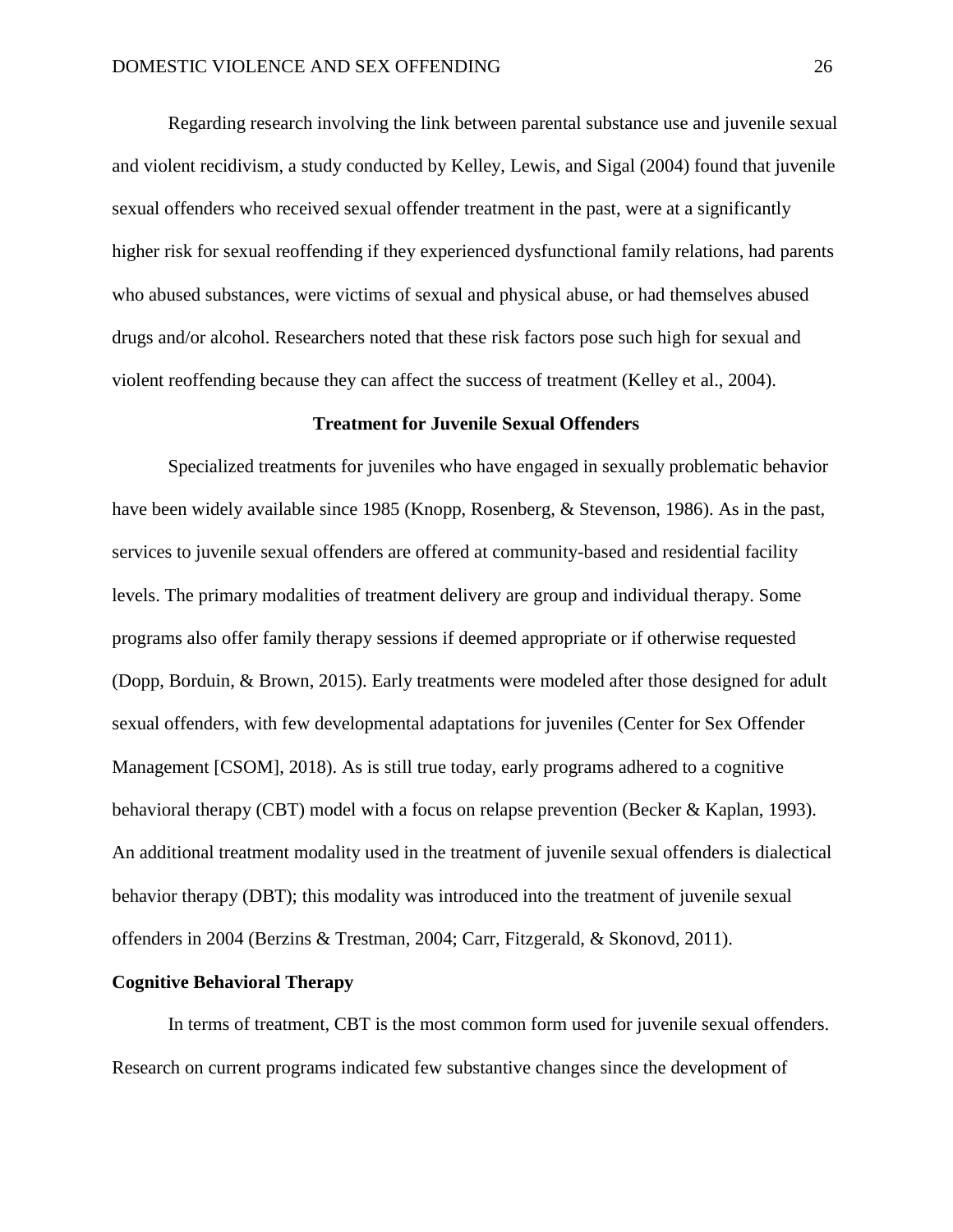Regarding research involving the link between parental substance use and juvenile sexual and violent recidivism, a study conducted by Kelley, Lewis, and Sigal (2004) found that juvenile sexual offenders who received sexual offender treatment in the past, were at a significantly higher risk for sexual reoffending if they experienced dysfunctional family relations, had parents who abused substances, were victims of sexual and physical abuse, or had themselves abused drugs and/or alcohol. Researchers noted that these risk factors pose such high for sexual and violent reoffending because they can affect the success of treatment (Kelley et al., 2004).

## Treatment for Juvenile Sexual Offenders

Specialized treatments for juveniles who have engaged in sexually problematic behavior have been widely available since 1985 (Knopp, Rosenberg, & Stevenson, 1986). As in the past, services to juvenile sexual offenders are offered at community-based and residential facility levels. The primary modalities of treatment delivery are group and individual therapy. Some programs also offer family therapy sessions if deemed appropriate or if otherwise requested (Dopp, Borduin, & Brown, 2015). Early treatments were modeled after those designed for adult sexual offenders, with few developmental adaptations for juveniles (Center for Sex Offender Management [CSOM], 2018). As is still true today, early programs adhered to a cognitive behavioral therapy (CBT) model with a focus on relapse prevention (Becker & Kaplan, 1993). An additional treatment modality used in the treatment of juvenile sexual offenders is dialectical behavior therapy (DBT); this modality was introduced into the treatment of juvenile sexual offenders in 2004 (Berzins & Trestman, 2004; Carr, Fitzgerald, & Skonovd, 2011).

### Cognitive Behavioral Therapy

In terms of treatment, CBT is the most common form used for juvenile sexual offenders. Research on current programs indicated few substantive changes since the development of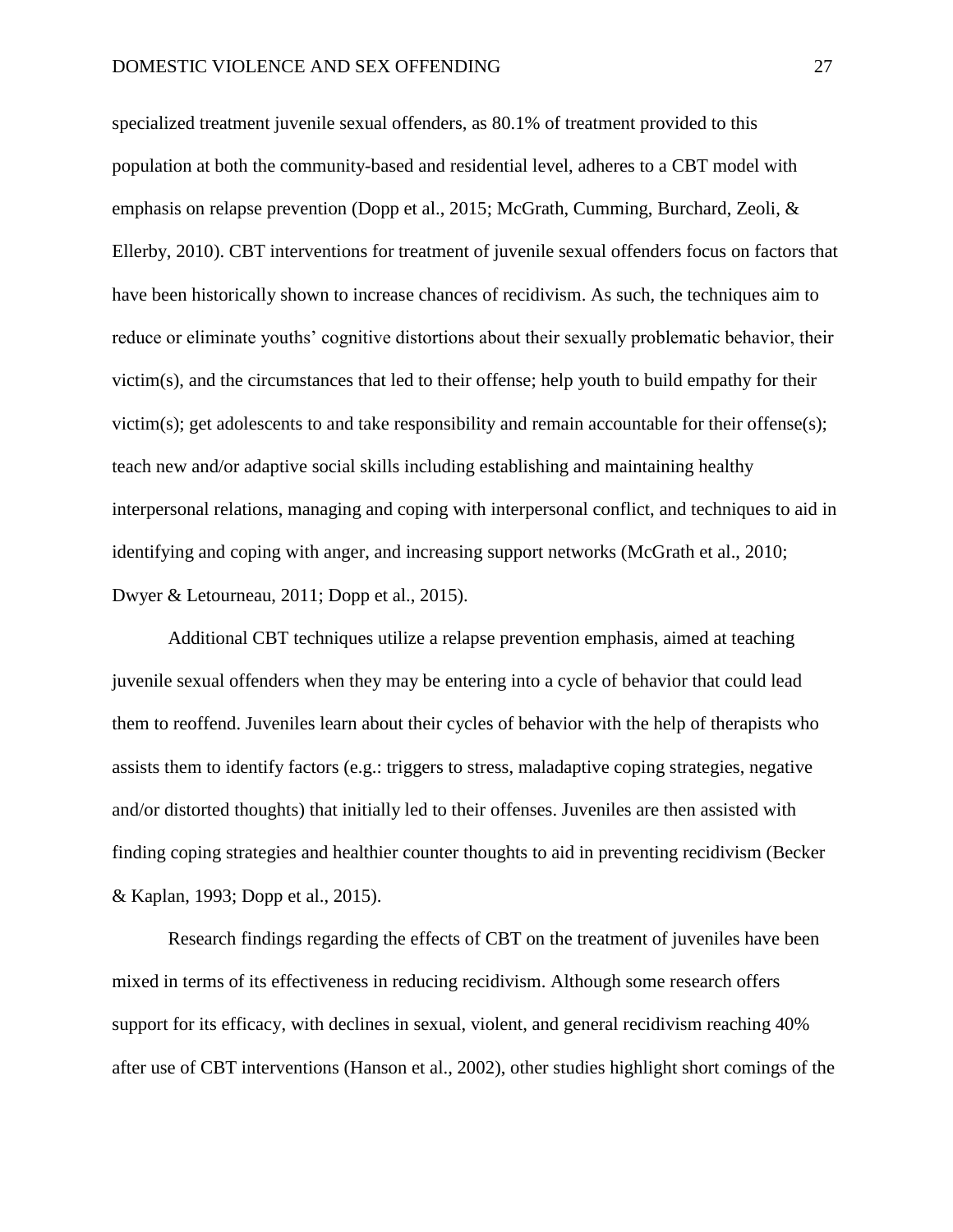specialized treatment juvenile sexual offenders, as 80.1% of treatment provided to this population at both the community-based and residential level, adheres to a CBT model with emphasis on relapse prevention (Dopp et al., 2015; McGrath, Cumming, Burchard, Zeoli, & Ellerby, 2010). CBT interventions for treatment of juvenile sexual offenders focus on factors that have been historically shown to increase chances of recidivism. As such, the techniques aim to reduce or eliminate youths' cognitive distortions about their sexually problematic behavior, their victim(s), and the circumstances that led to their offense; help youth to build empathy for their victim(s); get adolescents to and take responsibility and remain accountable for their offense(s); teach new and/or adaptive social skills including establishing and maintaining healthy interpersonal relations, managing and coping with interpersonal conflict, and techniques to aid in identifying and coping with anger, and increasing support networks (McGrath et al., 2010; Dwyer & Letourneau, 2011; Dopp et al., 2015).

Additional CBT techniques utilize a relapse prevention emphasis, aimed at teaching juvenile sexual offenders when they may be entering into a cycle of behavior that could lead them to reoffend. Juveniles learn about their cycles of behavior with the help of therapists who assists them to identify factors (e.g.: triggers to stress, maladaptive coping strategies, negative and/or distorted thoughts) that initially led to their offenses. Juveniles are then assisted with finding coping strategies and healthier counter thoughts to aid in preventing recidivism (Becker & Kaplan, 1993; Dopp et al., 2015).

Research findings regarding the effects of CBT on the treatment of juveniles have been mixed in terms of its effectiveness in reducing recidivism. Although some research offers support for its efficacy, with declines in sexual, violent, and general recidivism reaching 40% after use of CBT interventions (Hanson et al., 2002), other studies highlight short comings of the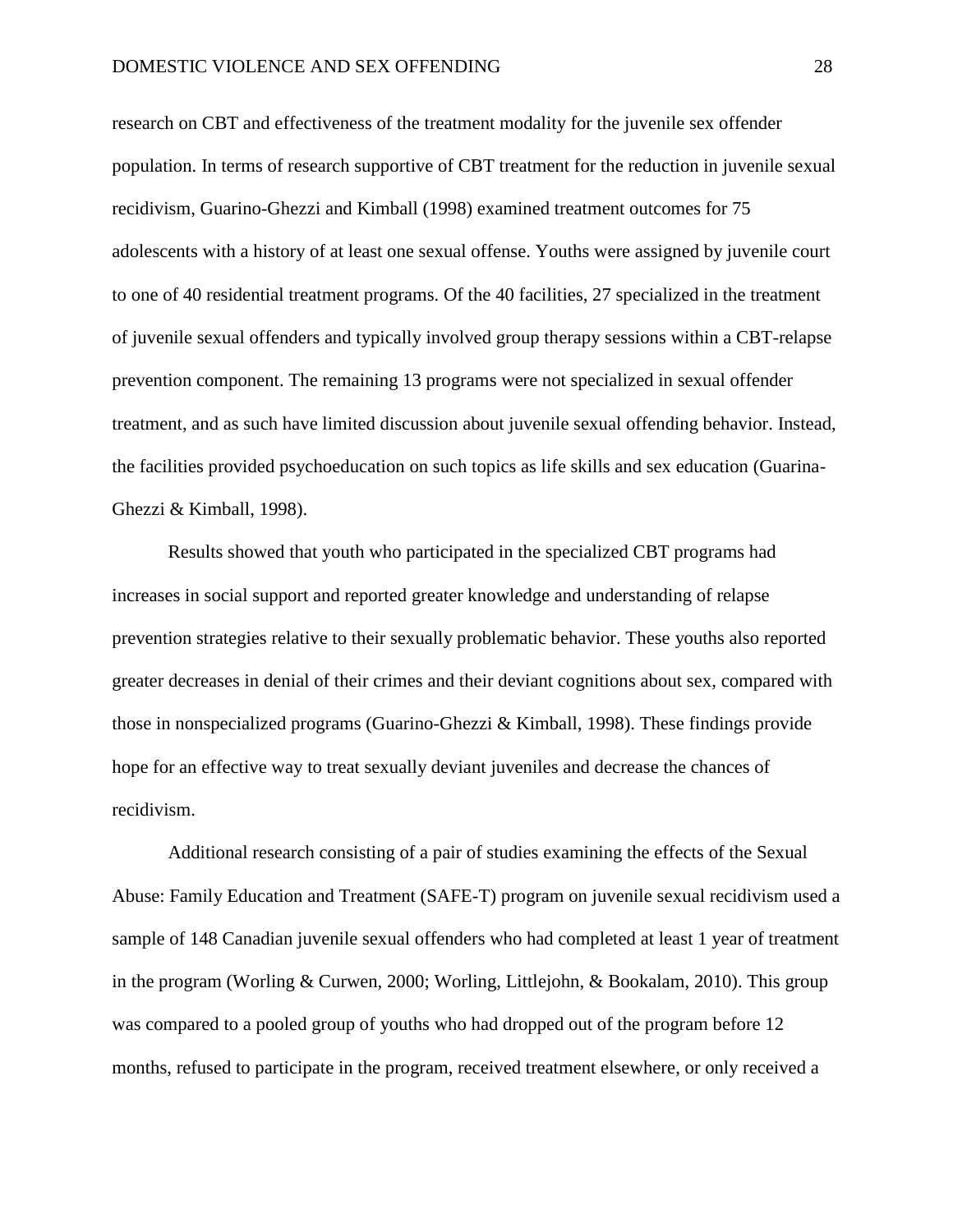research on CBT and effectiveness of the treatment modality for the juvenile sex offender population. In terms of research supportive of CBT treatment for the reduction in juvenile sexual recidivism, Guarino-Ghezzi and Kimball (1998) examined treatment outcomes for 75 adolescents with a history of at least one sexual offense. Youths were assigned by juvenile court to one of 40 residential treatment programs. Of the 40 facilities, 27 specialized in the treatment of juvenile sexual offenders and typically involved group therapy sessions within a CBT-relapse prevention component. The remaining 13 programs were not specialized in sexual offender treatment, and as such have limited discussion about juvenile sexual offending behavior. Instead, the facilities provided psychoeducation on such topics as life skills and sex education (Guarina-Ghezzi & Kimball, 1998).

Results showed that youth who participated in the specialized CBT programs had increases in social support and reported greater knowledge and understanding of relapse prevention strategies relative to their sexually problematic behavior. These youths also reported greater decreases in denial of their crimes and their deviant cognitions about sex, compared with those in nonspecialized programs (Guarino-Ghezzi & Kimball, 1998). These findings provide hope for an effective way to treat sexually deviant juveniles and decrease the chances of recidivism.

Additional research consisting of a pair of studies examining the effects of the Sexual Abuse: Family Education and Treatment (SAFE-T) program on juvenile sexual recidivism used a sample of 148 Canadian juvenile sexual offenders who had completed at least 1 year of treatment in the program (Worling & Curwen, 2000; Worling, Littlejohn, & Bookalam, 2010). This group was compared to a pooled group of youths who had dropped out of the program before 12 months, refused to participate in the program, received treatment elsewhere, or only received a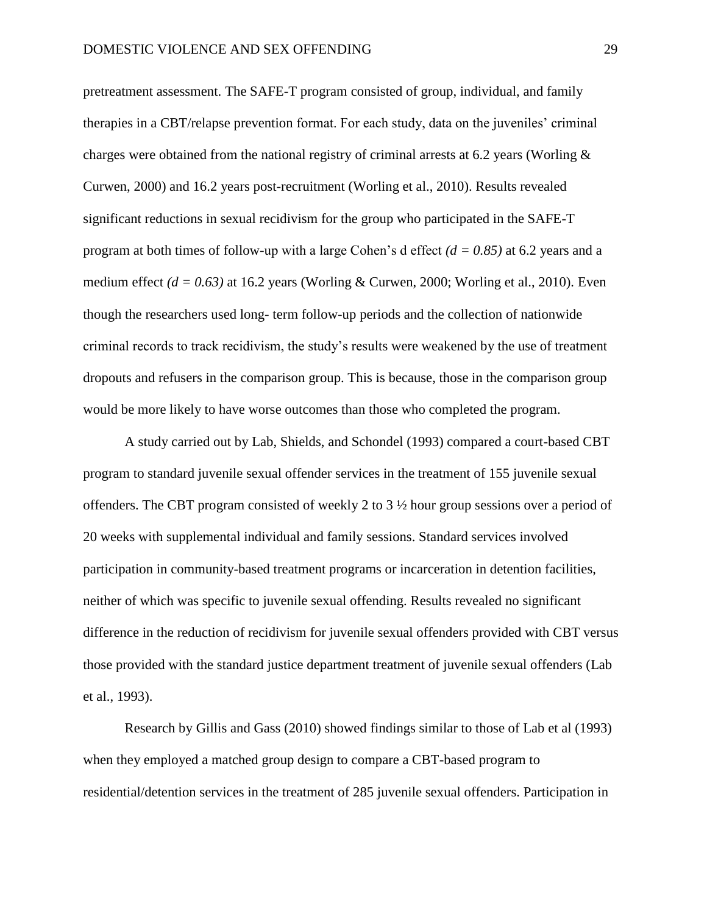pretreatment assessment. The SAFE-T program consisted of group, individual, and family therapies in a CBT/relapse prevention format. For each study, data on the juveniles' criminal charges were obtained from the national registry of criminal arrests at 6.2 years (Worling & Curwen, 2000) and 16.2 years post-recruitment (Worling et al., 2010). Results revealed significant reductions in sexual recidivism for the group who participated in the SAFE-T program at both times of follow-up with a large Cohen's d effect *($d = 0.85$)* at 6.2 years and a medium effect *($d = 0.63$)* at 16.2 years (Worling & Curwen, 2000; Worling et al., 2010). Even though the researchers used long- term follow-up periods and the collection of nationwide criminal records to track recidivism, the study's results were weakened by the use of treatment dropouts and refusers in the comparison group. This is because, those in the comparison group would be more likely to have worse outcomes than those who completed the program.

A study carried out by Lab, Shields, and Schondel (1993) compared a court-based CBT program to standard juvenile sexual offender services in the treatment of 155 juvenile sexual offenders. The CBT program consisted of weekly 2 to 3 ½ hour group sessions over a period of 20 weeks with supplemental individual and family sessions. Standard services involved participation in community-based treatment programs or incarceration in detention facilities, neither of which was specific to juvenile sexual offending. Results revealed no significant difference in the reduction of recidivism for juvenile sexual offenders provided with CBT versus those provided with the standard justice department treatment of juvenile sexual offenders (Lab et al., 1993).

Research by Gillis and Gass (2010) showed findings similar to those of Lab et al (1993) when they employed a matched group design to compare a CBT-based program to residential/detention services in the treatment of 285 juvenile sexual offenders. Participation in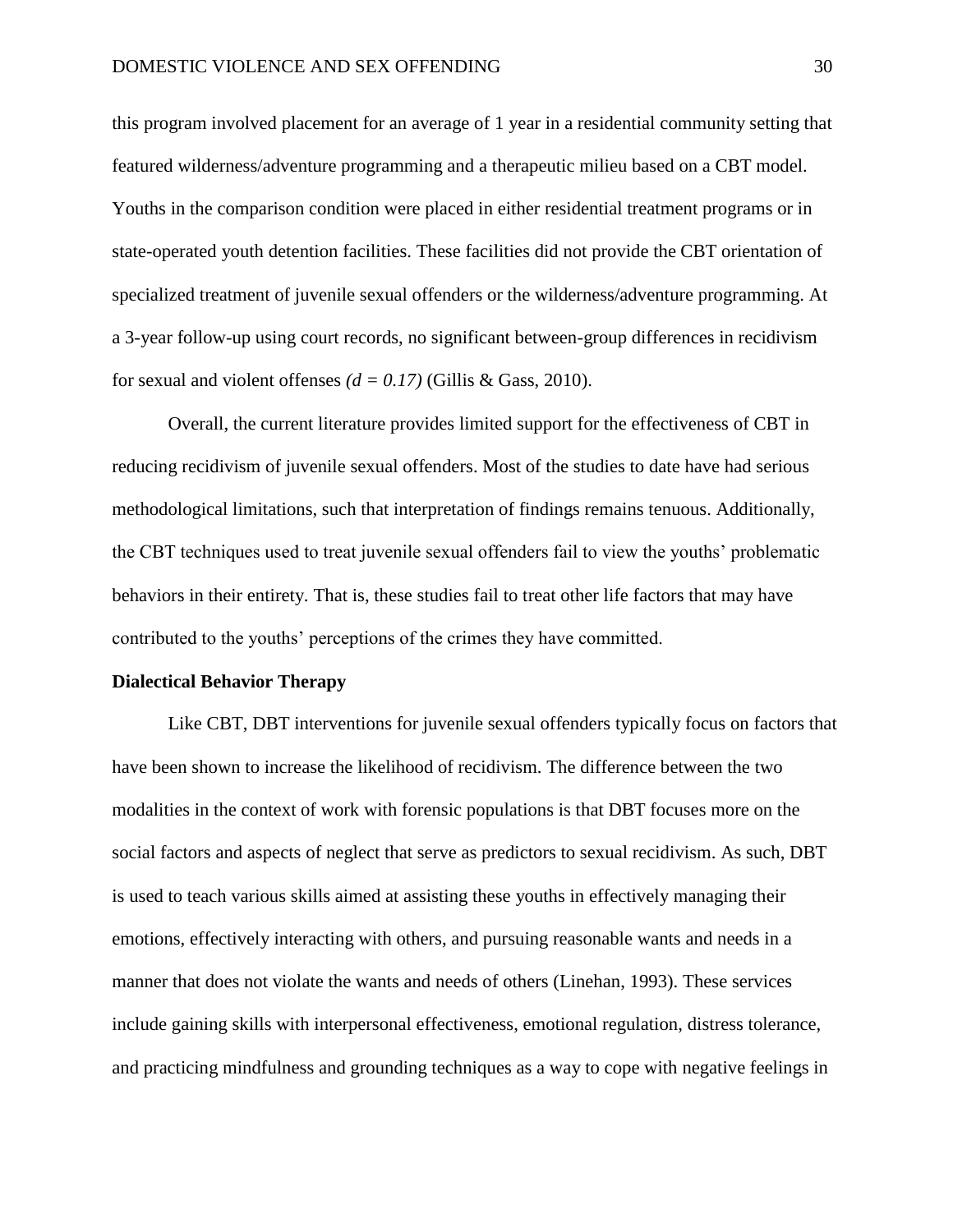this program involved placement for an average of 1 year in a residential community setting that featured wilderness/adventure programming and a therapeutic milieu based on a CBT model. Youths in the comparison condition were placed in either residential treatment programs or in state-operated youth detention facilities. These facilities did not provide the CBT orientation of specialized treatment of juvenile sexual offenders or the wilderness/adventure programming. At a 3-year follow-up using court records, no significant between-group differences in recidivism for sexual and violent offenses *($d = 0.17$)* (Gillis & Gass, 2010).

Overall, the current literature provides limited support for the effectiveness of CBT in reducing recidivism of juvenile sexual offenders. Most of the studies to date have had serious methodological limitations, such that interpretation of findings remains tenuous. Additionally, the CBT techniques used to treat juvenile sexual offenders fail to view the youths' problematic behaviors in their entirety. That is, these studies fail to treat other life factors that may have contributed to the youths' perceptions of the crimes they have committed.

**Dialectical Behavior Therapy**

Like CBT, DBT interventions for juvenile sexual offenders typically focus on factors that have been shown to increase the likelihood of recidivism. The difference between the two modalities in the context of work with forensic populations is that DBT focuses more on the social factors and aspects of neglect that serve as predictors to sexual recidivism. As such, DBT is used to teach various skills aimed at assisting these youths in effectively managing their emotions, effectively interacting with others, and pursuing reasonable wants and needs in a manner that does not violate the wants and needs of others (Linehan, 1993). These services include gaining skills with interpersonal effectiveness, emotional regulation, distress tolerance, and practicing mindfulness and grounding techniques as a way to cope with negative feelings in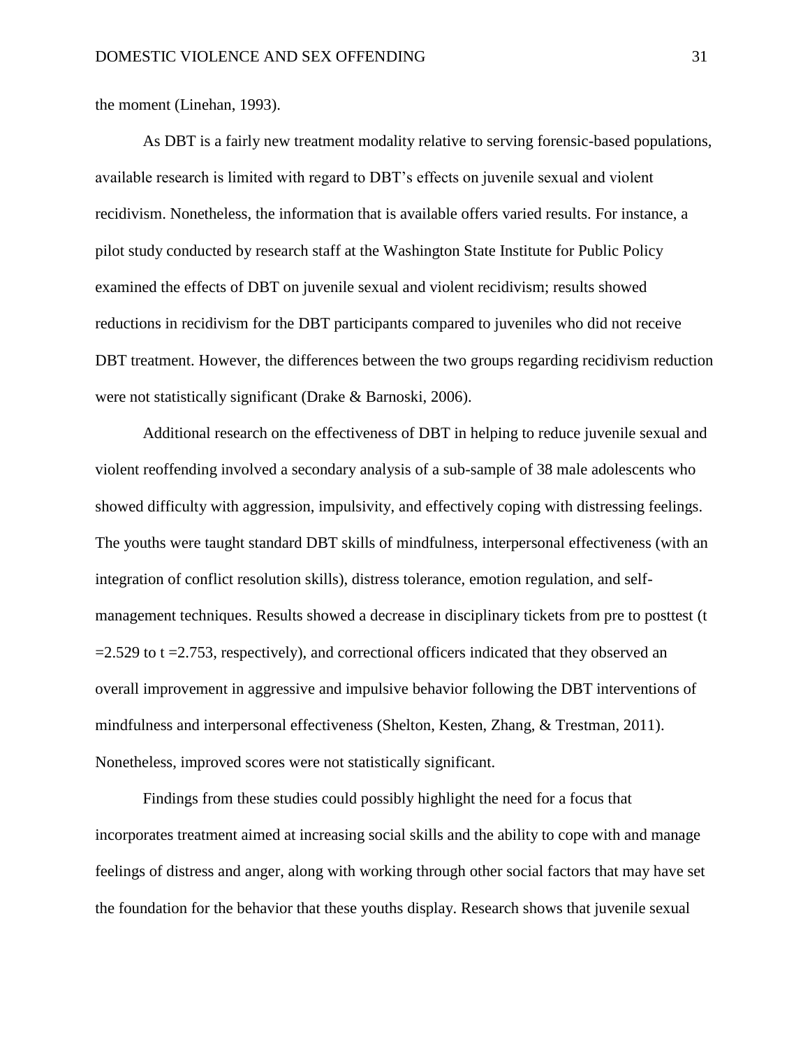the moment (Linehan, 1993).

As DBT is a fairly new treatment modality relative to serving forensic-based populations, available research is limited with regard to DBT's effects on juvenile sexual and violent recidivism. Nonetheless, the information that is available offers varied results. For instance, a pilot study conducted by research staff at the Washington State Institute for Public Policy examined the effects of DBT on juvenile sexual and violent recidivism; results showed reductions in recidivism for the DBT participants compared to juveniles who did not receive DBT treatment. However, the differences between the two groups regarding recidivism reduction were not statistically significant (Drake & Barnoski, 2006).

Additional research on the effectiveness of DBT in helping to reduce juvenile sexual and violent reoffending involved a secondary analysis of a sub-sample of 38 male adolescents who showed difficulty with aggression, impulsivity, and effectively coping with distressing feelings. The youths were taught standard DBT skills of mindfulness, interpersonal effectiveness (with an integration of conflict resolution skills), distress tolerance, emotion regulation, and self-management techniques. Results showed a decrease in disciplinary tickets from pre to posttest ($t = 2.529$ to $t = 2.753$, respectively), and correctional officers indicated that they observed an overall improvement in aggressive and impulsive behavior following the DBT interventions of mindfulness and interpersonal effectiveness (Shelton, Kesten, Zhang, & Trestman, 2011). Nonetheless, improved scores were not statistically significant.

Findings from these studies could possibly highlight the need for a focus that incorporates treatment aimed at increasing social skills and the ability to cope with and manage feelings of distress and anger, along with working through other social factors that may have set the foundation for the behavior that these youths display. Research shows that juvenile sexual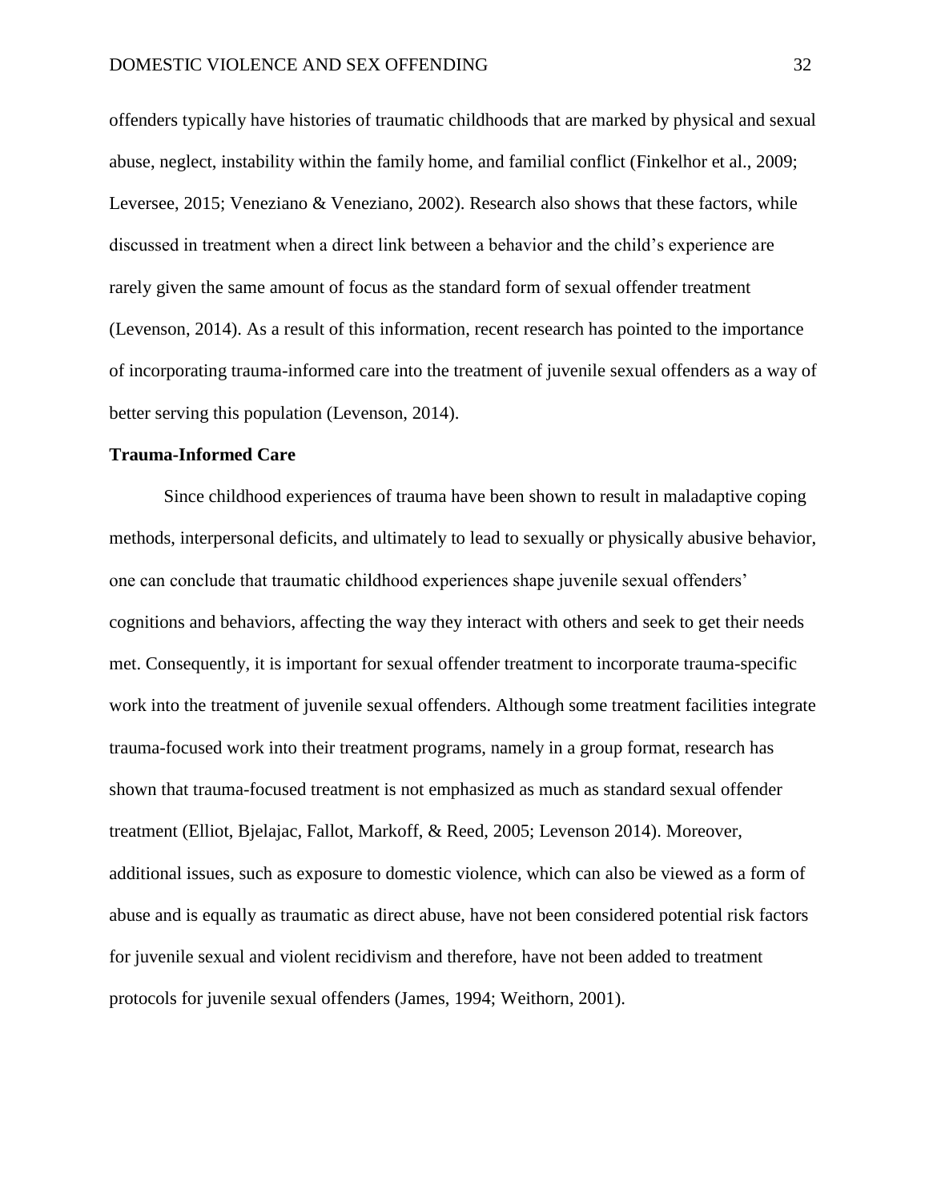offenders typically have histories of traumatic childhoods that are marked by physical and sexual abuse, neglect, instability within the family home, and familial conflict (Finkelhor et al., 2009; Leversee, 2015; Veneziano & Veneziano, 2002). Research also shows that these factors, while discussed in treatment when a direct link between a behavior and the child's experience are rarely given the same amount of focus as the standard form of sexual offender treatment (Levenson, 2014). As a result of this information, recent research has pointed to the importance of incorporating trauma-informed care into the treatment of juvenile sexual offenders as a way of better serving this population (Levenson, 2014).

**Trauma-Informed Care**

Since childhood experiences of trauma have been shown to result in maladaptive coping methods, interpersonal deficits, and ultimately to lead to sexually or physically abusive behavior, one can conclude that traumatic childhood experiences shape juvenile sexual offenders' cognitions and behaviors, affecting the way they interact with others and seek to get their needs met. Consequently, it is important for sexual offender treatment to incorporate trauma-specific work into the treatment of juvenile sexual offenders. Although some treatment facilities integrate trauma-focused work into their treatment programs, namely in a group format, research has shown that trauma-focused treatment is not emphasized as much as standard sexual offender treatment (Elliot, Bjelajac, Fallot, Markoff, & Reed, 2005; Levenson 2014). Moreover, additional issues, such as exposure to domestic violence, which can also be viewed as a form of abuse and is equally as traumatic as direct abuse, have not been considered potential risk factors for juvenile sexual and violent recidivism and therefore, have not been added to treatment protocols for juvenile sexual offenders (James, 1994; Weithorn, 2001).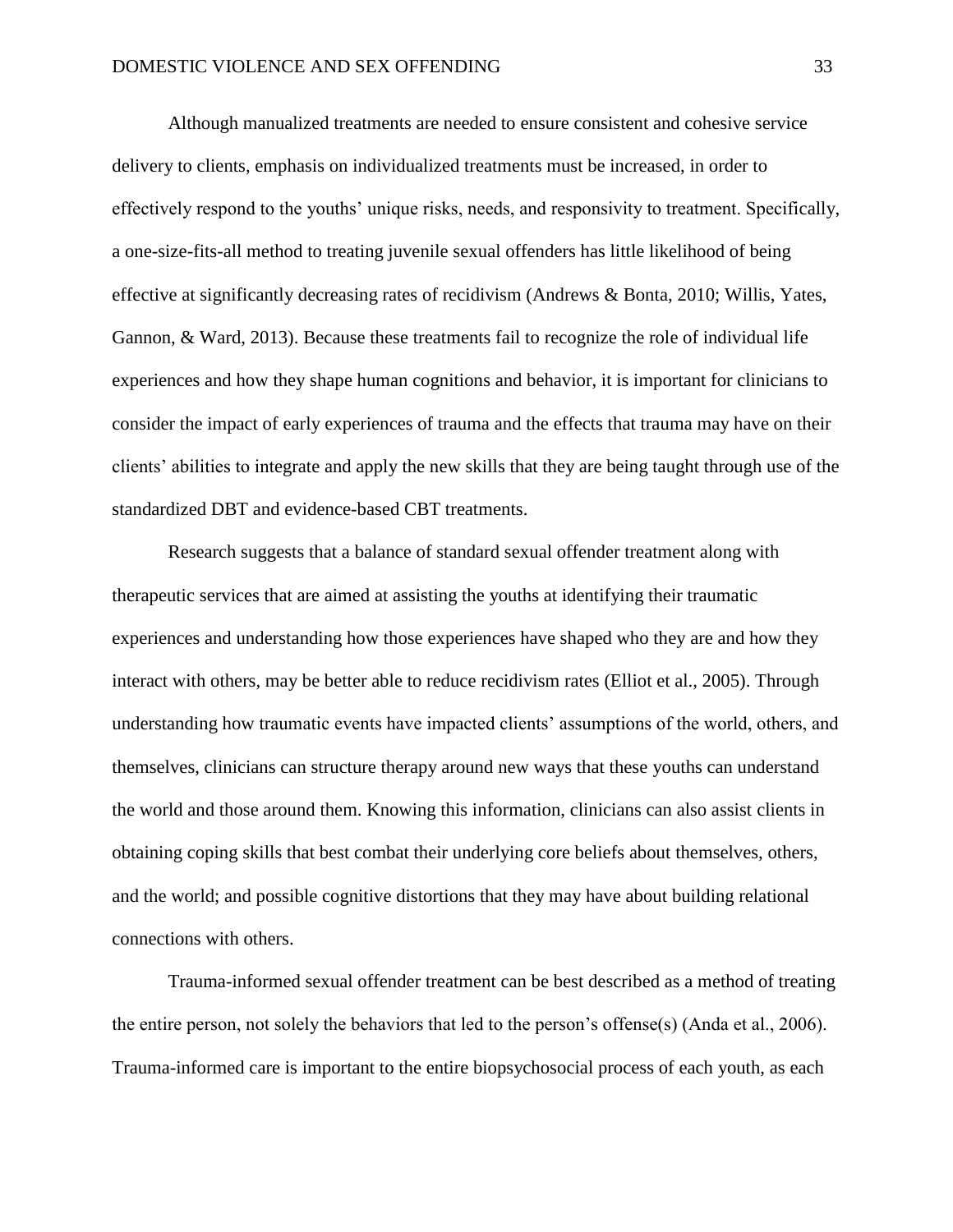Although manualized treatments are needed to ensure consistent and cohesive service delivery to clients, emphasis on individualized treatments must be increased, in order to effectively respond to the youths' unique risks, needs, and responsivity to treatment. Specifically, a one-size-fits-all method to treating juvenile sexual offenders has little likelihood of being effective at significantly decreasing rates of recidivism (Andrews & Bonta, 2010; Willis, Yates, Gannon, & Ward, 2013). Because these treatments fail to recognize the role of individual life experiences and how they shape human cognitions and behavior, it is important for clinicians to consider the impact of early experiences of trauma and the effects that trauma may have on their clients' abilities to integrate and apply the new skills that they are being taught through use of the standardized DBT and evidence-based CBT treatments.

Research suggests that a balance of standard sexual offender treatment along with therapeutic services that are aimed at assisting the youths at identifying their traumatic experiences and understanding how those experiences have shaped who they are and how they interact with others, may be better able to reduce recidivism rates (Elliot et al., 2005). Through understanding how traumatic events have impacted clients' assumptions of the world, others, and themselves, clinicians can structure therapy around new ways that these youths can understand the world and those around them. Knowing this information, clinicians can also assist clients in obtaining coping skills that best combat their underlying core beliefs about themselves, others, and the world; and possible cognitive distortions that they may have about building relational connections with others.

Trauma-informed sexual offender treatment can be best described as a method of treating the entire person, not solely the behaviors that led to the person's offense(s) (Anda et al., 2006). Trauma-informed care is important to the entire biopsychosocial process of each youth, as each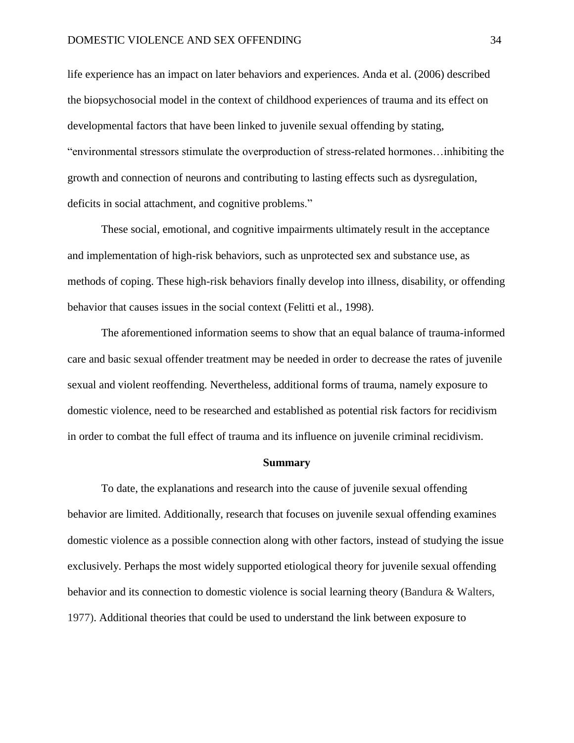life experience has an impact on later behaviors and experiences. Anda et al. (2006) described the biopsychosocial model in the context of childhood experiences of trauma and its effect on developmental factors that have been linked to juvenile sexual offending by stating, "environmental stressors stimulate the overproduction of stress-related hormones…inhibiting the growth and connection of neurons and contributing to lasting effects such as dysregulation, deficits in social attachment, and cognitive problems."

These social, emotional, and cognitive impairments ultimately result in the acceptance and implementation of high-risk behaviors, such as unprotected sex and substance use, as methods of coping. These high-risk behaviors finally develop into illness, disability, or offending behavior that causes issues in the social context (Felitti et al., 1998).

The aforementioned information seems to show that an equal balance of trauma-informed care and basic sexual offender treatment may be needed in order to decrease the rates of juvenile sexual and violent reoffending. Nevertheless, additional forms of trauma, namely exposure to domestic violence, need to be researched and established as potential risk factors for recidivism in order to combat the full effect of trauma and its influence on juvenile criminal recidivism.

## Summary

To date, the explanations and research into the cause of juvenile sexual offending behavior are limited. Additionally, research that focuses on juvenile sexual offending examines domestic violence as a possible connection along with other factors, instead of studying the issue exclusively. Perhaps the most widely supported etiological theory for juvenile sexual offending behavior and its connection to domestic violence is social learning theory (Bandura & Walters, 1977). Additional theories that could be used to understand the link between exposure to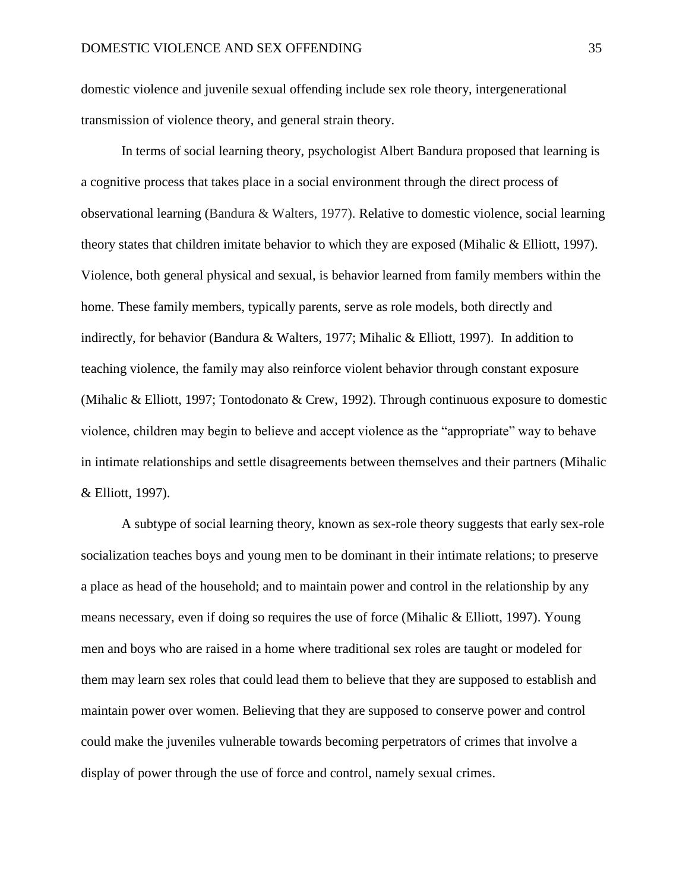domestic violence and juvenile sexual offending include sex role theory, intergenerational transmission of violence theory, and general strain theory.

In terms of social learning theory, psychologist Albert Bandura proposed that learning is a cognitive process that takes place in a social environment through the direct process of observational learning (Bandura & Walters, 1977). Relative to domestic violence, social learning theory states that children imitate behavior to which they are exposed (Mihalic & Elliott, 1997). Violence, both general physical and sexual, is behavior learned from family members within the home. These family members, typically parents, serve as role models, both directly and indirectly, for behavior (Bandura & Walters, 1977; Mihalic & Elliott, 1997). In addition to teaching violence, the family may also reinforce violent behavior through constant exposure (Mihalic & Elliott, 1997; Tontodonato & Crew, 1992). Through continuous exposure to domestic violence, children may begin to believe and accept violence as the "appropriate" way to behave in intimate relationships and settle disagreements between themselves and their partners (Mihalic & Elliott, 1997).

A subtype of social learning theory, known as sex-role theory suggests that early sex-role socialization teaches boys and young men to be dominant in their intimate relations; to preserve a place as head of the household; and to maintain power and control in the relationship by any means necessary, even if doing so requires the use of force (Mihalic & Elliott, 1997). Young men and boys who are raised in a home where traditional sex roles are taught or modeled for them may learn sex roles that could lead them to believe that they are supposed to establish and maintain power over women. Believing that they are supposed to conserve power and control could make the juveniles vulnerable towards becoming perpetrators of crimes that involve a display of power through the use of force and control, namely sexual crimes.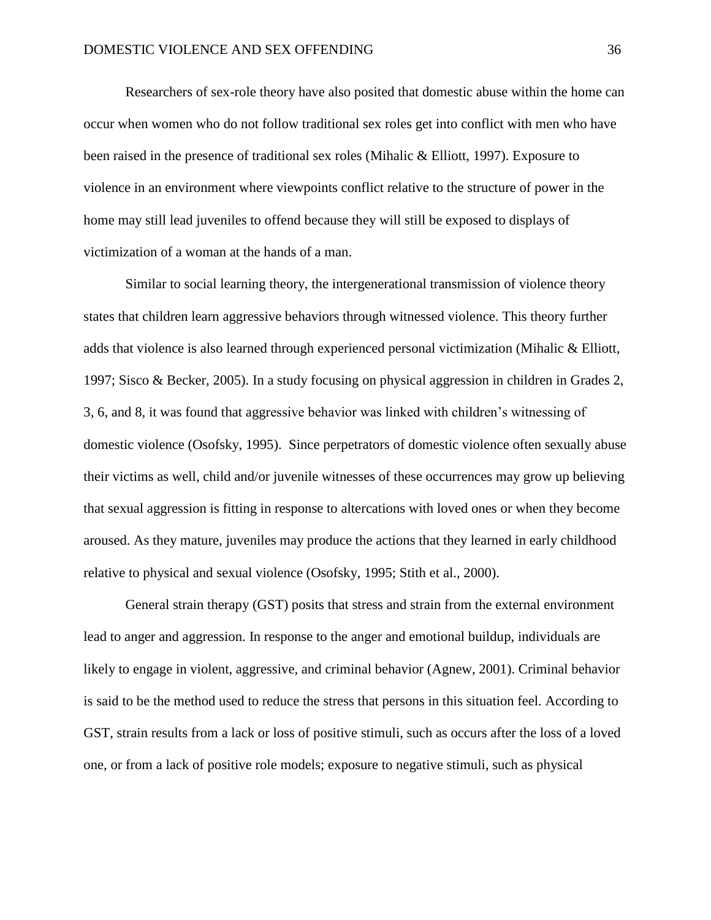Researchers of sex-role theory have also posited that domestic abuse within the home can occur when women who do not follow traditional sex roles get into conflict with men who have been raised in the presence of traditional sex roles (Mihalic & Elliott, 1997). Exposure to violence in an environment where viewpoints conflict relative to the structure of power in the home may still lead juveniles to offend because they will still be exposed to displays of victimization of a woman at the hands of a man.

Similar to social learning theory, the intergenerational transmission of violence theory states that children learn aggressive behaviors through witnessed violence. This theory further adds that violence is also learned through experienced personal victimization (Mihalic & Elliott, 1997; Sisco & Becker, 2005). In a study focusing on physical aggression in children in Grades 2, 3, 6, and 8, it was found that aggressive behavior was linked with children's witnessing of domestic violence (Osofsky, 1995). Since perpetrators of domestic violence often sexually abuse their victims as well, child and/or juvenile witnesses of these occurrences may grow up believing that sexual aggression is fitting in response to altercations with loved ones or when they become aroused. As they mature, juveniles may produce the actions that they learned in early childhood relative to physical and sexual violence (Osofsky, 1995; Stith et al., 2000).

General strain therapy (GST) posits that stress and strain from the external environment lead to anger and aggression. In response to the anger and emotional buildup, individuals are likely to engage in violent, aggressive, and criminal behavior (Agnew, 2001). Criminal behavior is said to be the method used to reduce the stress that persons in this situation feel. According to GST, strain results from a lack or loss of positive stimuli, such as occurs after the loss of a loved one, or from a lack of positive role models; exposure to negative stimuli, such as physical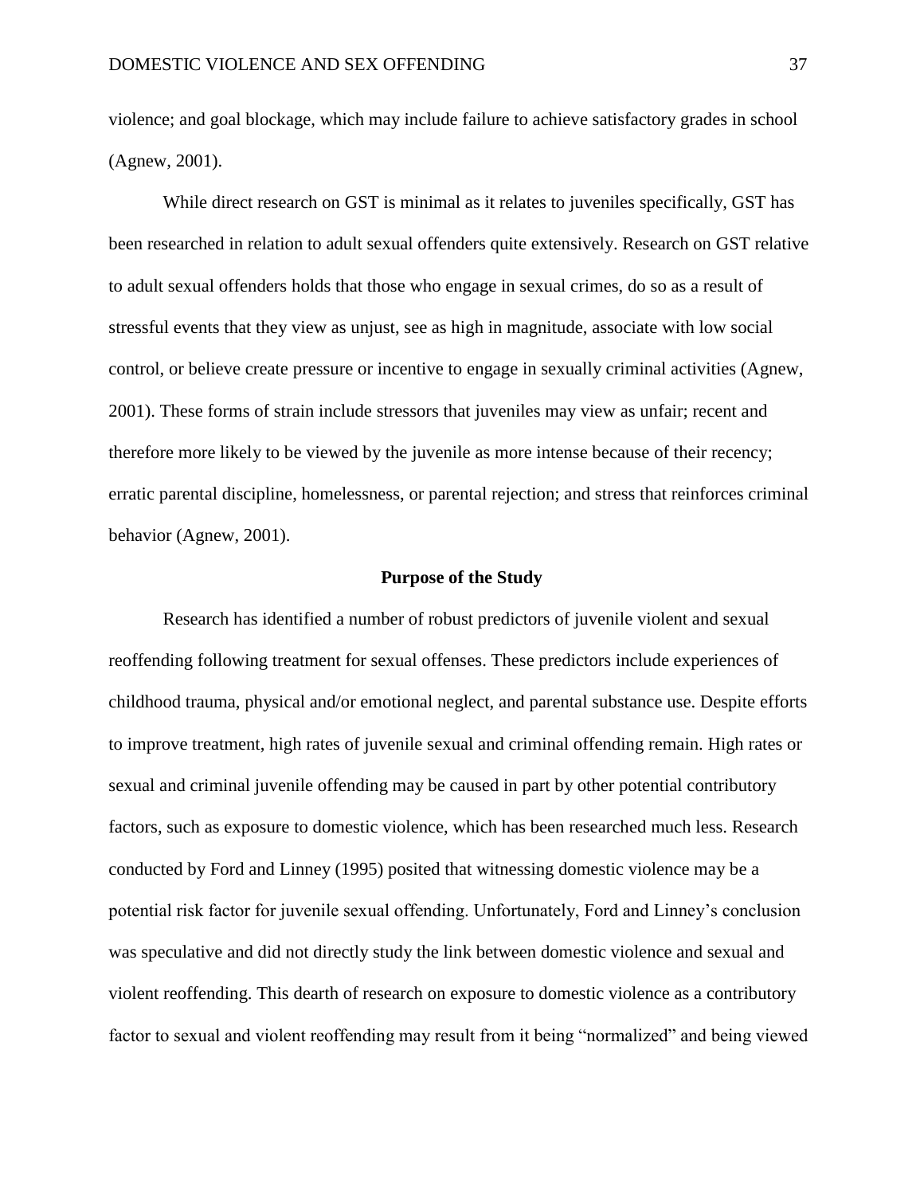violence; and goal blockage, which may include failure to achieve satisfactory grades in school (Agnew, 2001).

While direct research on GST is minimal as it relates to juveniles specifically, GST has been researched in relation to adult sexual offenders quite extensively. Research on GST relative to adult sexual offenders holds that those who engage in sexual crimes, do so as a result of stressful events that they view as unjust, see as high in magnitude, associate with low social control, or believe create pressure or incentive to engage in sexually criminal activities (Agnew, 2001). These forms of strain include stressors that juveniles may view as unfair; recent and therefore more likely to be viewed by the juvenile as more intense because of their recency; erratic parental discipline, homelessness, or parental rejection; and stress that reinforces criminal behavior (Agnew, 2001).

## Purpose of the Study

Research has identified a number of robust predictors of juvenile violent and sexual reoffending following treatment for sexual offenses. These predictors include experiences of childhood trauma, physical and/or emotional neglect, and parental substance use. Despite efforts to improve treatment, high rates of juvenile sexual and criminal offending remain. High rates or sexual and criminal juvenile offending may be caused in part by other potential contributory factors, such as exposure to domestic violence, which has been researched much less. Research conducted by Ford and Linney (1995) posited that witnessing domestic violence may be a potential risk factor for juvenile sexual offending. Unfortunately, Ford and Linney's conclusion was speculative and did not directly study the link between domestic violence and sexual and violent reoffending. This dearth of research on exposure to domestic violence as a contributory factor to sexual and violent reoffending may result from it being "normalized" and being viewed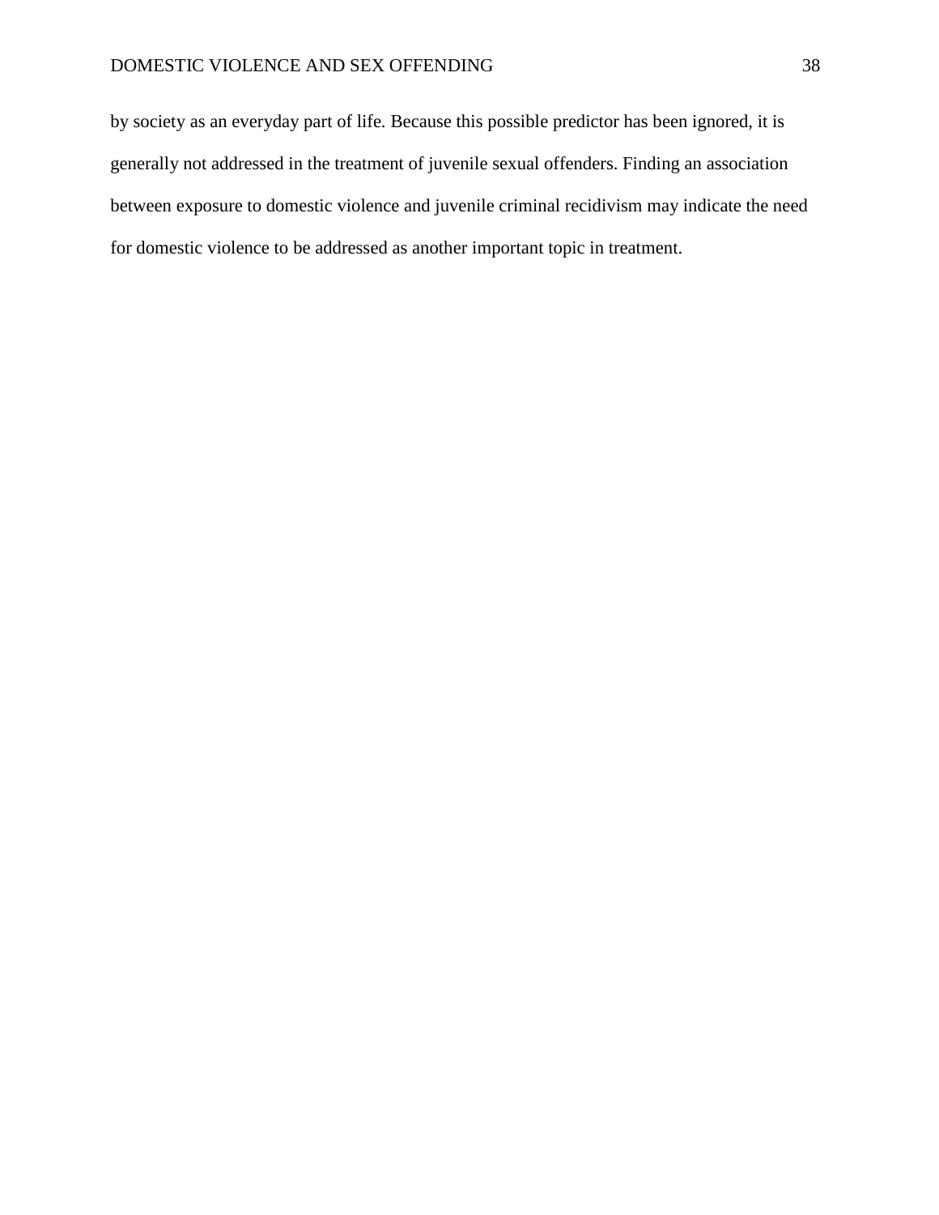by society as an everyday part of life. Because this possible predictor has been ignored, it is generally not addressed in the treatment of juvenile sexual offenders. Finding an association between exposure to domestic violence and juvenile criminal recidivism may indicate the need for domestic violence to be addressed as another important topic in treatment.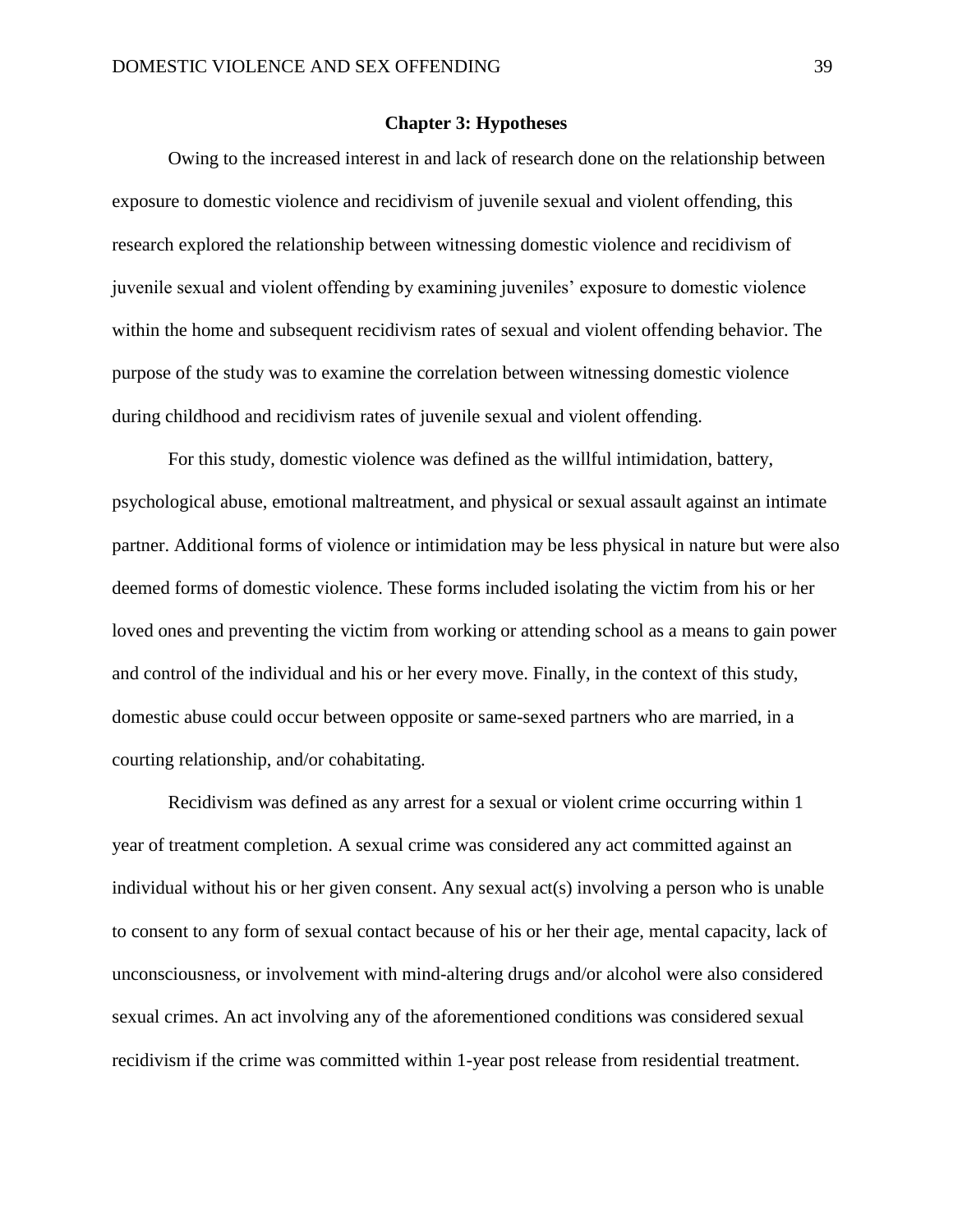# Chapter 3: Hypotheses

Owing to the increased interest in and lack of research done on the relationship between exposure to domestic violence and recidivism of juvenile sexual and violent offending, this research explored the relationship between witnessing domestic violence and recidivism of juvenile sexual and violent offending by examining juveniles' exposure to domestic violence within the home and subsequent recidivism rates of sexual and violent offending behavior. The purpose of the study was to examine the correlation between witnessing domestic violence during childhood and recidivism rates of juvenile sexual and violent offending.

For this study, domestic violence was defined as the willful intimidation, battery, psychological abuse, emotional maltreatment, and physical or sexual assault against an intimate partner. Additional forms of violence or intimidation may be less physical in nature but were also deemed forms of domestic violence. These forms included isolating the victim from his or her loved ones and preventing the victim from working or attending school as a means to gain power and control of the individual and his or her every move. Finally, in the context of this study, domestic abuse could occur between opposite or same-sexed partners who are married, in a courting relationship, and/or cohabitating.

Recidivism was defined as any arrest for a sexual or violent crime occurring within 1 year of treatment completion. A sexual crime was considered any act committed against an individual without his or her given consent. Any sexual act(s) involving a person who is unable to consent to any form of sexual contact because of his or her their age, mental capacity, lack of unconsciousness, or involvement with mind-altering drugs and/or alcohol were also considered sexual crimes. An act involving any of the aforementioned conditions was considered sexual recidivism if the crime was committed within 1-year post release from residential treatment.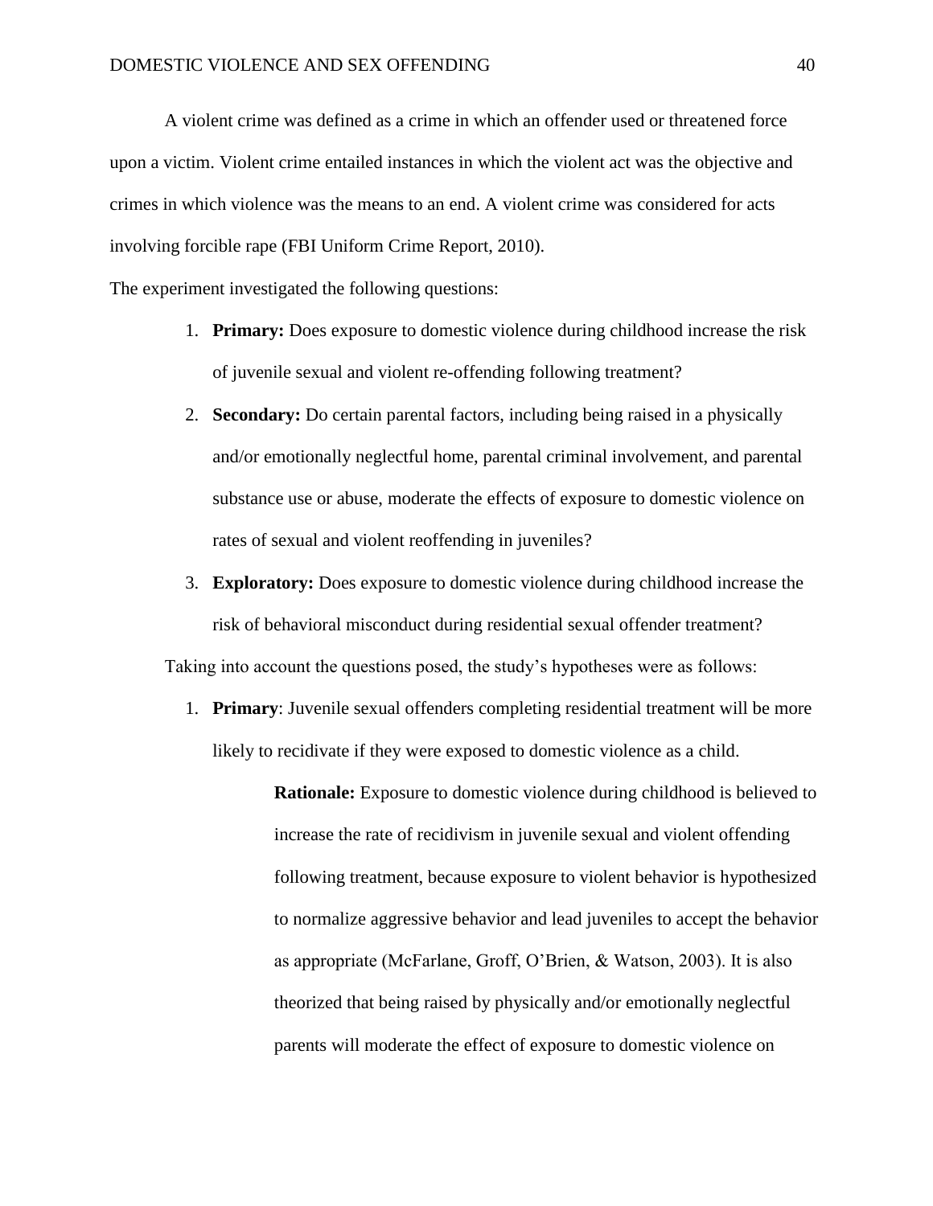A violent crime was defined as a crime in which an offender used or threatened force upon a victim. Violent crime entailed instances in which the violent act was the objective and crimes in which violence was the means to an end. A violent crime was considered for acts involving forcible rape (FBI Uniform Crime Report, 2010).

The experiment investigated the following questions:

1. **Primary:** Does exposure to domestic violence during childhood increase the risk of juvenile sexual and violent re-offending following treatment?
2. **Secondary:** Do certain parental factors, including being raised in a physically and/or emotionally neglectful home, parental criminal involvement, and parental substance use or abuse, moderate the effects of exposure to domestic violence on rates of sexual and violent reoffending in juveniles?
3. **Exploratory:** Does exposure to domestic violence during childhood increase the risk of behavioral misconduct during residential sexual offender treatment?

Taking into account the questions posed, the study's hypotheses were as follows:

1. **Primary**: Juvenile sexual offenders completing residential treatment will be more likely to recidivate if they were exposed to domestic violence as a child.

    **Rationale:** Exposure to domestic violence during childhood is believed to increase the rate of recidivism in juvenile sexual and violent offending following treatment, because exposure to violent behavior is hypothesized to normalize aggressive behavior and lead juveniles to accept the behavior as appropriate (McFarlane, Groff, O'Brien, & Watson, 2003). It is also theorized that being raised by physically and/or emotionally neglectful parents will moderate the effect of exposure to domestic violence on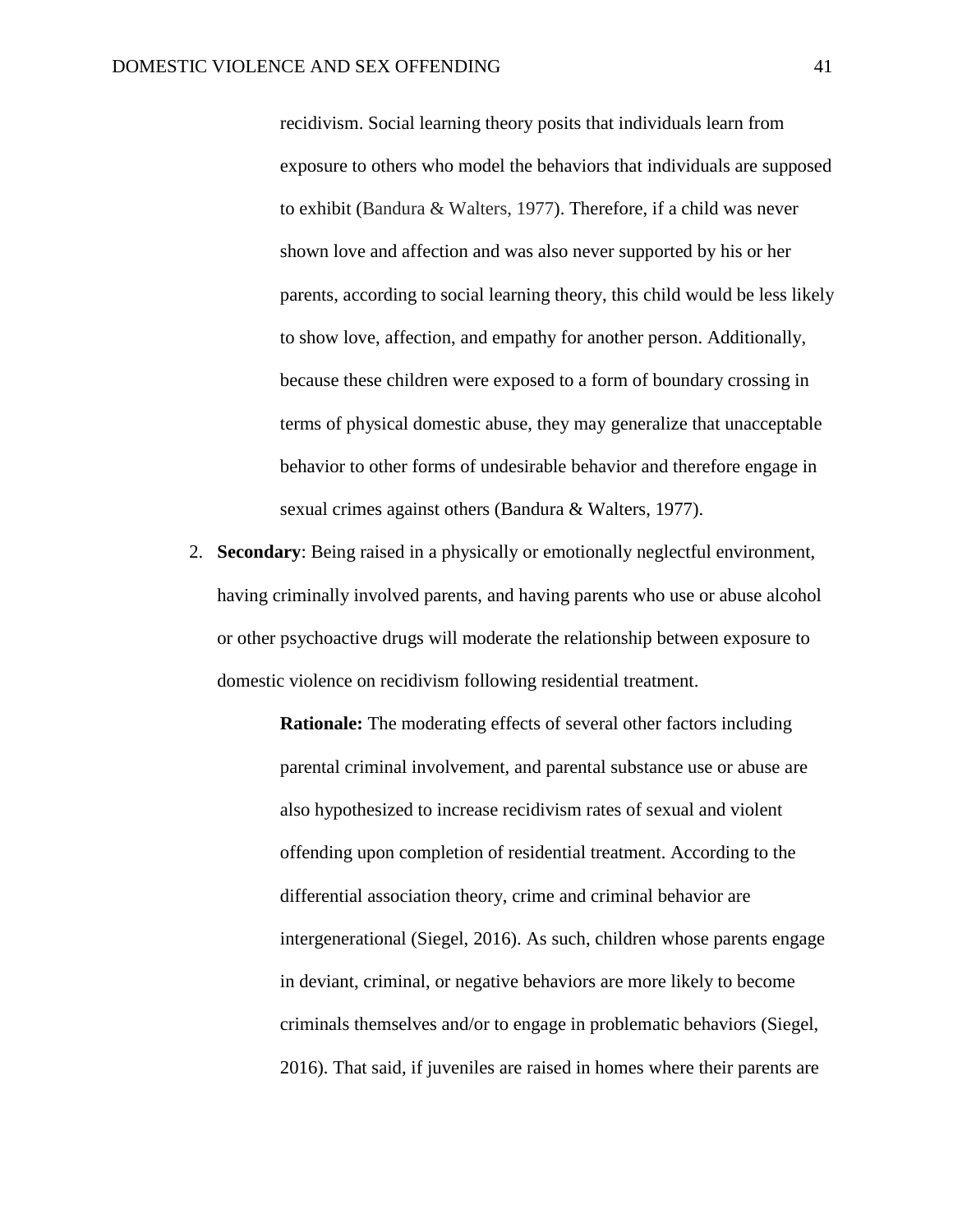recidivism. Social learning theory posits that individuals learn from exposure to others who model the behaviors that individuals are supposed to exhibit (Bandura & Walters, 1977). Therefore, if a child was never shown love and affection and was also never supported by his or her parents, according to social learning theory, this child would be less likely to show love, affection, and empathy for another person. Additionally, because these children were exposed to a form of boundary crossing in terms of physical domestic abuse, they may generalize that unacceptable behavior to other forms of undesirable behavior and therefore engage in sexual crimes against others (Bandura & Walters, 1977).

2. **Secondary**: Being raised in a physically or emotionally neglectful environment, having criminally involved parents, and having parents who use or abuse alcohol or other psychoactive drugs will moderate the relationship between exposure to domestic violence on recidivism following residential treatment.

   **Rationale:** The moderating effects of several other factors including parental criminal involvement, and parental substance use or abuse are also hypothesized to increase recidivism rates of sexual and violent offending upon completion of residential treatment. According to the differential association theory, crime and criminal behavior are intergenerational (Siegel, 2016). As such, children whose parents engage in deviant, criminal, or negative behaviors are more likely to become criminals themselves and/or to engage in problematic behaviors (Siegel, 2016). That said, if juveniles are raised in homes where their parents are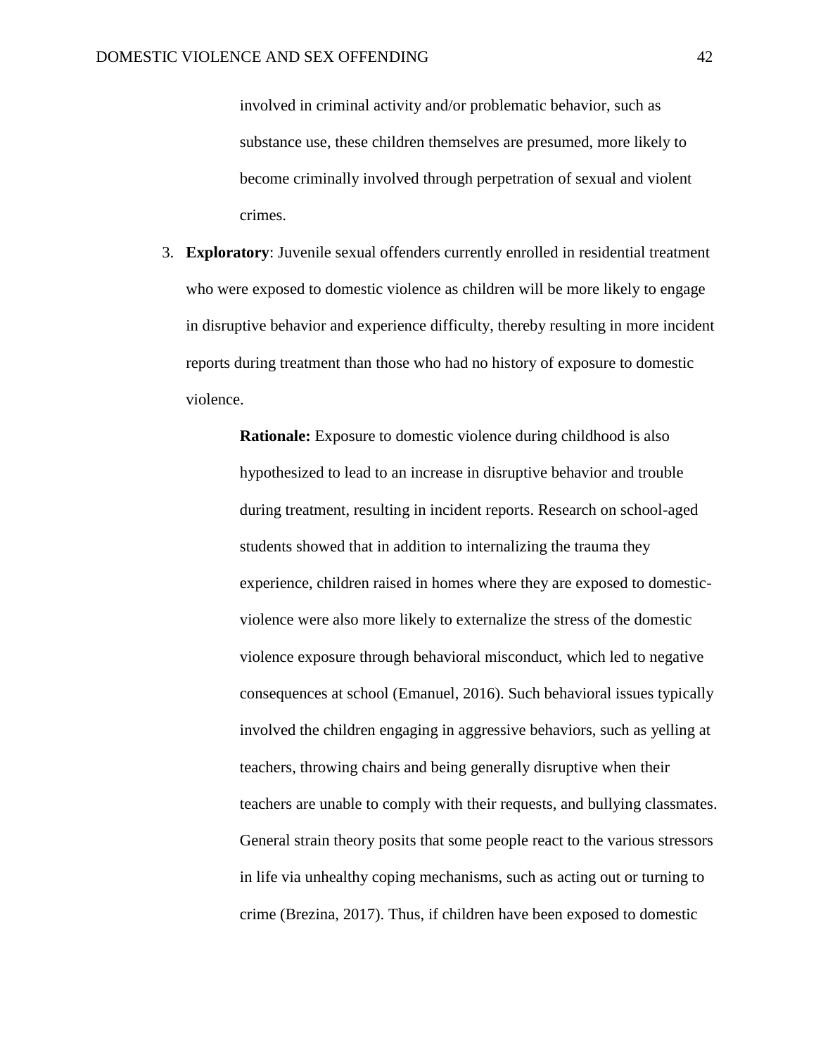involved in criminal activity and/or problematic behavior, such as substance use, these children themselves are presumed, more likely to become criminally involved through perpetration of sexual and violent crimes.

3. **Exploratory**: Juvenile sexual offenders currently enrolled in residential treatment who were exposed to domestic violence as children will be more likely to engage in disruptive behavior and experience difficulty, thereby resulting in more incident reports during treatment than those who had no history of exposure to domestic violence.

   **Rationale:** Exposure to domestic violence during childhood is also hypothesized to lead to an increase in disruptive behavior and trouble during treatment, resulting in incident reports. Research on school-aged students showed that in addition to internalizing the trauma they experience, children raised in homes where they are exposed to domestic-violence were also more likely to externalize the stress of the domestic violence exposure through behavioral misconduct, which led to negative consequences at school (Emanuel, 2016). Such behavioral issues typically involved the children engaging in aggressive behaviors, such as yelling at teachers, throwing chairs and being generally disruptive when their teachers are unable to comply with their requests, and bullying classmates. General strain theory posits that some people react to the various stressors in life via unhealthy coping mechanisms, such as acting out or turning to crime (Brezina, 2017). Thus, if children have been exposed to domestic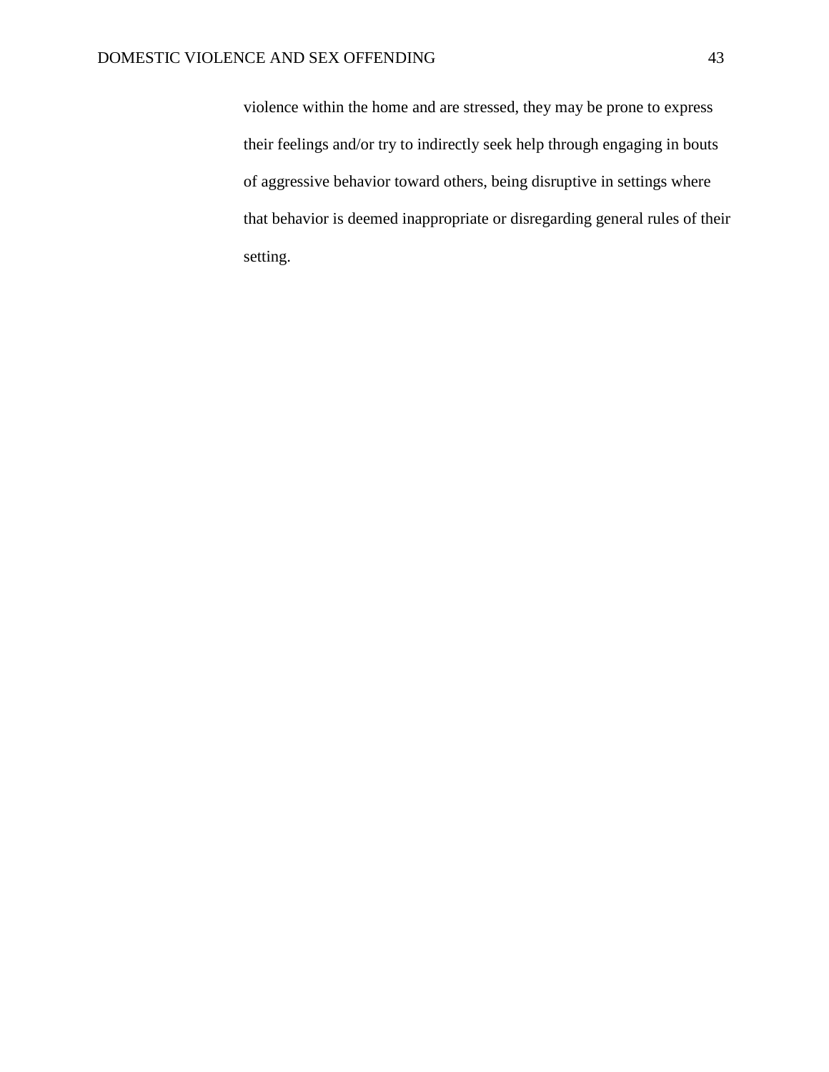violence within the home and are stressed, they may be prone to express their feelings and/or try to indirectly seek help through engaging in bouts of aggressive behavior toward others, being disruptive in settings where that behavior is deemed inappropriate or disregarding general rules of their setting.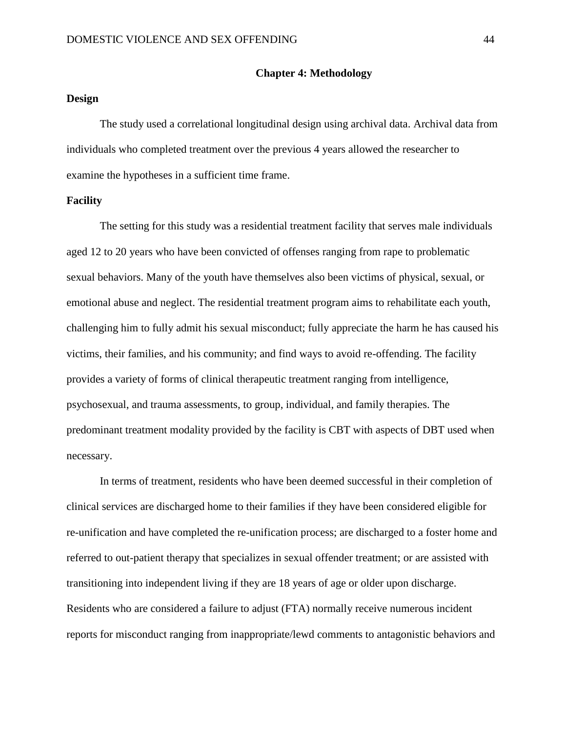# Chapter 4: Methodology

## Design

The study used a correlational longitudinal design using archival data. Archival data from individuals who completed treatment over the previous 4 years allowed the researcher to examine the hypotheses in a sufficient time frame.

## Facility

The setting for this study was a residential treatment facility that serves male individuals aged 12 to 20 years who have been convicted of offenses ranging from rape to problematic sexual behaviors. Many of the youth have themselves also been victims of physical, sexual, or emotional abuse and neglect. The residential treatment program aims to rehabilitate each youth, challenging him to fully admit his sexual misconduct; fully appreciate the harm he has caused his victims, their families, and his community; and find ways to avoid re-offending. The facility provides a variety of forms of clinical therapeutic treatment ranging from intelligence, psychosexual, and trauma assessments, to group, individual, and family therapies. The predominant treatment modality provided by the facility is CBT with aspects of DBT used when necessary.

In terms of treatment, residents who have been deemed successful in their completion of clinical services are discharged home to their families if they have been considered eligible for re-unification and have completed the re-unification process; are discharged to a foster home and referred to out-patient therapy that specializes in sexual offender treatment; or are assisted with transitioning into independent living if they are 18 years of age or older upon discharge. Residents who are considered a failure to adjust (FTA) normally receive numerous incident reports for misconduct ranging from inappropriate/lewd comments to antagonistic behaviors and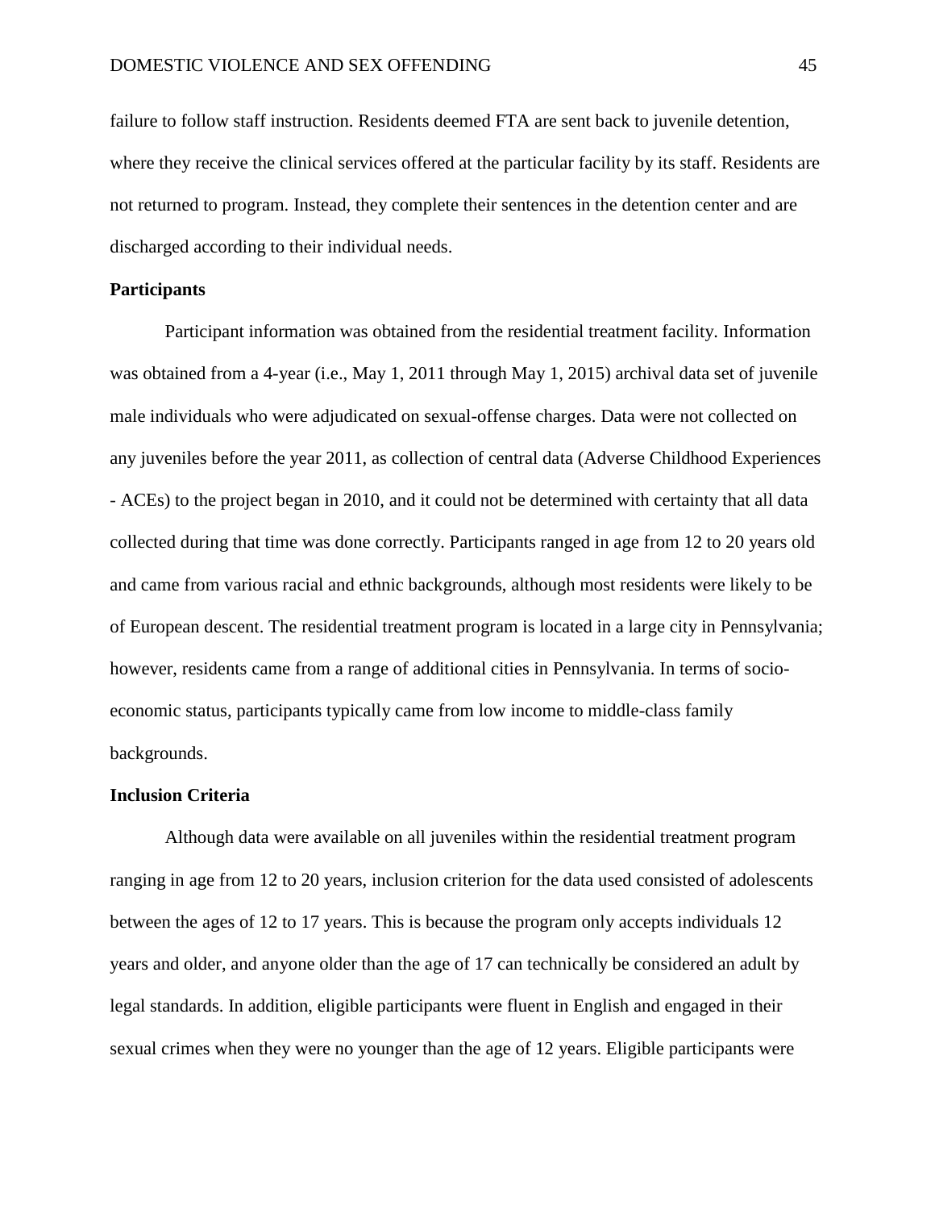failure to follow staff instruction. Residents deemed FTA are sent back to juvenile detention, where they receive the clinical services offered at the particular facility by its staff. Residents are not returned to program. Instead, they complete their sentences in the detention center and are discharged according to their individual needs.

## Participants

Participant information was obtained from the residential treatment facility. Information was obtained from a 4-year (i.e., May 1, 2011 through May 1, 2015) archival data set of juvenile male individuals who were adjudicated on sexual-offense charges. Data were not collected on any juveniles before the year 2011, as collection of central data (Adverse Childhood Experiences - ACEs) to the project began in 2010, and it could not be determined with certainty that all data collected during that time was done correctly. Participants ranged in age from 12 to 20 years old and came from various racial and ethnic backgrounds, although most residents were likely to be of European descent. The residential treatment program is located in a large city in Pennsylvania; however, residents came from a range of additional cities in Pennsylvania. In terms of socio-economic status, participants typically came from low income to middle-class family backgrounds.

## Inclusion Criteria

Although data were available on all juveniles within the residential treatment program ranging in age from 12 to 20 years, inclusion criterion for the data used consisted of adolescents between the ages of 12 to 17 years. This is because the program only accepts individuals 12 years and older, and anyone older than the age of 17 can technically be considered an adult by legal standards. In addition, eligible participants were fluent in English and engaged in their sexual crimes when they were no younger than the age of 12 years. Eligible participants were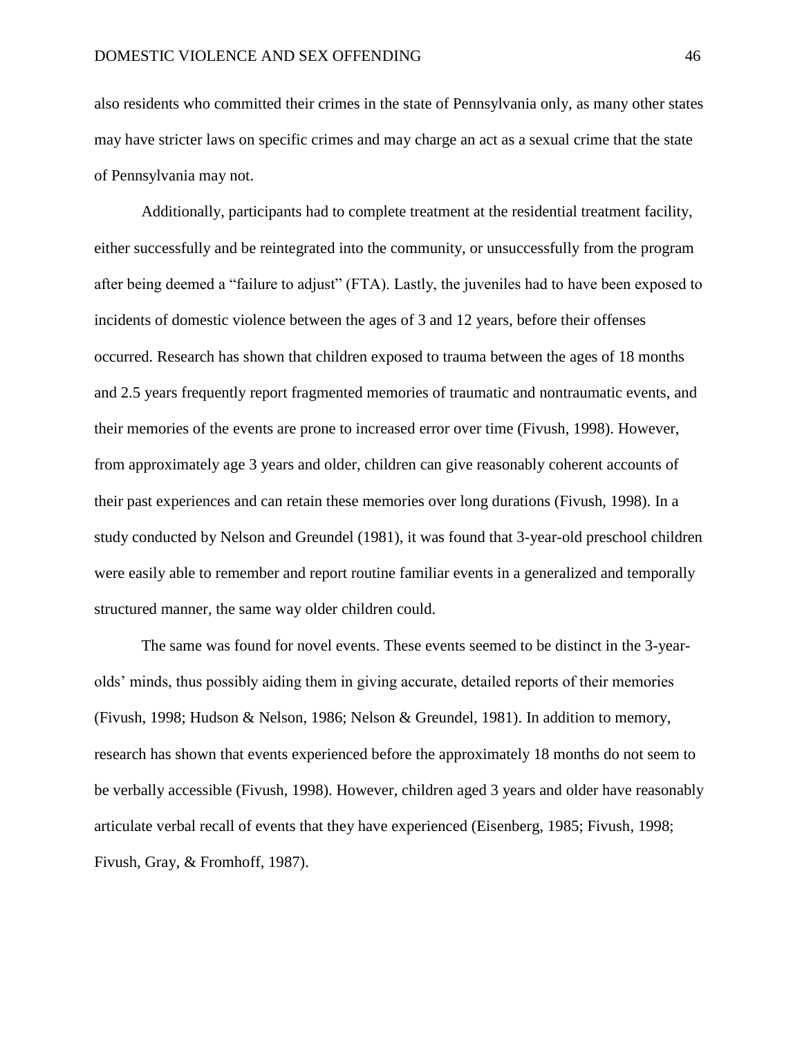also residents who committed their crimes in the state of Pennsylvania only, as many other states may have stricter laws on specific crimes and may charge an act as a sexual crime that the state of Pennsylvania may not.

Additionally, participants had to complete treatment at the residential treatment facility, either successfully and be reintegrated into the community, or unsuccessfully from the program after being deemed a "failure to adjust" (FTA). Lastly, the juveniles had to have been exposed to incidents of domestic violence between the ages of 3 and 12 years, before their offenses occurred. Research has shown that children exposed to trauma between the ages of 18 months and 2.5 years frequently report fragmented memories of traumatic and nontraumatic events, and their memories of the events are prone to increased error over time (Fivush, 1998). However, from approximately age 3 years and older, children can give reasonably coherent accounts of their past experiences and can retain these memories over long durations (Fivush, 1998). In a study conducted by Nelson and Greundel (1981), it was found that 3-year-old preschool children were easily able to remember and report routine familiar events in a generalized and temporally structured manner, the same way older children could.

The same was found for novel events. These events seemed to be distinct in the 3-year-olds' minds, thus possibly aiding them in giving accurate, detailed reports of their memories (Fivush, 1998; Hudson & Nelson, 1986; Nelson & Greundel, 1981). In addition to memory, research has shown that events experienced before the approximately 18 months do not seem to be verbally accessible (Fivush, 1998). However, children aged 3 years and older have reasonably articulate verbal recall of events that they have experienced (Eisenberg, 1985; Fivush, 1998; Fivush, Gray, & Fromhoff, 1987).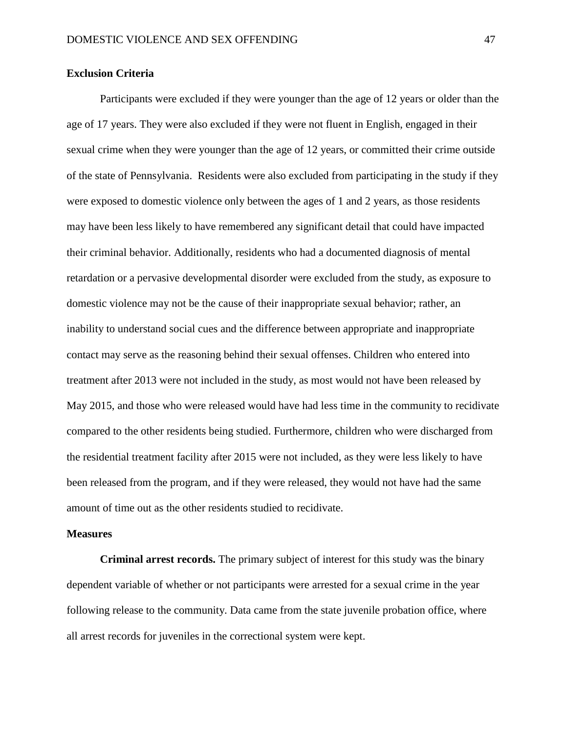## Exclusion Criteria

Participants were excluded if they were younger than the age of 12 years or older than the age of 17 years. They were also excluded if they were not fluent in English, engaged in their sexual crime when they were younger than the age of 12 years, or committed their crime outside of the state of Pennsylvania. Residents were also excluded from participating in the study if they were exposed to domestic violence only between the ages of 1 and 2 years, as those residents may have been less likely to have remembered any significant detail that could have impacted their criminal behavior. Additionally, residents who had a documented diagnosis of mental retardation or a pervasive developmental disorder were excluded from the study, as exposure to domestic violence may not be the cause of their inappropriate sexual behavior; rather, an inability to understand social cues and the difference between appropriate and inappropriate contact may serve as the reasoning behind their sexual offenses. Children who entered into treatment after 2013 were not included in the study, as most would not have been released by May 2015, and those who were released would have had less time in the community to recidivate compared to the other residents being studied. Furthermore, children who were discharged from the residential treatment facility after 2015 were not included, as they were less likely to have been released from the program, and if they were released, they would not have had the same amount of time out as the other residents studied to recidivate.

## Measures

**Criminal arrest records.** The primary subject of interest for this study was the binary dependent variable of whether or not participants were arrested for a sexual crime in the year following release to the community. Data came from the state juvenile probation office, where all arrest records for juveniles in the correctional system were kept.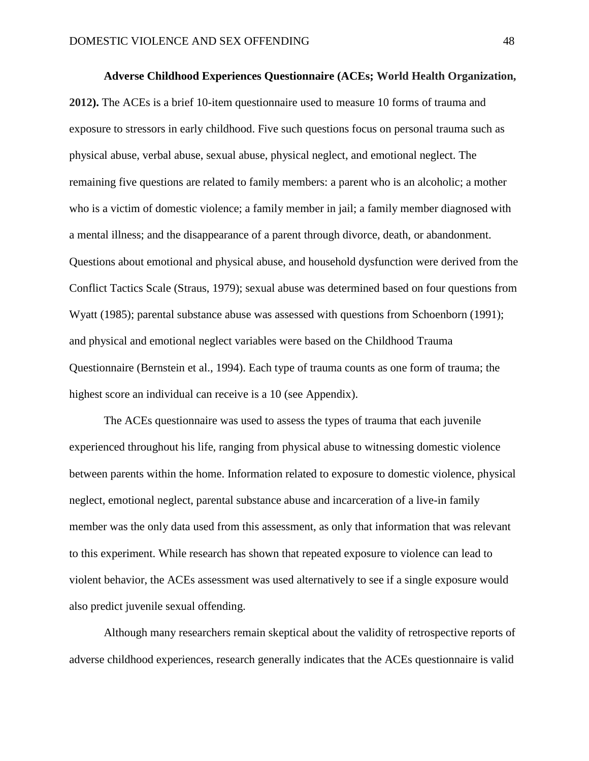**Adverse Childhood Experiences Questionnaire (ACEs; World Health Organization, 2012).** The ACEs is a brief 10-item questionnaire used to measure 10 forms of trauma and exposure to stressors in early childhood. Five such questions focus on personal trauma such as physical abuse, verbal abuse, sexual abuse, physical neglect, and emotional neglect. The remaining five questions are related to family members: a parent who is an alcoholic; a mother who is a victim of domestic violence; a family member in jail; a family member diagnosed with a mental illness; and the disappearance of a parent through divorce, death, or abandonment. Questions about emotional and physical abuse, and household dysfunction were derived from the Conflict Tactics Scale (Straus, 1979); sexual abuse was determined based on four questions from Wyatt (1985); parental substance abuse was assessed with questions from Schoenborn (1991); and physical and emotional neglect variables were based on the Childhood Trauma Questionnaire (Bernstein et al., 1994). Each type of trauma counts as one form of trauma; the highest score an individual can receive is a 10 (see Appendix).

The ACEs questionnaire was used to assess the types of trauma that each juvenile experienced throughout his life, ranging from physical abuse to witnessing domestic violence between parents within the home. Information related to exposure to domestic violence, physical neglect, emotional neglect, parental substance abuse and incarceration of a live-in family member was the only data used from this assessment, as only that information that was relevant to this experiment. While research has shown that repeated exposure to violence can lead to violent behavior, the ACEs assessment was used alternatively to see if a single exposure would also predict juvenile sexual offending.

Although many researchers remain skeptical about the validity of retrospective reports of adverse childhood experiences, research generally indicates that the ACEs questionnaire is valid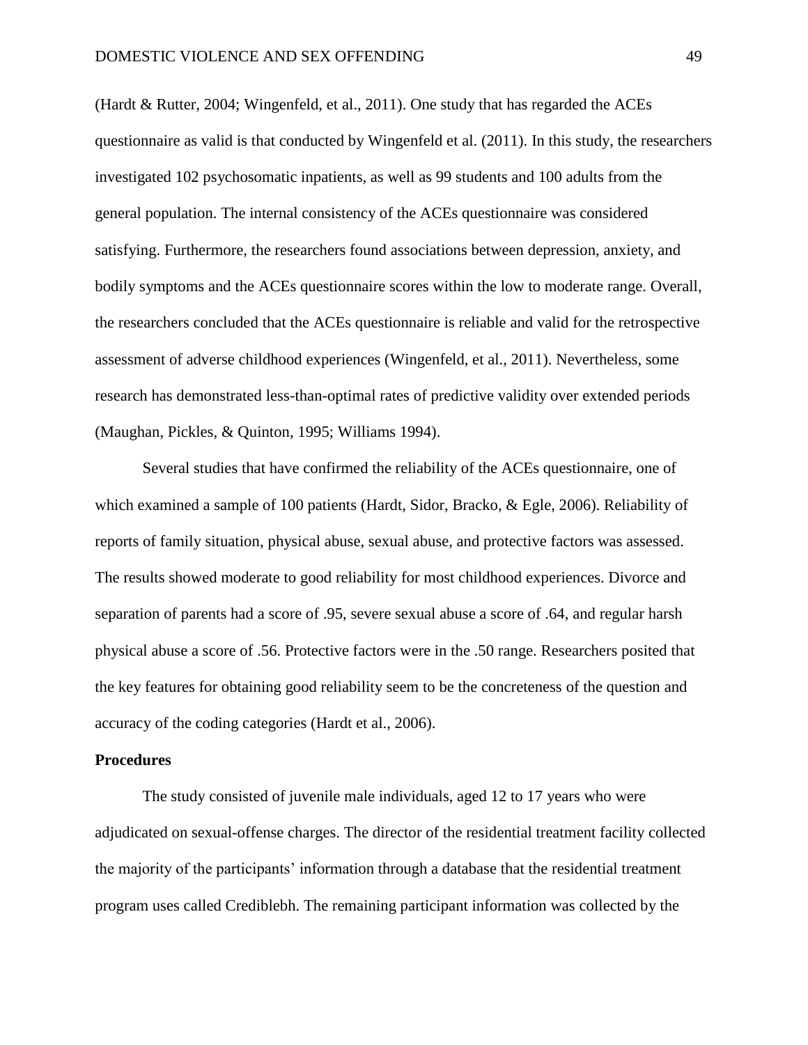(Hardt & Rutter, 2004; Wingenfeld, et al., 2011). One study that has regarded the ACEs questionnaire as valid is that conducted by Wingenfeld et al. (2011). In this study, the researchers investigated 102 psychosomatic inpatients, as well as 99 students and 100 adults from the general population. The internal consistency of the ACEs questionnaire was considered satisfying. Furthermore, the researchers found associations between depression, anxiety, and bodily symptoms and the ACEs questionnaire scores within the low to moderate range. Overall, the researchers concluded that the ACEs questionnaire is reliable and valid for the retrospective assessment of adverse childhood experiences (Wingenfeld, et al., 2011). Nevertheless, some research has demonstrated less-than-optimal rates of predictive validity over extended periods (Maughan, Pickles, & Quinton, 1995; Williams 1994).

Several studies that have confirmed the reliability of the ACEs questionnaire, one of which examined a sample of 100 patients (Hardt, Sidor, Bracko, & Egle, 2006). Reliability of reports of family situation, physical abuse, sexual abuse, and protective factors was assessed. The results showed moderate to good reliability for most childhood experiences. Divorce and separation of parents had a score of .95, severe sexual abuse a score of .64, and regular harsh physical abuse a score of .56. Protective factors were in the .50 range. Researchers posited that the key features for obtaining good reliability seem to be the concreteness of the question and accuracy of the coding categories (Hardt et al., 2006).

**Procedures**

The study consisted of juvenile male individuals, aged 12 to 17 years who were adjudicated on sexual-offense charges. The director of the residential treatment facility collected the majority of the participants' information through a database that the residential treatment program uses called Crediblebh. The remaining participant information was collected by the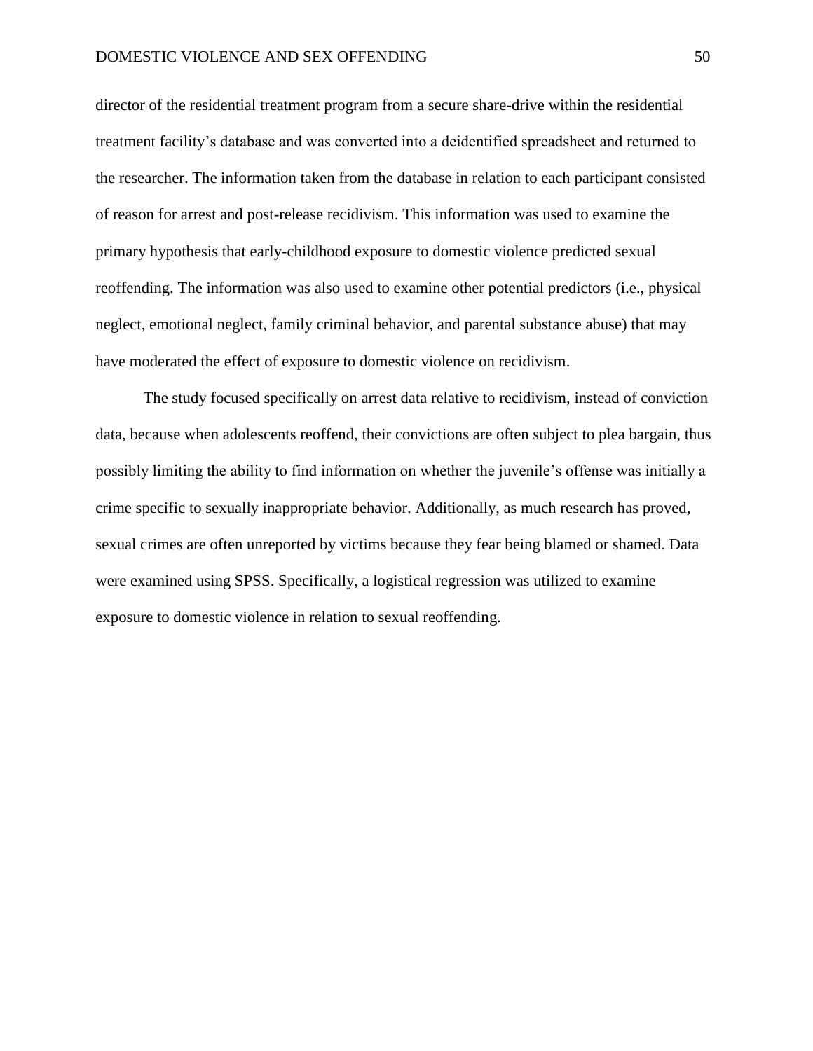director of the residential treatment program from a secure share-drive within the residential treatment facility's database and was converted into a deidentified spreadsheet and returned to the researcher. The information taken from the database in relation to each participant consisted of reason for arrest and post-release recidivism. This information was used to examine the primary hypothesis that early-childhood exposure to domestic violence predicted sexual reoffending. The information was also used to examine other potential predictors (i.e., physical neglect, emotional neglect, family criminal behavior, and parental substance abuse) that may have moderated the effect of exposure to domestic violence on recidivism.

The study focused specifically on arrest data relative to recidivism, instead of conviction data, because when adolescents reoffend, their convictions are often subject to plea bargain, thus possibly limiting the ability to find information on whether the juvenile's offense was initially a crime specific to sexually inappropriate behavior. Additionally, as much research has proved, sexual crimes are often unreported by victims because they fear being blamed or shamed. Data were examined using SPSS. Specifically, a logistical regression was utilized to examine exposure to domestic violence in relation to sexual reoffending.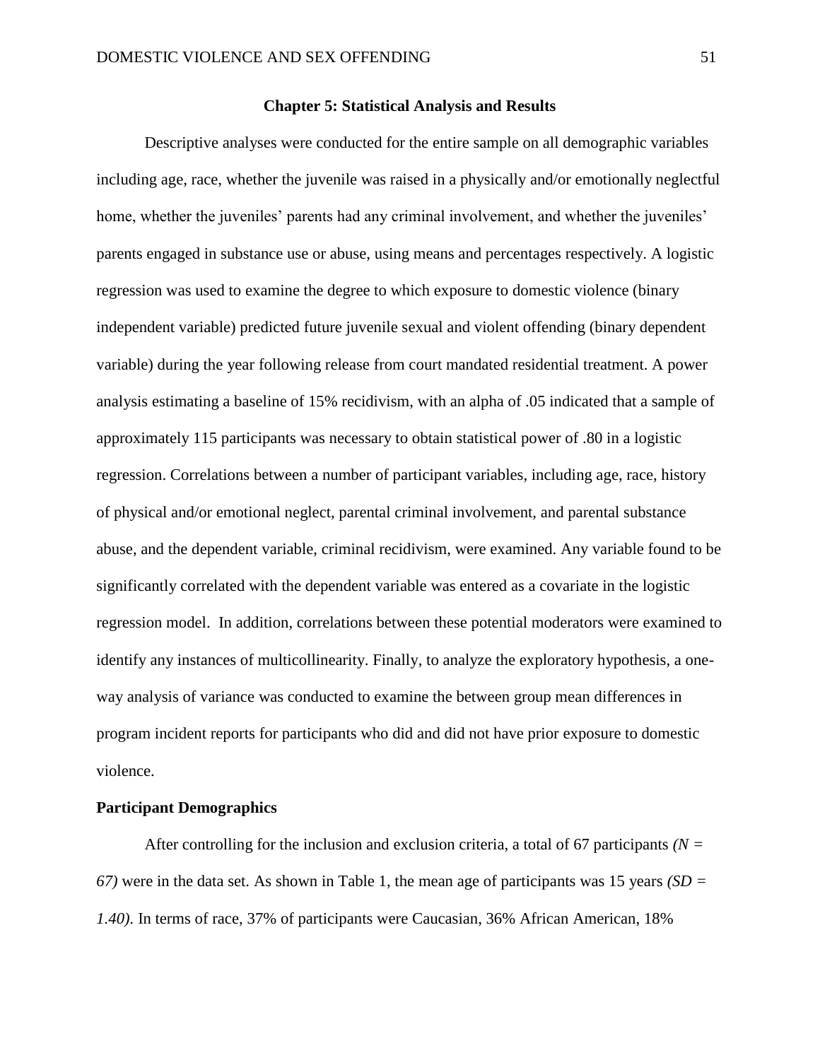## Chapter 5: Statistical Analysis and Results

Descriptive analyses were conducted for the entire sample on all demographic variables including age, race, whether the juvenile was raised in a physically and/or emotionally neglectful home, whether the juveniles' parents had any criminal involvement, and whether the juveniles' parents engaged in substance use or abuse, using means and percentages respectively. A logistic regression was used to examine the degree to which exposure to domestic violence (binary independent variable) predicted future juvenile sexual and violent offending (binary dependent variable) during the year following release from court mandated residential treatment. A power analysis estimating a baseline of 15% recidivism, with an alpha of .05 indicated that a sample of approximately 115 participants was necessary to obtain statistical power of .80 in a logistic regression. Correlations between a number of participant variables, including age, race, history of physical and/or emotional neglect, parental criminal involvement, and parental substance abuse, and the dependent variable, criminal recidivism, were examined. Any variable found to be significantly correlated with the dependent variable was entered as a covariate in the logistic regression model. In addition, correlations between these potential moderators were examined to identify any instances of multicollinearity. Finally, to analyze the exploratory hypothesis, a one-way analysis of variance was conducted to examine the between group mean differences in program incident reports for participants who did and did not have prior exposure to domestic violence.

### Participant Demographics

After controlling for the inclusion and exclusion criteria, a total of 67 participants *($N = 67$)* were in the data set. As shown in Table 1, the mean age of participants was 15 years *($SD = 1.40$)*. In terms of race, 37% of participants were Caucasian, 36% African American, 18%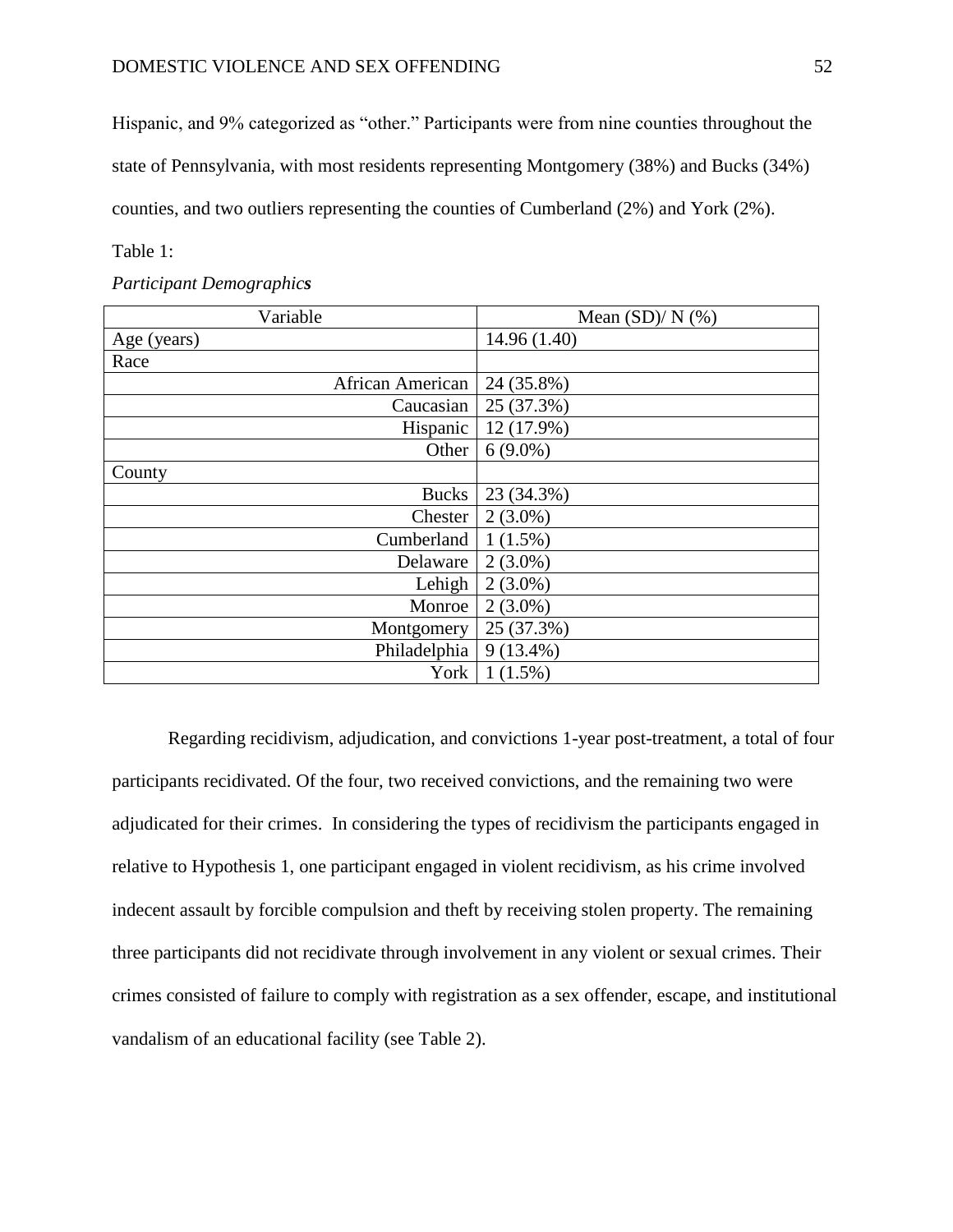Hispanic, and 9% categorized as "other." Participants were from nine counties throughout the state of Pennsylvania, with most residents representing Montgomery (38%) and Bucks (34%) counties, and two outliers representing the counties of Cumberland (2%) and York (2%).

Table 1:

*Participant Demographics*

| Variable | Mean (SD)/ N (%) |
|---|---|
| Age (years) | 14.96 (1.40) |
| Race | |
| African American | 24 (35.8%) |
| Caucasian | 25 (37.3%) |
| Hispanic | 12 (17.9%) |
| Other | 6 (9.0%) |
| County | |
| Bucks | 23 (34.3%) |
| Chester | 2 (3.0%) |
| Cumberland | 1 (1.5%) |
| Delaware | 2 (3.0%) |
| Lehigh | 2 (3.0%) |
| Monroe | 2 (3.0%) |
| Montgomery | 25 (37.3%) |
| Philadelphia | 9 (13.4%) |
| York | 1 (1.5%) |

Regarding recidivism, adjudication, and convictions 1-year post-treatment, a total of four participants recidivated. Of the four, two received convictions, and the remaining two were adjudicated for their crimes. In considering the types of recidivism the participants engaged in relative to Hypothesis 1, one participant engaged in violent recidivism, as his crime involved indecent assault by forcible compulsion and theft by receiving stolen property. The remaining three participants did not recidivate through involvement in any violent or sexual crimes. Their crimes consisted of failure to comply with registration as a sex offender, escape, and institutional vandalism of an educational facility (see Table 2).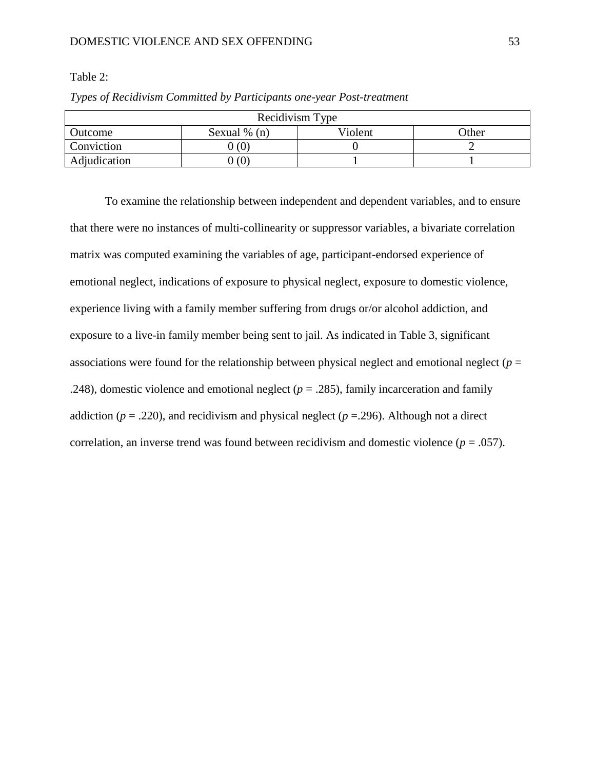Table 2:

*Types of Recidivism Committed by Participants one-year Post-treatment*

| Recidivism Type | | | |
|---|---|---|---|
| Outcome | Sexual % (n) | Violent | Other |
| Conviction | 0 (0) | 0 | 2 |
| Adjudication | 0 (0) | 1 | 1 |

To examine the relationship between independent and dependent variables, and to ensure that there were no instances of multi-collinearity or suppressor variables, a bivariate correlation matrix was computed examining the variables of age, participant-endorsed experience of emotional neglect, indications of exposure to physical neglect, exposure to domestic violence, experience living with a family member suffering from drugs or/or alcohol addiction, and exposure to a live-in family member being sent to jail. As indicated in Table 3, significant associations were found for the relationship between physical neglect and emotional neglect ($p$ = .248), domestic violence and emotional neglect ($p$ = .285), family incarceration and family addiction ($p$ = .220), and recidivism and physical neglect ($p$ =.296). Although not a direct correlation, an inverse trend was found between recidivism and domestic violence ($p$ = .057).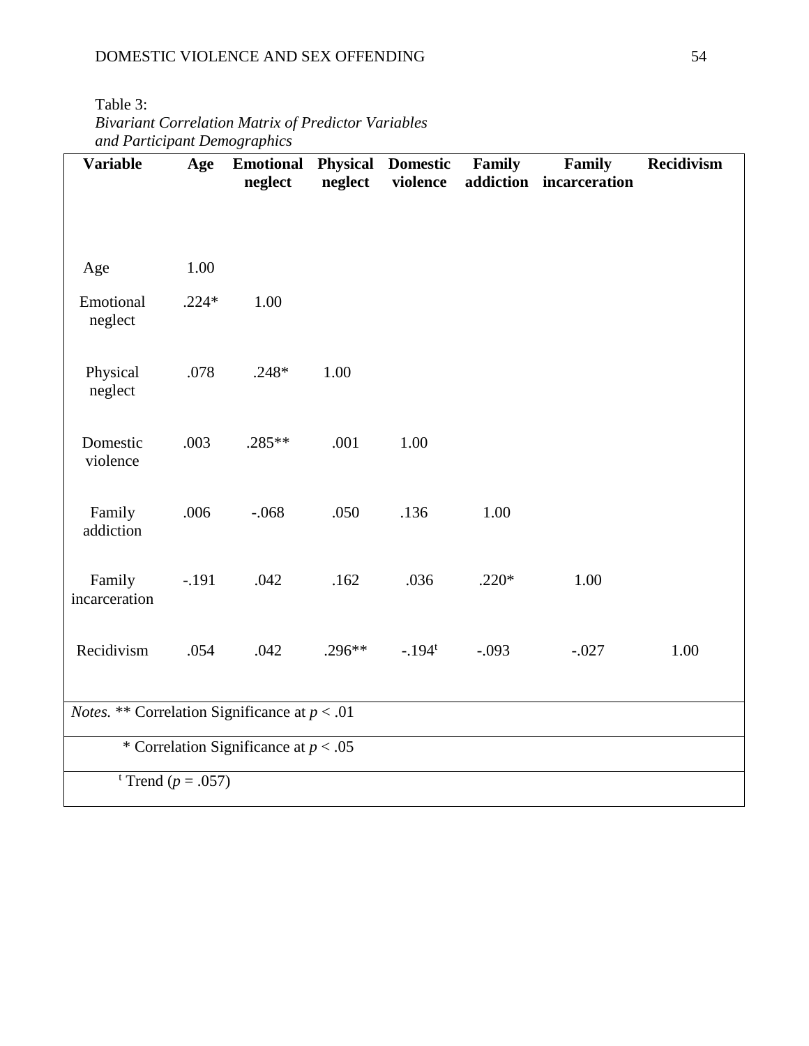Table 3:
*Bivariant Correlation Matrix of Predictor Variables and Participant Demographics*

| Variable | Age | Emotional neglect | Physical neglect | Domestic violence | Family addiction | Family incarceration | Recidivism |
|---|---|---|---|---|---|---|---|
| Age | 1.00 | | | | | | |
| Emotional neglect | .224* | 1.00 | | | | | |
| Physical neglect | .078 | .248* | 1.00 | | | | |
| Domestic violence | .003 | .285** | .001 | 1.00 | | | |
| Family addiction | .006 | -.068 | .050 | .136 | 1.00 | | |
| Family incarceration | -.191 | .042 | .162 | .036 | .220* | 1.00 | |
| Recidivism | .054 | .042 | .296** | -.194[t] | -.093 | -.027 | 1.00 |

*Notes.* ** Correlation Significance at $p < .01$

\* Correlation Significance at $p < .05$

[t] Trend ($p = .057$)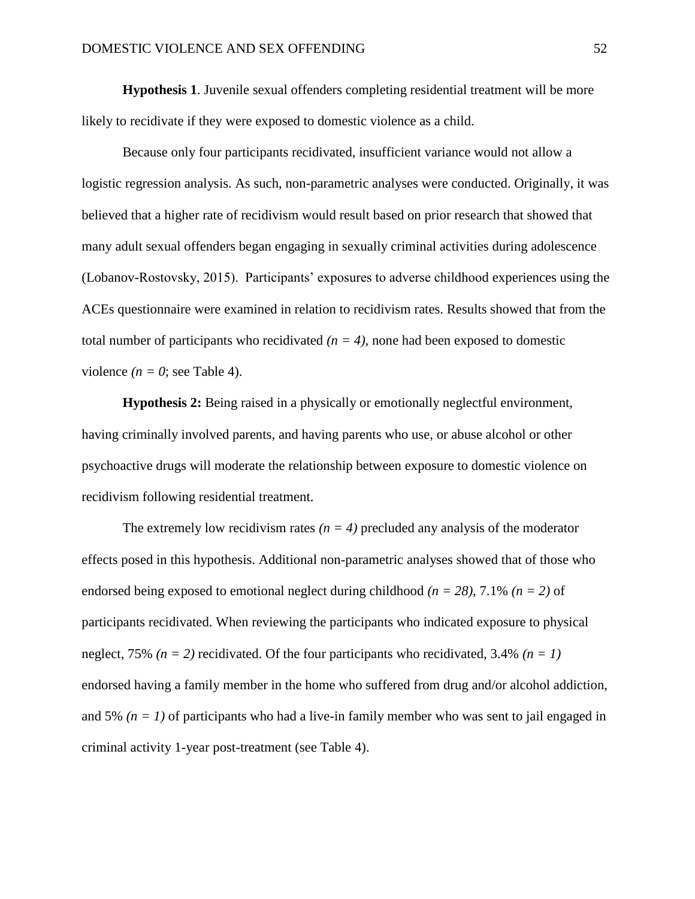**Hypothesis 1**. Juvenile sexual offenders completing residential treatment will be more likely to recidivate if they were exposed to domestic violence as a child.

Because only four participants recidivated, insufficient variance would not allow a logistic regression analysis. As such, non-parametric analyses were conducted. Originally, it was believed that a higher rate of recidivism would result based on prior research that showed that many adult sexual offenders began engaging in sexually criminal activities during adolescence (Lobanov-Rostovsky, 2015). Participants' exposures to adverse childhood experiences using the ACEs questionnaire were examined in relation to recidivism rates. Results showed that from the total number of participants who recidivated *($n = 4$)*, none had been exposed to domestic violence *($n = 0$*; see Table 4).

**Hypothesis 2:** Being raised in a physically or emotionally neglectful environment, having criminally involved parents, and having parents who use, or abuse alcohol or other psychoactive drugs will moderate the relationship between exposure to domestic violence on recidivism following residential treatment.

The extremely low recidivism rates *($n = 4$)* precluded any analysis of the moderator effects posed in this hypothesis. Additional non-parametric analyses showed that of those who endorsed being exposed to emotional neglect during childhood *($n = 28$)*, 7.1% *($n = 2$)* of participants recidivated. When reviewing the participants who indicated exposure to physical neglect, 75% *($n = 2$)* recidivated. Of the four participants who recidivated, 3.4% *($n = 1$)* endorsed having a family member in the home who suffered from drug and/or alcohol addiction, and 5% *($n = 1$)* of participants who had a live-in family member who was sent to jail engaged in criminal activity 1-year post-treatment (see Table 4).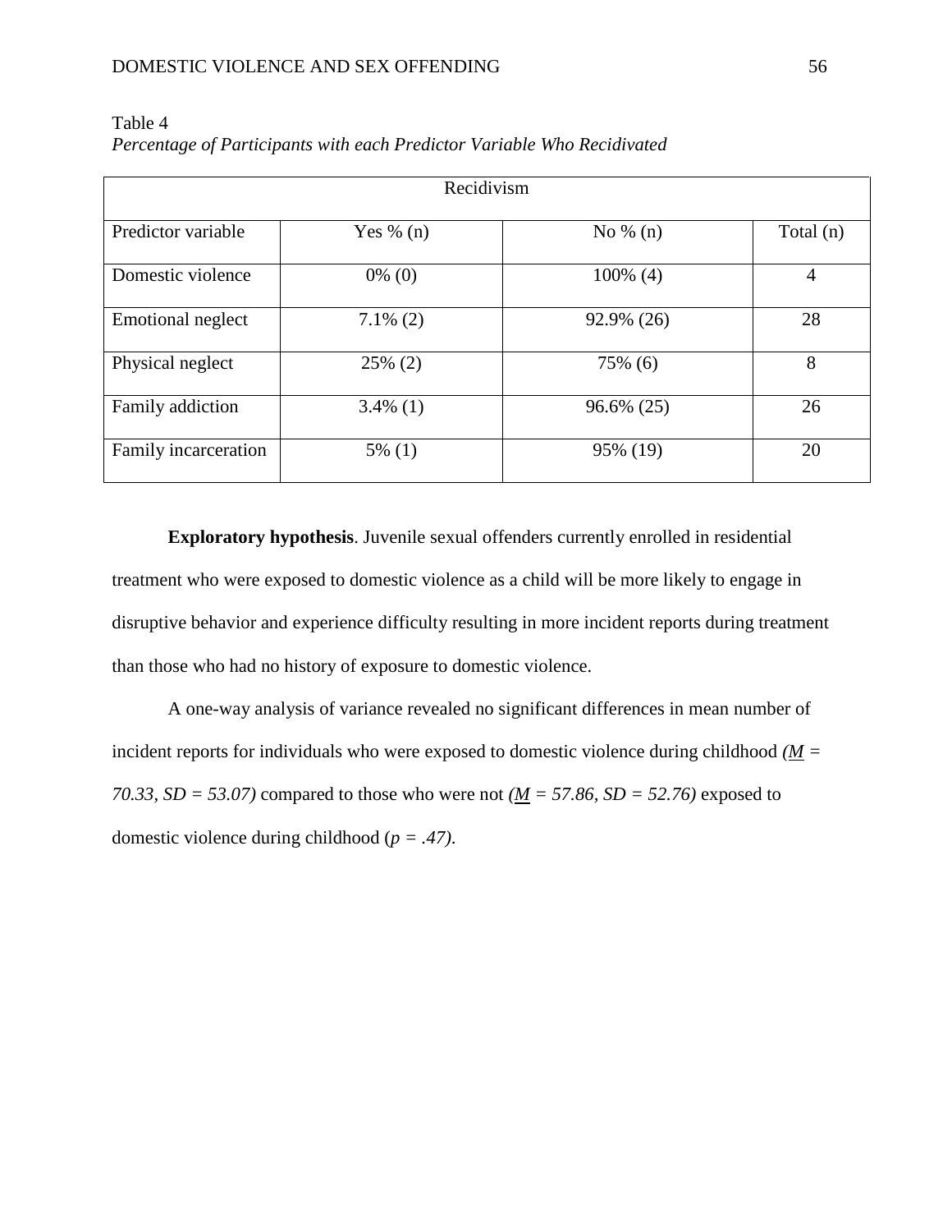Table 4

*Percentage of Participants with each Predictor Variable Who Recidivated*

| Recidivism | | | |
|---|---|---|---|
| Predictor variable | Yes % (n) | No % (n) | Total (n) |
| Domestic violence | 0% (0) | 100% (4) | 4 |
| Emotional neglect | 7.1% (2) | 92.9% (26) | 28 |
| Physical neglect | 25% (2) | 75% (6) | 8 |
| Family addiction | 3.4% (1) | 96.6% (25) | 26 |
| Family incarceration | 5% (1) | 95% (19) | 20 |

**Exploratory hypothesis**. Juvenile sexual offenders currently enrolled in residential treatment who were exposed to domestic violence as a child will be more likely to engage in disruptive behavior and experience difficulty resulting in more incident reports during treatment than those who had no history of exposure to domestic violence.

A one-way analysis of variance revealed no significant differences in mean number of incident reports for individuals who were exposed to domestic violence during childhood ($M = 70.33$, $SD = 53.07$) compared to those who were not ($M = 57.86$, $SD = 52.76$) exposed to domestic violence during childhood ($p = .47$).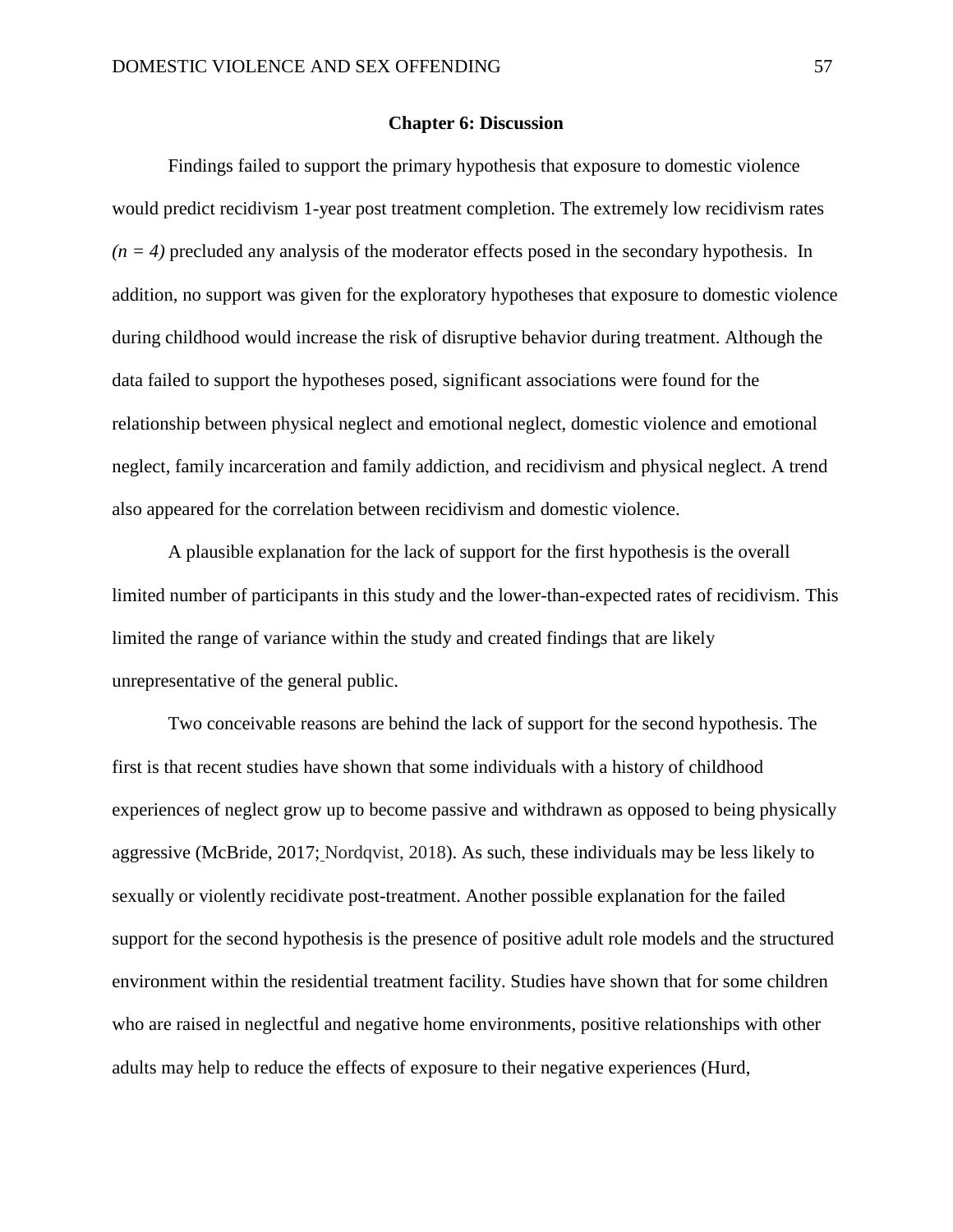## Chapter 6: Discussion

Findings failed to support the primary hypothesis that exposure to domestic violence would predict recidivism 1-year post treatment completion. The extremely low recidivism rates *($n = 4$)* precluded any analysis of the moderator effects posed in the secondary hypothesis. In addition, no support was given for the exploratory hypotheses that exposure to domestic violence during childhood would increase the risk of disruptive behavior during treatment. Although the data failed to support the hypotheses posed, significant associations were found for the relationship between physical neglect and emotional neglect, domestic violence and emotional neglect, family incarceration and family addiction, and recidivism and physical neglect. A trend also appeared for the correlation between recidivism and domestic violence.

A plausible explanation for the lack of support for the first hypothesis is the overall limited number of participants in this study and the lower-than-expected rates of recidivism. This limited the range of variance within the study and created findings that are likely unrepresentative of the general public.

Two conceivable reasons are behind the lack of support for the second hypothesis. The first is that recent studies have shown that some individuals with a history of childhood experiences of neglect grow up to become passive and withdrawn as opposed to being physically aggressive (McBride, 2017; Nordqvist, 2018). As such, these individuals may be less likely to sexually or violently recidivate post-treatment. Another possible explanation for the failed support for the second hypothesis is the presence of positive adult role models and the structured environment within the residential treatment facility. Studies have shown that for some children who are raised in neglectful and negative home environments, positive relationships with other adults may help to reduce the effects of exposure to their negative experiences (Hurd,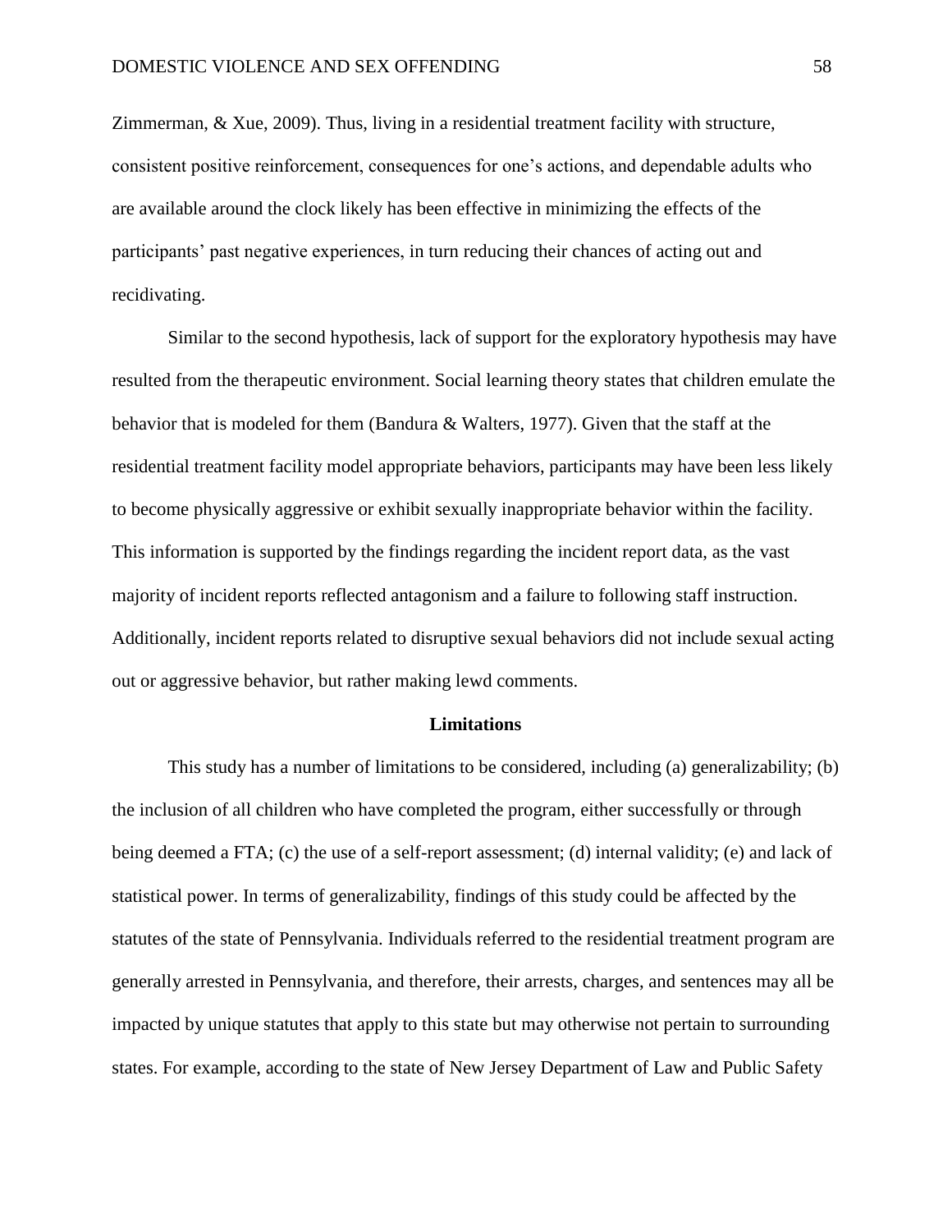Zimmerman, & Xue, 2009). Thus, living in a residential treatment facility with structure, consistent positive reinforcement, consequences for one's actions, and dependable adults who are available around the clock likely has been effective in minimizing the effects of the participants' past negative experiences, in turn reducing their chances of acting out and recidivating.

Similar to the second hypothesis, lack of support for the exploratory hypothesis may have resulted from the therapeutic environment. Social learning theory states that children emulate the behavior that is modeled for them (Bandura & Walters, 1977). Given that the staff at the residential treatment facility model appropriate behaviors, participants may have been less likely to become physically aggressive or exhibit sexually inappropriate behavior within the facility. This information is supported by the findings regarding the incident report data, as the vast majority of incident reports reflected antagonism and a failure to following staff instruction. Additionally, incident reports related to disruptive sexual behaviors did not include sexual acting out or aggressive behavior, but rather making lewd comments.

## Limitations

This study has a number of limitations to be considered, including (a) generalizability; (b) the inclusion of all children who have completed the program, either successfully or through being deemed a FTA; (c) the use of a self-report assessment; (d) internal validity; (e) and lack of statistical power. In terms of generalizability, findings of this study could be affected by the statutes of the state of Pennsylvania. Individuals referred to the residential treatment program are generally arrested in Pennsylvania, and therefore, their arrests, charges, and sentences may all be impacted by unique statutes that apply to this state but may otherwise not pertain to surrounding states. For example, according to the state of New Jersey Department of Law and Public Safety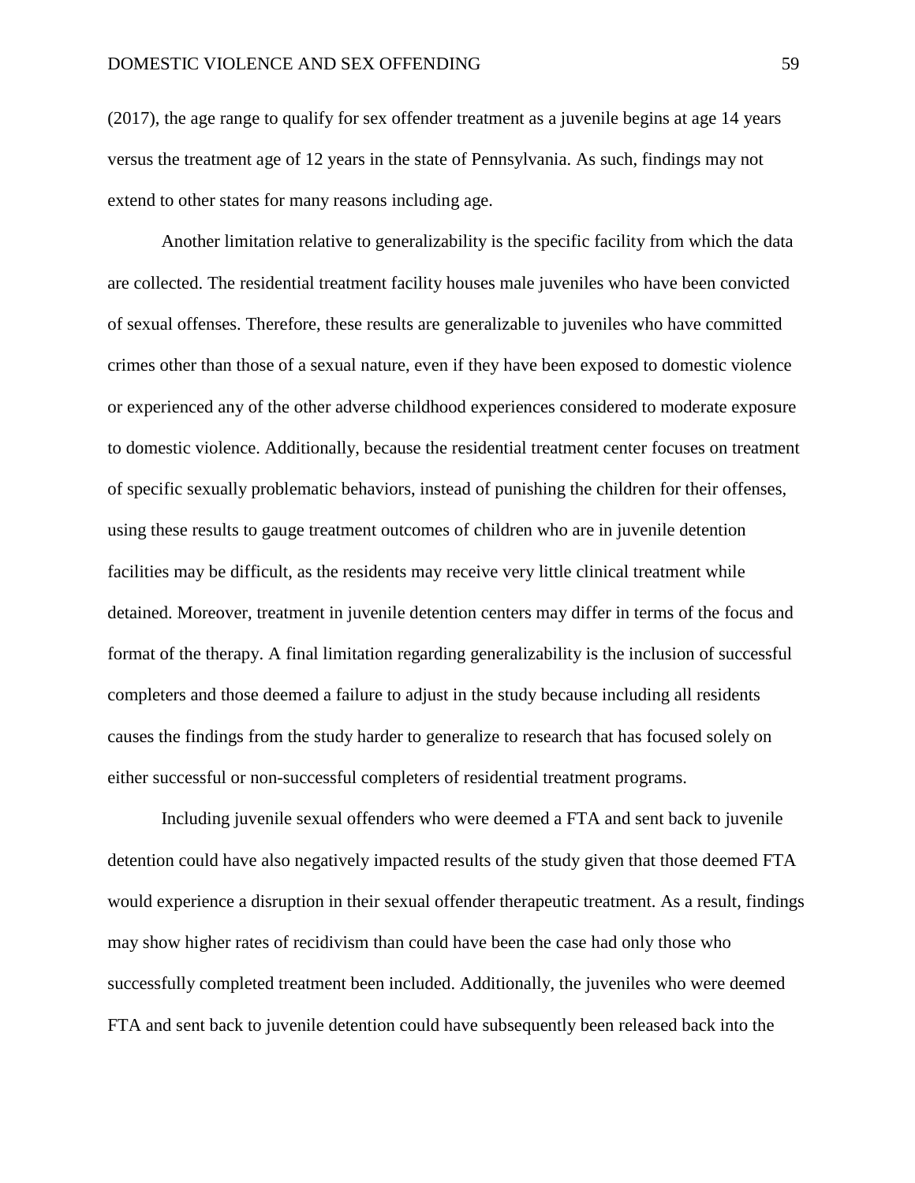(2017), the age range to qualify for sex offender treatment as a juvenile begins at age 14 years versus the treatment age of 12 years in the state of Pennsylvania. As such, findings may not extend to other states for many reasons including age.

Another limitation relative to generalizability is the specific facility from which the data are collected. The residential treatment facility houses male juveniles who have been convicted of sexual offenses. Therefore, these results are generalizable to juveniles who have committed crimes other than those of a sexual nature, even if they have been exposed to domestic violence or experienced any of the other adverse childhood experiences considered to moderate exposure to domestic violence. Additionally, because the residential treatment center focuses on treatment of specific sexually problematic behaviors, instead of punishing the children for their offenses, using these results to gauge treatment outcomes of children who are in juvenile detention facilities may be difficult, as the residents may receive very little clinical treatment while detained. Moreover, treatment in juvenile detention centers may differ in terms of the focus and format of the therapy. A final limitation regarding generalizability is the inclusion of successful completers and those deemed a failure to adjust in the study because including all residents causes the findings from the study harder to generalize to research that has focused solely on either successful or non-successful completers of residential treatment programs.

Including juvenile sexual offenders who were deemed a FTA and sent back to juvenile detention could have also negatively impacted results of the study given that those deemed FTA would experience a disruption in their sexual offender therapeutic treatment. As a result, findings may show higher rates of recidivism than could have been the case had only those who successfully completed treatment been included. Additionally, the juveniles who were deemed FTA and sent back to juvenile detention could have subsequently been released back into the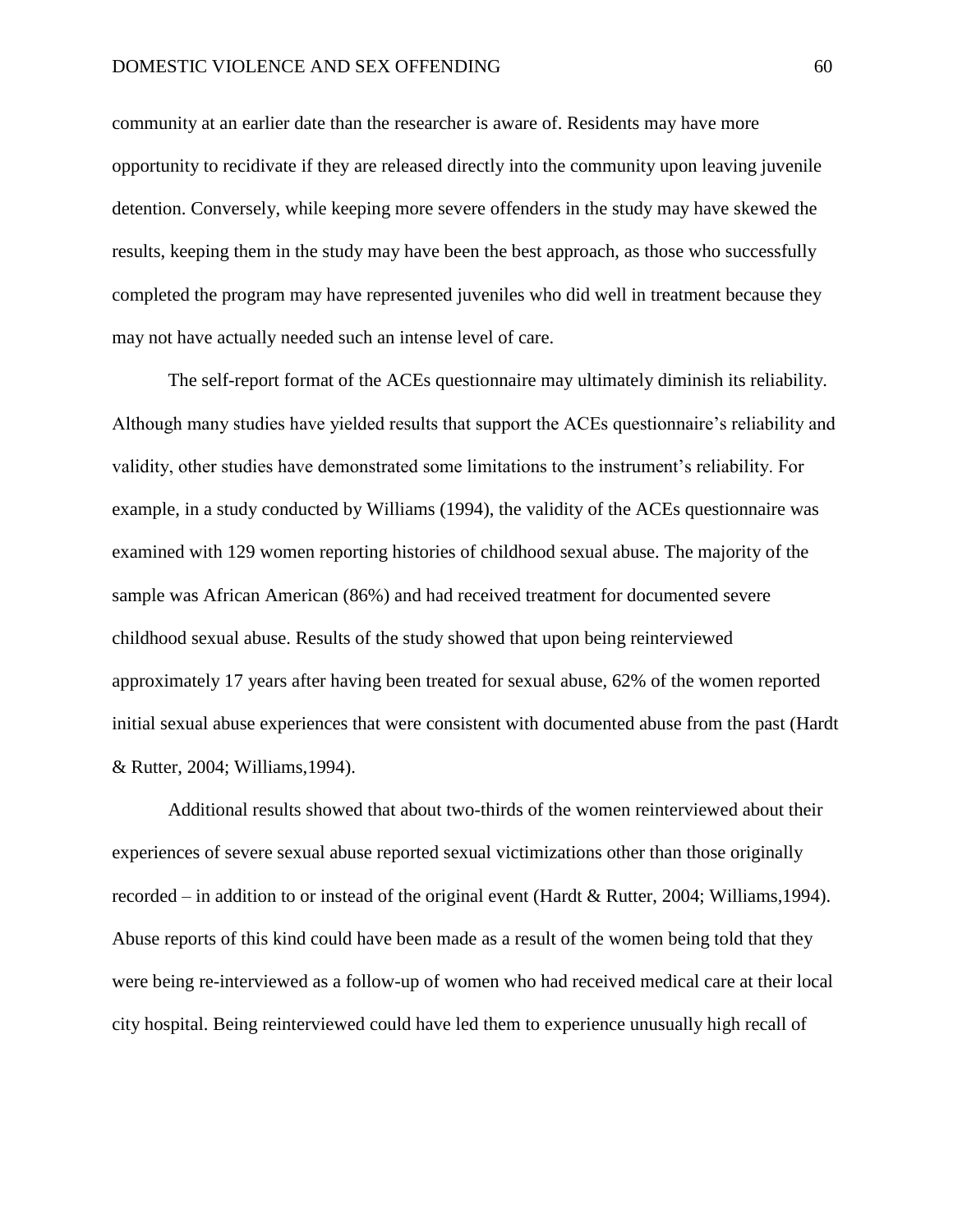community at an earlier date than the researcher is aware of. Residents may have more opportunity to recidivate if they are released directly into the community upon leaving juvenile detention. Conversely, while keeping more severe offenders in the study may have skewed the results, keeping them in the study may have been the best approach, as those who successfully completed the program may have represented juveniles who did well in treatment because they may not have actually needed such an intense level of care.

The self-report format of the ACEs questionnaire may ultimately diminish its reliability. Although many studies have yielded results that support the ACEs questionnaire's reliability and validity, other studies have demonstrated some limitations to the instrument's reliability. For example, in a study conducted by Williams (1994), the validity of the ACEs questionnaire was examined with 129 women reporting histories of childhood sexual abuse. The majority of the sample was African American (86%) and had received treatment for documented severe childhood sexual abuse. Results of the study showed that upon being reinterviewed approximately 17 years after having been treated for sexual abuse, 62% of the women reported initial sexual abuse experiences that were consistent with documented abuse from the past (Hardt & Rutter, 2004; Williams,1994).

Additional results showed that about two-thirds of the women reinterviewed about their experiences of severe sexual abuse reported sexual victimizations other than those originally recorded – in addition to or instead of the original event (Hardt & Rutter, 2004; Williams,1994). Abuse reports of this kind could have been made as a result of the women being told that they were being re-interviewed as a follow-up of women who had received medical care at their local city hospital. Being reinterviewed could have led them to experience unusually high recall of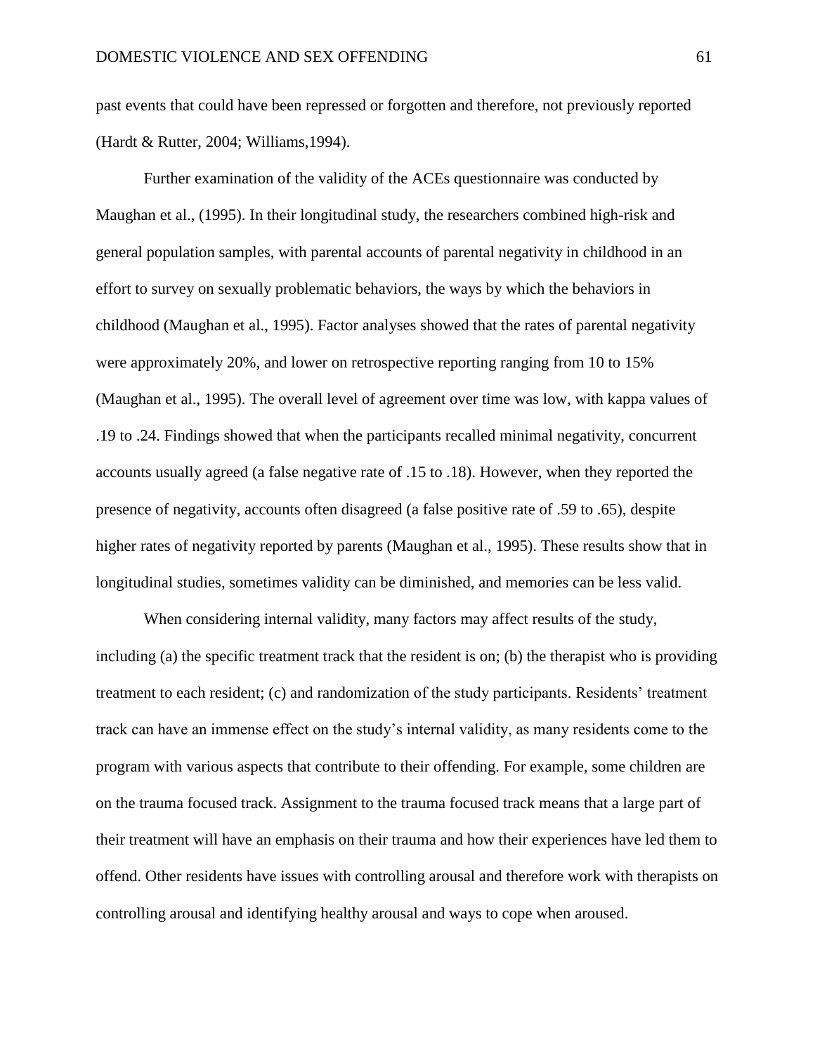past events that could have been repressed or forgotten and therefore, not previously reported (Hardt & Rutter, 2004; Williams,1994).

Further examination of the validity of the ACEs questionnaire was conducted by Maughan et al., (1995). In their longitudinal study, the researchers combined high-risk and general population samples, with parental accounts of parental negativity in childhood in an effort to survey on sexually problematic behaviors, the ways by which the behaviors in childhood (Maughan et al., 1995). Factor analyses showed that the rates of parental negativity were approximately 20%, and lower on retrospective reporting ranging from 10 to 15% (Maughan et al., 1995). The overall level of agreement over time was low, with kappa values of .19 to .24. Findings showed that when the participants recalled minimal negativity, concurrent accounts usually agreed (a false negative rate of .15 to .18). However, when they reported the presence of negativity, accounts often disagreed (a false positive rate of .59 to .65), despite higher rates of negativity reported by parents (Maughan et al., 1995). These results show that in longitudinal studies, sometimes validity can be diminished, and memories can be less valid.

When considering internal validity, many factors may affect results of the study, including (a) the specific treatment track that the resident is on; (b) the therapist who is providing treatment to each resident; (c) and randomization of the study participants. Residents' treatment track can have an immense effect on the study's internal validity, as many residents come to the program with various aspects that contribute to their offending. For example, some children are on the trauma focused track. Assignment to the trauma focused track means that a large part of their treatment will have an emphasis on their trauma and how their experiences have led them to offend. Other residents have issues with controlling arousal and therefore work with therapists on controlling arousal and identifying healthy arousal and ways to cope when aroused.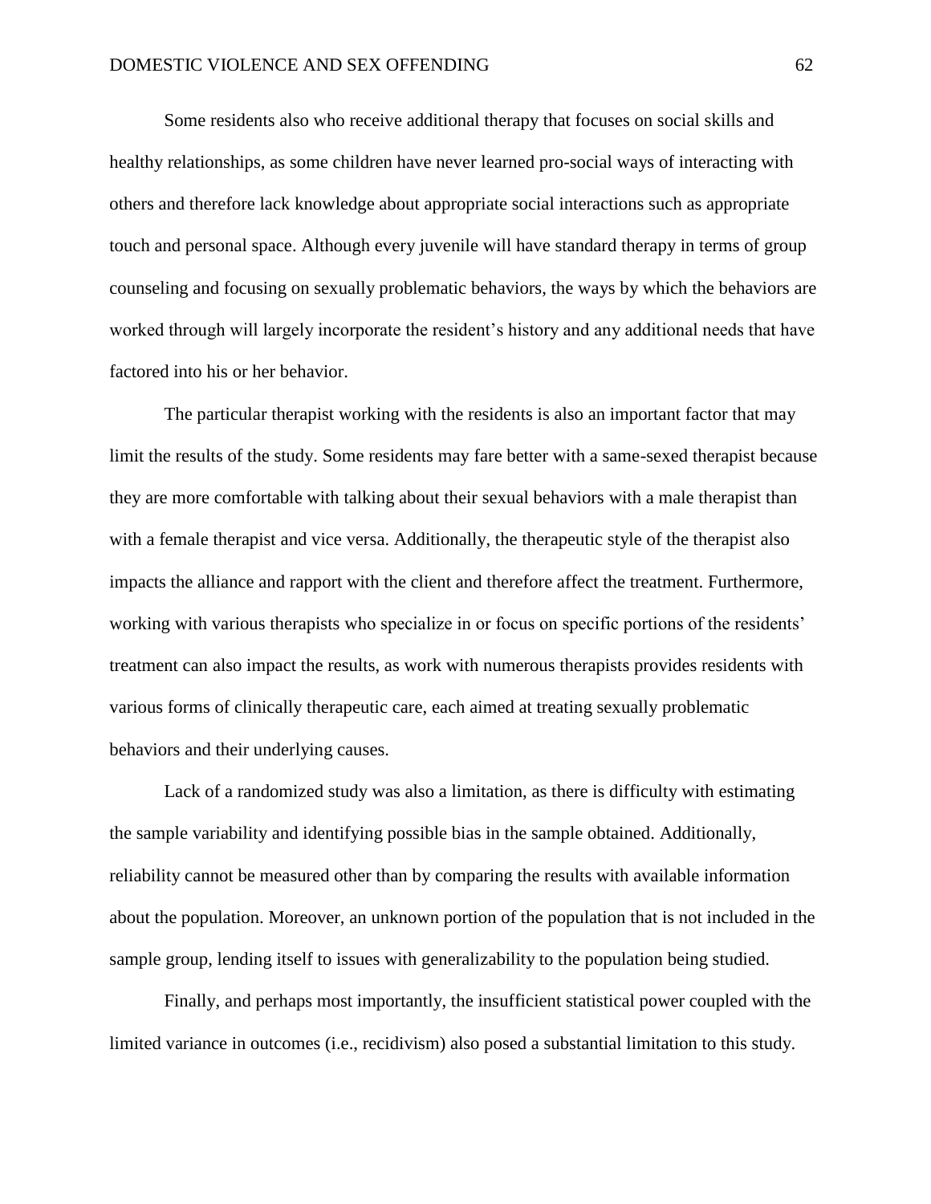Some residents also who receive additional therapy that focuses on social skills and healthy relationships, as some children have never learned pro-social ways of interacting with others and therefore lack knowledge about appropriate social interactions such as appropriate touch and personal space. Although every juvenile will have standard therapy in terms of group counseling and focusing on sexually problematic behaviors, the ways by which the behaviors are worked through will largely incorporate the resident's history and any additional needs that have factored into his or her behavior.

The particular therapist working with the residents is also an important factor that may limit the results of the study. Some residents may fare better with a same-sexed therapist because they are more comfortable with talking about their sexual behaviors with a male therapist than with a female therapist and vice versa. Additionally, the therapeutic style of the therapist also impacts the alliance and rapport with the client and therefore affect the treatment. Furthermore, working with various therapists who specialize in or focus on specific portions of the residents' treatment can also impact the results, as work with numerous therapists provides residents with various forms of clinically therapeutic care, each aimed at treating sexually problematic behaviors and their underlying causes.

Lack of a randomized study was also a limitation, as there is difficulty with estimating the sample variability and identifying possible bias in the sample obtained. Additionally, reliability cannot be measured other than by comparing the results with available information about the population. Moreover, an unknown portion of the population that is not included in the sample group, lending itself to issues with generalizability to the population being studied.

Finally, and perhaps most importantly, the insufficient statistical power coupled with the limited variance in outcomes (i.e., recidivism) also posed a substantial limitation to this study.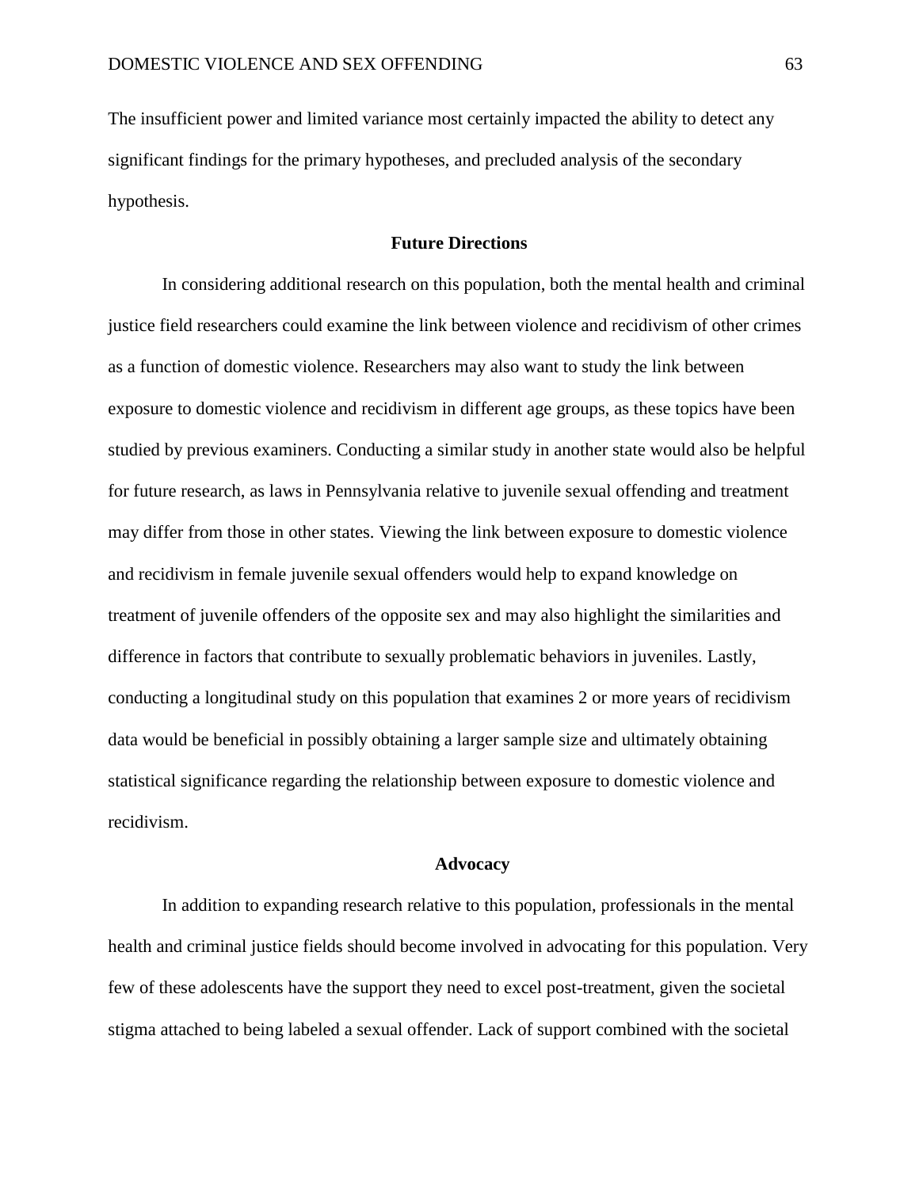The insufficient power and limited variance most certainly impacted the ability to detect any significant findings for the primary hypotheses, and precluded analysis of the secondary hypothesis.

## Future Directions

In considering additional research on this population, both the mental health and criminal justice field researchers could examine the link between violence and recidivism of other crimes as a function of domestic violence. Researchers may also want to study the link between exposure to domestic violence and recidivism in different age groups, as these topics have been studied by previous examiners. Conducting a similar study in another state would also be helpful for future research, as laws in Pennsylvania relative to juvenile sexual offending and treatment may differ from those in other states. Viewing the link between exposure to domestic violence and recidivism in female juvenile sexual offenders would help to expand knowledge on treatment of juvenile offenders of the opposite sex and may also highlight the similarities and difference in factors that contribute to sexually problematic behaviors in juveniles. Lastly, conducting a longitudinal study on this population that examines 2 or more years of recidivism data would be beneficial in possibly obtaining a larger sample size and ultimately obtaining statistical significance regarding the relationship between exposure to domestic violence and recidivism.

## Advocacy

In addition to expanding research relative to this population, professionals in the mental health and criminal justice fields should become involved in advocating for this population. Very few of these adolescents have the support they need to excel post-treatment, given the societal stigma attached to being labeled a sexual offender. Lack of support combined with the societal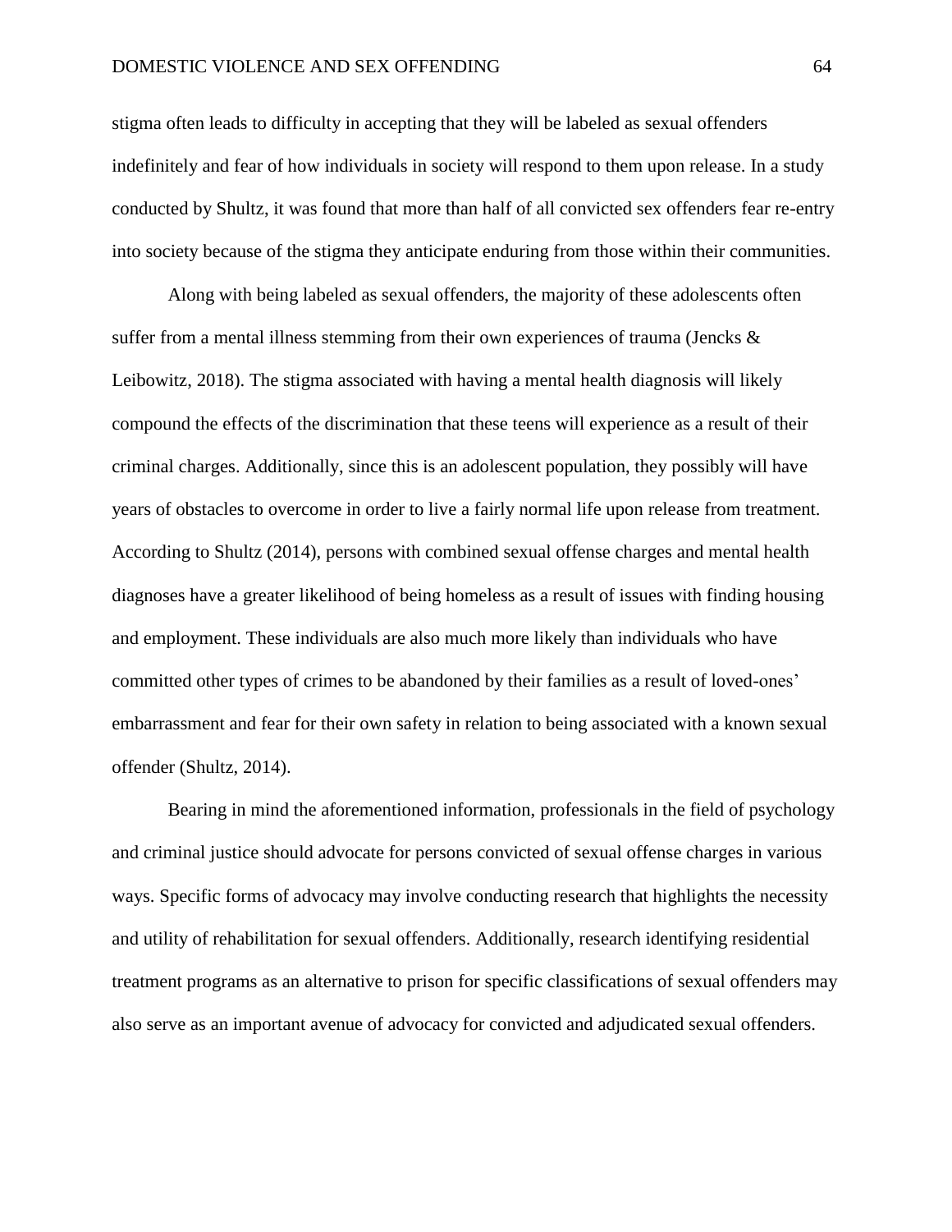stigma often leads to difficulty in accepting that they will be labeled as sexual offenders indefinitely and fear of how individuals in society will respond to them upon release. In a study conducted by Shultz, it was found that more than half of all convicted sex offenders fear re-entry into society because of the stigma they anticipate enduring from those within their communities.

Along with being labeled as sexual offenders, the majority of these adolescents often suffer from a mental illness stemming from their own experiences of trauma (Jencks & Leibowitz, 2018). The stigma associated with having a mental health diagnosis will likely compound the effects of the discrimination that these teens will experience as a result of their criminal charges. Additionally, since this is an adolescent population, they possibly will have years of obstacles to overcome in order to live a fairly normal life upon release from treatment. According to Shultz (2014), persons with combined sexual offense charges and mental health diagnoses have a greater likelihood of being homeless as a result of issues with finding housing and employment. These individuals are also much more likely than individuals who have committed other types of crimes to be abandoned by their families as a result of loved-ones' embarrassment and fear for their own safety in relation to being associated with a known sexual offender (Shultz, 2014).

Bearing in mind the aforementioned information, professionals in the field of psychology and criminal justice should advocate for persons convicted of sexual offense charges in various ways. Specific forms of advocacy may involve conducting research that highlights the necessity and utility of rehabilitation for sexual offenders. Additionally, research identifying residential treatment programs as an alternative to prison for specific classifications of sexual offenders may also serve as an important avenue of advocacy for convicted and adjudicated sexual offenders.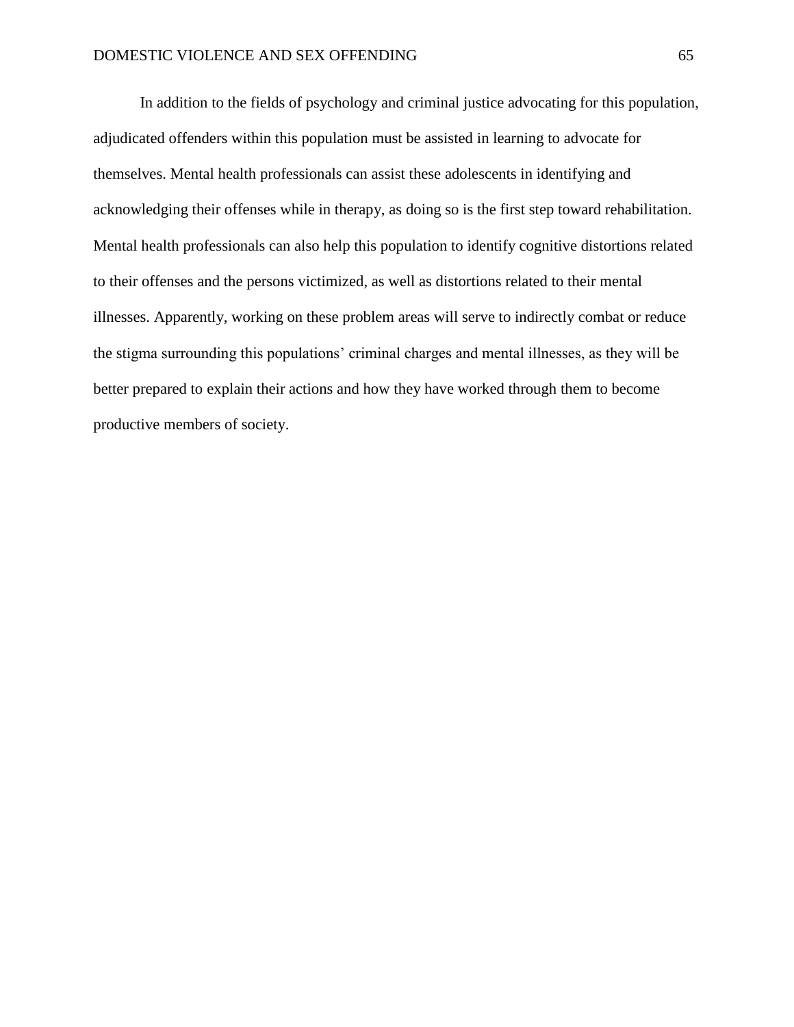In addition to the fields of psychology and criminal justice advocating for this population, adjudicated offenders within this population must be assisted in learning to advocate for themselves. Mental health professionals can assist these adolescents in identifying and acknowledging their offenses while in therapy, as doing so is the first step toward rehabilitation. Mental health professionals can also help this population to identify cognitive distortions related to their offenses and the persons victimized, as well as distortions related to their mental illnesses. Apparently, working on these problem areas will serve to indirectly combat or reduce the stigma surrounding this populations' criminal charges and mental illnesses, as they will be better prepared to explain their actions and how they have worked through them to become productive members of society.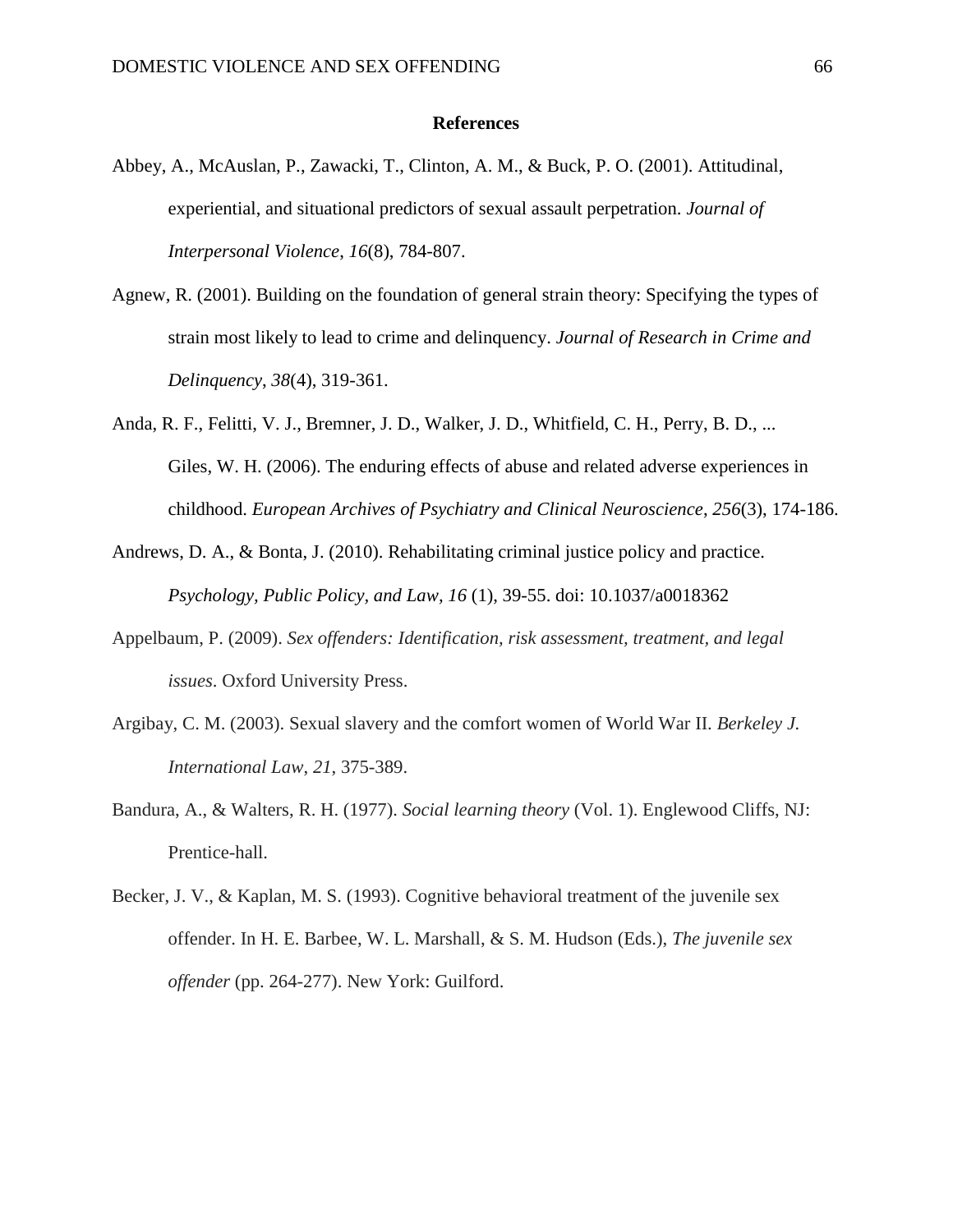**References**

Abbey, A., McAuslan, P., Zawacki, T., Clinton, A. M., & Buck, P. O. (2001). Attitudinal, experiential, and situational predictors of sexual assault perpetration. *Journal of Interpersonal Violence*, *16*(8), 784-807.

Agnew, R. (2001). Building on the foundation of general strain theory: Specifying the types of strain most likely to lead to crime and delinquency. *Journal of Research in Crime and Delinquency*, *38*(4), 319-361.

Anda, R. F., Felitti, V. J., Bremner, J. D., Walker, J. D., Whitfield, C. H., Perry, B. D., ... Giles, W. H. (2006). The enduring effects of abuse and related adverse experiences in childhood. *European Archives of Psychiatry and Clinical Neuroscience*, *256*(3), 174-186.

Andrews, D. A., & Bonta, J. (2010). Rehabilitating criminal justice policy and practice. *Psychology, Public Policy, and Law, 16* (1), 39-55. doi: 10.1037/a0018362

Appelbaum, P. (2009). *Sex offenders: Identification, risk assessment, treatment, and legal issues*. Oxford University Press.

Argibay, C. M. (2003). Sexual slavery and the comfort women of World War II. *Berkeley J. International Law*, *21*, 375-389.

Bandura, A., & Walters, R. H. (1977). *Social learning theory* (Vol. 1). Englewood Cliffs, NJ: Prentice-hall.

Becker, J. V., & Kaplan, M. S. (1993). Cognitive behavioral treatment of the juvenile sex offender. In H. E. Barbee, W. L. Marshall, & S. M. Hudson (Eds.), *The juvenile sex offender* (pp. 264-277). New York: Guilford.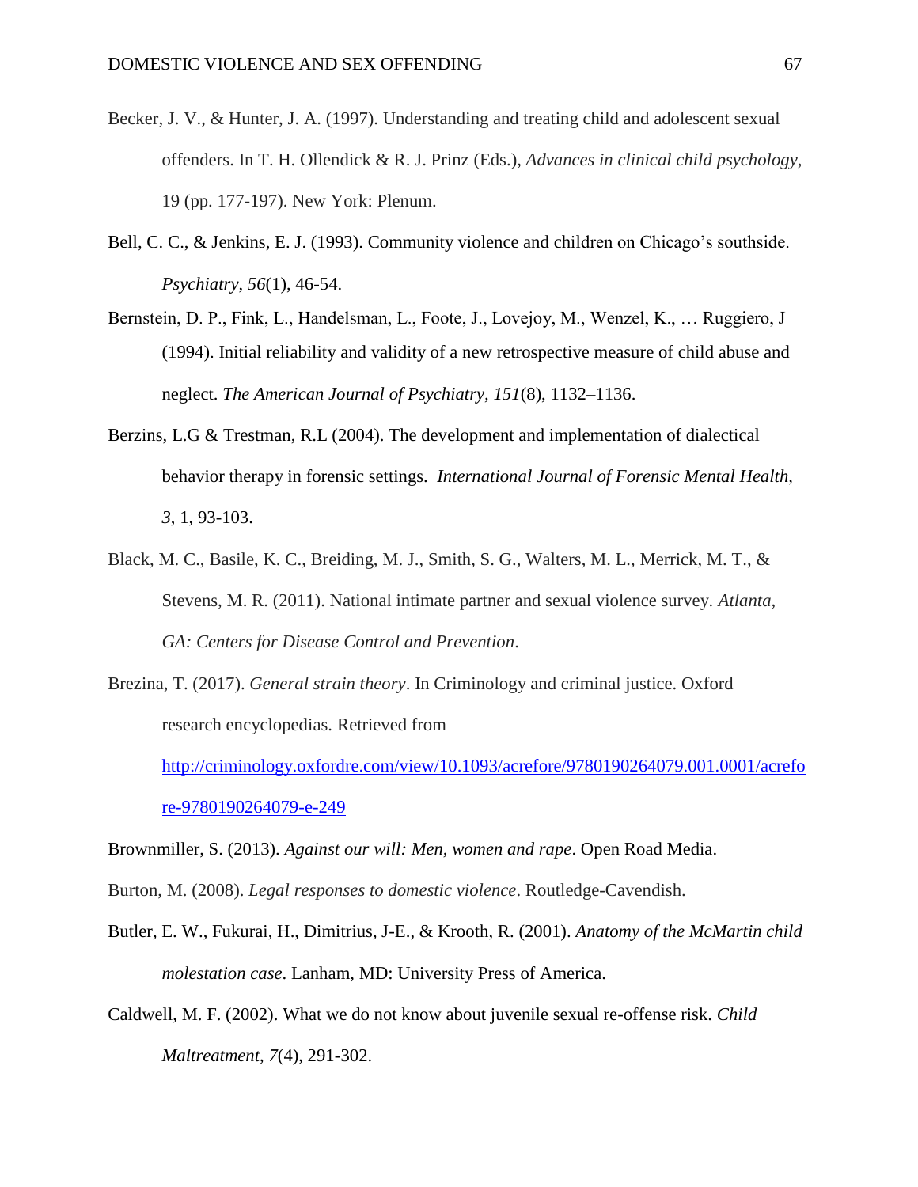Becker, J. V., & Hunter, J. A. (1997). Understanding and treating child and adolescent sexual offenders. In T. H. Ollendick & R. J. Prinz (Eds.), *Advances in clinical child psychology*, 19 (pp. 177-197). New York: Plenum.

Bell, C. C., & Jenkins, E. J. (1993). Community violence and children on Chicago's southside. *Psychiatry*, *56*(1), 46-54.

Bernstein, D. P., Fink, L., Handelsman, L., Foote, J., Lovejoy, M., Wenzel, K., … Ruggiero, J (1994). Initial reliability and validity of a new retrospective measure of child abuse and neglect. *The American Journal of Psychiatry, 151*(8), 1132–1136.

Berzins, L.G & Trestman, R.L (2004). The development and implementation of dialectical behavior therapy in forensic settings. *International Journal of Forensic Mental Health, 3*, 1, 93-103.

Black, M. C., Basile, K. C., Breiding, M. J., Smith, S. G., Walters, M. L., Merrick, M. T., & Stevens, M. R. (2011). National intimate partner and sexual violence survey. *Atlanta, GA: Centers for Disease Control and Prevention*.

Brezina, T. (2017). *General strain theory*. In Criminology and criminal justice. Oxford research encyclopedias. Retrieved from http://criminology.oxfordre.com/view/10.1093/acrefore/9780190264079.001.0001/acrefore-9780190264079-e-249

Brownmiller, S. (2013). *Against our will: Men, women and rape*. Open Road Media.

Burton, M. (2008). *Legal responses to domestic violence*. Routledge-Cavendish.

Butler, E. W., Fukurai, H., Dimitrius, J-E., & Krooth, R. (2001). *Anatomy of the McMartin child molestation case*. Lanham, MD: University Press of America.

Caldwell, M. F. (2002). What we do not know about juvenile sexual re-offense risk. *Child Maltreatment*, *7*(4), 291-302.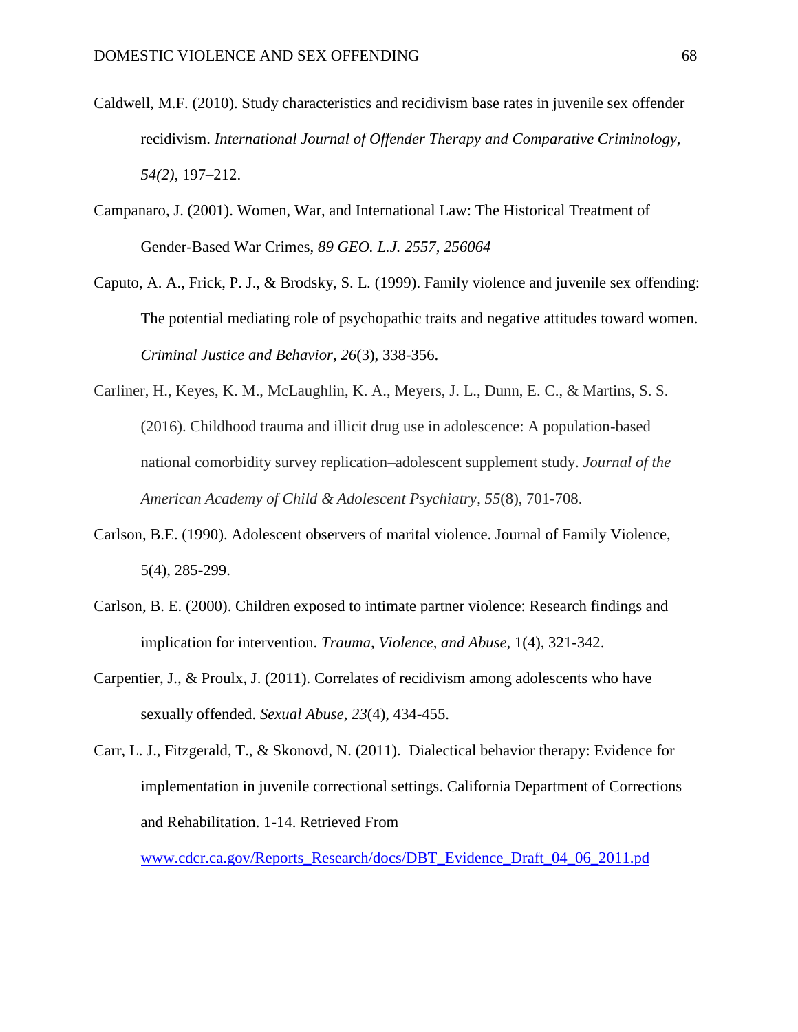Caldwell, M.F. (2010). Study characteristics and recidivism base rates in juvenile sex offender recidivism. *International Journal of Offender Therapy and Comparative Criminology, 54(2)*, 197–212.

Campanaro, J. (2001). Women, War, and International Law: The Historical Treatment of Gender-Based War Crimes, *89 GEO. L.J. 2557, 256064*

Caputo, A. A., Frick, P. J., & Brodsky, S. L. (1999). Family violence and juvenile sex offending: The potential mediating role of psychopathic traits and negative attitudes toward women. *Criminal Justice and Behavior*, *26*(3), 338-356.

Carliner, H., Keyes, K. M., McLaughlin, K. A., Meyers, J. L., Dunn, E. C., & Martins, S. S. (2016). Childhood trauma and illicit drug use in adolescence: A population-based national comorbidity survey replication–adolescent supplement study. *Journal of the American Academy of Child & Adolescent Psychiatry*, *55*(8), 701-708.

Carlson, B.E. (1990). Adolescent observers of marital violence. Journal of Family Violence, 5(4), 285-299.

Carlson, B. E. (2000). Children exposed to intimate partner violence: Research findings and implication for intervention. *Trauma, Violence, and Abuse,* 1(4), 321-342.

Carpentier, J., & Proulx, J. (2011). Correlates of recidivism among adolescents who have sexually offended. *Sexual Abuse*, *23*(4), 434-455.

Carr, L. J., Fitzgerald, T., & Skonovd, N. (2011). Dialectical behavior therapy: Evidence for implementation in juvenile correctional settings. California Department of Corrections and Rehabilitation. 1-14. Retrieved From www.cdcr.ca.gov/Reports_Research/docs/DBT_Evidence_Draft_04_06_2011.pd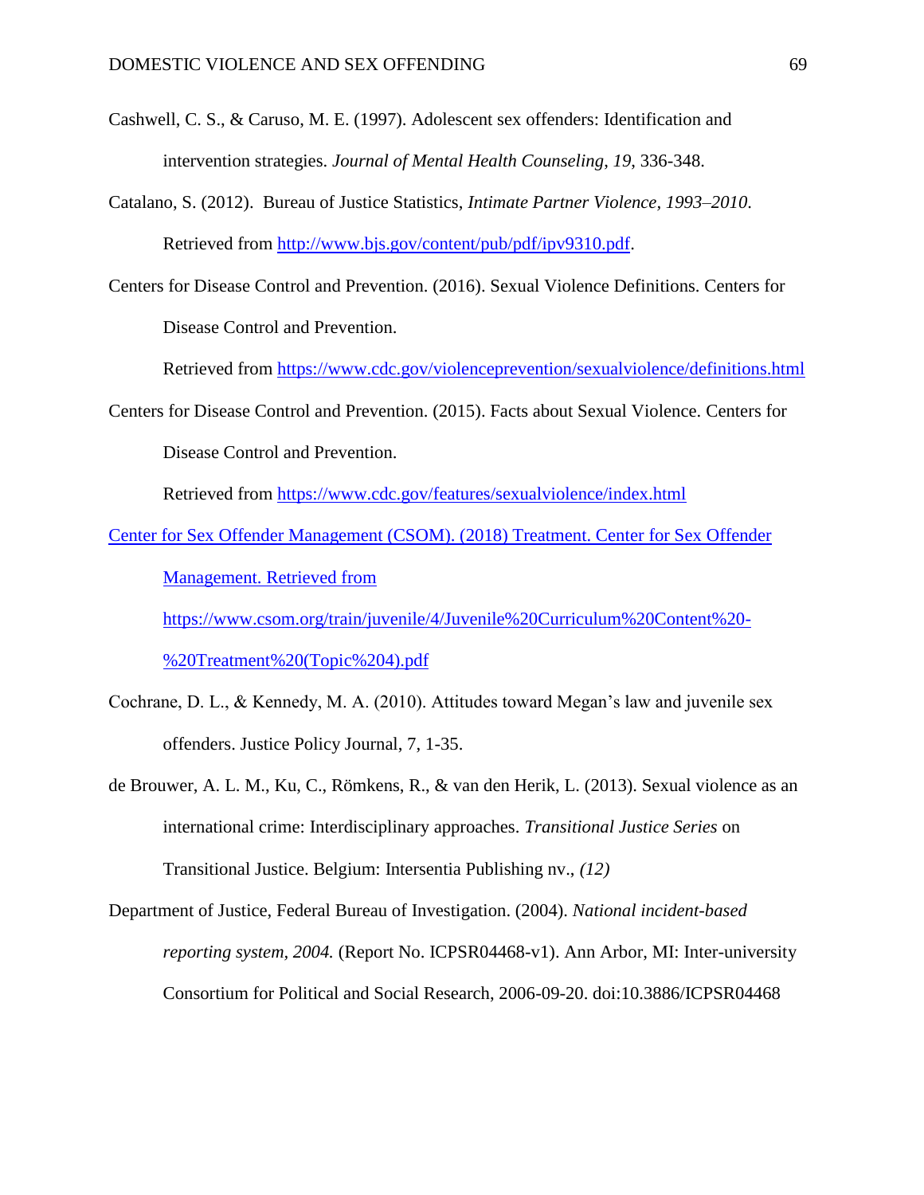Cashwell, C. S., & Caruso, M. E. (1997). Adolescent sex offenders: Identification and intervention strategies. *Journal of Mental Health Counseling*, *19*, 336-348.

Catalano, S. (2012). Bureau of Justice Statistics, *Intimate Partner Violence, 1993–2010*. Retrieved from http://www.bjs.gov/content/pub/pdf/ipv9310.pdf.

Centers for Disease Control and Prevention. (2016). Sexual Violence Definitions. Centers for Disease Control and Prevention. Retrieved from https://www.cdc.gov/violenceprevention/sexualviolence/definitions.html

Centers for Disease Control and Prevention. (2015). Facts about Sexual Violence. Centers for Disease Control and Prevention. Retrieved from https://www.cdc.gov/features/sexualviolence/index.html

Center for Sex Offender Management (CSOM). (2018) Treatment. Center for Sex Offender Management. Retrieved from https://www.csom.org/train/juvenile/4/Juvenile%20Curriculum%20Content%20-%20Treatment%20(Topic%204).pdf

Cochrane, D. L., & Kennedy, M. A. (2010). Attitudes toward Megan's law and juvenile sex offenders. Justice Policy Journal, 7, 1-35.

de Brouwer, A. L. M., Ku, C., Römkens, R., & van den Herik, L. (2013). Sexual violence as an international crime: Interdisciplinary approaches. *Transitional Justice Series* on Transitional Justice. Belgium: Intersentia Publishing nv., *(12)*

Department of Justice, Federal Bureau of Investigation. (2004). *National incident-based reporting system, 2004.* (Report No. ICPSR04468-v1). Ann Arbor, MI: Inter-university Consortium for Political and Social Research, 2006-09-20. doi:10.3886/ICPSR04468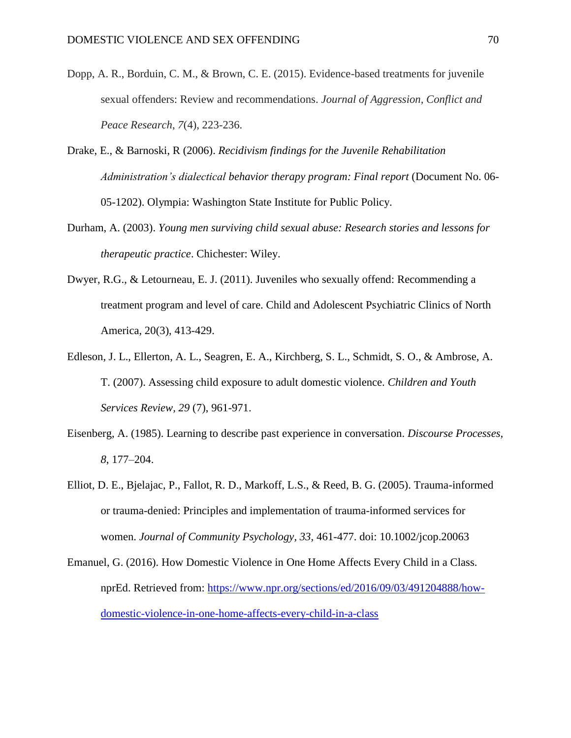Dopp, A. R., Borduin, C. M., & Brown, C. E. (2015). Evidence-based treatments for juvenile sexual offenders: Review and recommendations. *Journal of Aggression, Conflict and Peace Research, 7*(4), 223-236.

Drake, E., & Barnoski, R (2006). *Recidivism findings for the Juvenile Rehabilitation Administration's dialectical behavior therapy program: Final report* (Document No. 06-05-1202). Olympia: Washington State Institute for Public Policy.

Durham, A. (2003). *Young men surviving child sexual abuse: Research stories and lessons for therapeutic practice*. Chichester: Wiley.

Dwyer, R.G., & Letourneau, E. J. (2011). Juveniles who sexually offend: Recommending a treatment program and level of care. Child and Adolescent Psychiatric Clinics of North America, 20(3), 413-429.

Edleson, J. L., Ellerton, A. L., Seagren, E. A., Kirchberg, S. L., Schmidt, S. O., & Ambrose, A. T. (2007). Assessing child exposure to adult domestic violence. *Children and Youth Services Review, 29* (7), 961-971.

Eisenberg, A. (1985). Learning to describe past experience in conversation. *Discourse Processes, 8*, 177–204.

Elliot, D. E., Bjelajac, P., Fallot, R. D., Markoff, L.S., & Reed, B. G. (2005). Trauma-informed or trauma-denied: Principles and implementation of trauma-informed services for women. *Journal of Community Psychology, 33,* 461-477. doi: 10.1002/jcop.20063

Emanuel, G. (2016). How Domestic Violence in One Home Affects Every Child in a Class. nprEd. Retrieved from: [https://www.npr.org/sections/ed/2016/09/03/491204888/how-domestic-violence-in-one-home-affects-every-child-in-a-class](https://www.npr.org/sections/ed/2016/09/03/491204888/how-domestic-violence-in-one-home-affects-every-child-in-a-class)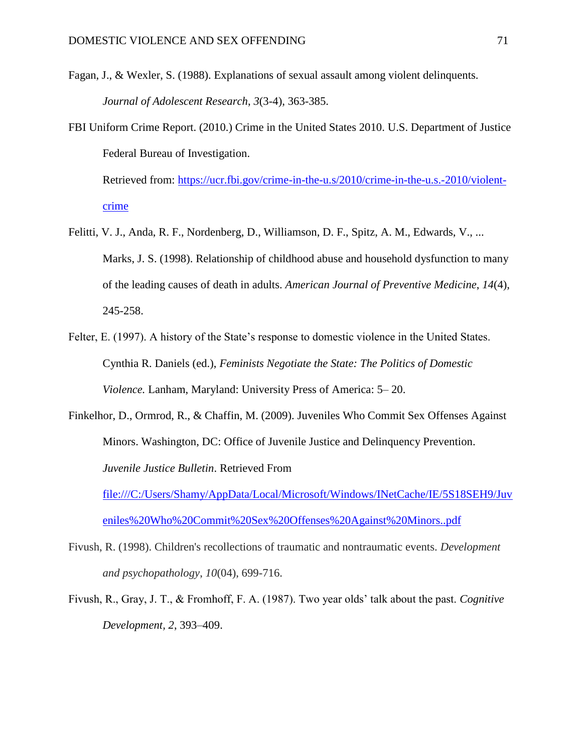Fagan, J., & Wexler, S. (1988). Explanations of sexual assault among violent delinquents. *Journal of Adolescent Research*, *3*(3-4), 363-385.

FBI Uniform Crime Report. (2010.) Crime in the United States 2010. U.S. Department of Justice Federal Bureau of Investigation. Retrieved from: [https://ucr.fbi.gov/crime-in-the-u.s/2010/crime-in-the-u.s.-2010/violent-crime](https://ucr.fbi.gov/crime-in-the-u.s/2010/crime-in-the-u.s.-2010/violent-crime)

Felitti, V. J., Anda, R. F., Nordenberg, D., Williamson, D. F., Spitz, A. M., Edwards, V., ... Marks, J. S. (1998). Relationship of childhood abuse and household dysfunction to many of the leading causes of death in adults. *American Journal of Preventive Medicine*, *14*(4), 245-258.

Felter, E. (1997). A history of the State's response to domestic violence in the United States. Cynthia R. Daniels (ed.), *Feminists Negotiate the State: The Politics of Domestic Violence.* Lanham, Maryland: University Press of America: 5– 20.

Finkelhor, D., Ormrod, R., & Chaffin, M. (2009). Juveniles Who Commit Sex Offenses Against Minors. Washington, DC: Office of Juvenile Justice and Delinquency Prevention. *Juvenile Justice Bulletin*. Retrieved From [file:///C:/Users/Shamy/AppData/Local/Microsoft/Windows/INetCache/IE/5S18SEH9/Juveniles%20Who%20Commit%20Sex%20Offenses%20Against%20Minors..pdf](file:///C:/Users/Shamy/AppData/Local/Microsoft/Windows/INetCache/IE/5S18SEH9/Juveniles%20Who%20Commit%20Sex%20Offenses%20Against%20Minors..pdf)

Fivush, R. (1998). Children's recollections of traumatic and nontraumatic events. *Development and psychopathology*, *10*(04), 699-716.

Fivush, R., Gray, J. T., & Fromhoff, F. A. (1987). Two year olds' talk about the past. *Cognitive Development*, *2*, 393–409.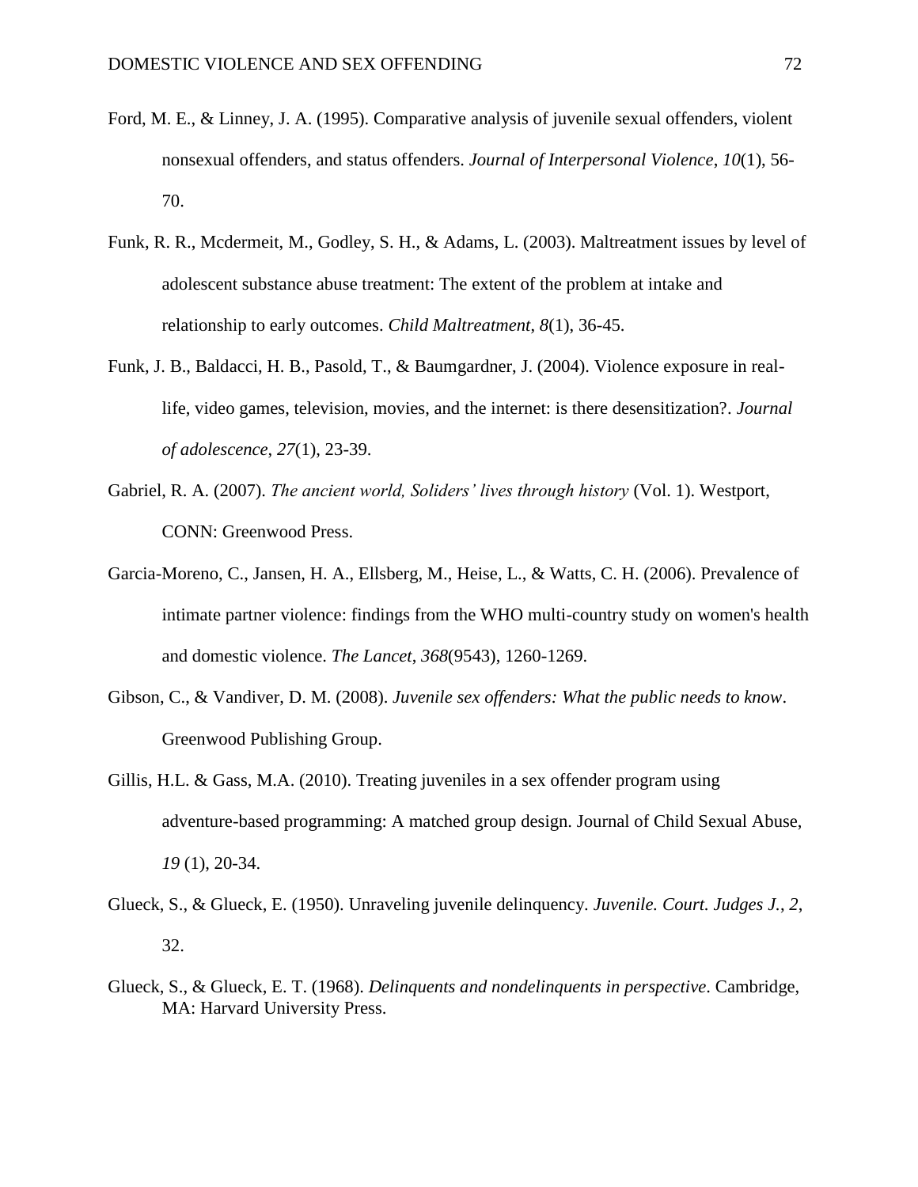Ford, M. E., & Linney, J. A. (1995). Comparative analysis of juvenile sexual offenders, violent nonsexual offenders, and status offenders. *Journal of Interpersonal Violence*, *10*(1), 56-70.

Funk, R. R., Mcdermeit, M., Godley, S. H., & Adams, L. (2003). Maltreatment issues by level of adolescent substance abuse treatment: The extent of the problem at intake and relationship to early outcomes. *Child Maltreatment*, *8*(1), 36-45.

Funk, J. B., Baldacci, H. B., Pasold, T., & Baumgardner, J. (2004). Violence exposure in real-life, video games, television, movies, and the internet: is there desensitization?. *Journal of adolescence*, *27*(1), 23-39.

Gabriel, R. A. (2007). *The ancient world, Soliders' lives through history* (Vol. 1). Westport, CONN: Greenwood Press.

Garcia-Moreno, C., Jansen, H. A., Ellsberg, M., Heise, L., & Watts, C. H. (2006). Prevalence of intimate partner violence: findings from the WHO multi-country study on women's health and domestic violence. *The Lancet*, *368*(9543), 1260-1269.

Gibson, C., & Vandiver, D. M. (2008). *Juvenile sex offenders: What the public needs to know*. Greenwood Publishing Group.

Gillis, H.L. & Gass, M.A. (2010). Treating juveniles in a sex offender program using adventure-based programming: A matched group design. Journal of Child Sexual Abuse, *19* (1), 20-34.

Glueck, S., & Glueck, E. (1950). Unraveling juvenile delinquency. *Juvenile. Court. Judges J.*, *2*, 32.

Glueck, S., & Glueck, E. T. (1968). *Delinquents and nondelinquents in perspective*. Cambridge, MA: Harvard University Press.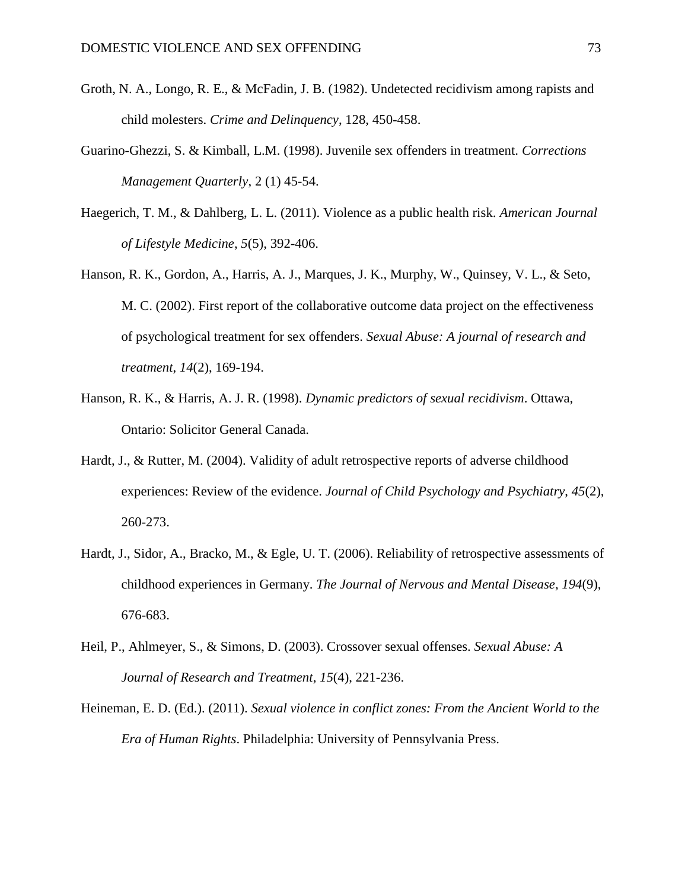Groth, N. A., Longo, R. E., & McFadin, J. B. (1982). Undetected recidivism among rapists and child molesters. *Crime and Delinquency*, 128, 450-458.

Guarino-Ghezzi, S. & Kimball, L.M. (1998). Juvenile sex offenders in treatment. *Corrections Management Quarterly*, 2 (1) 45-54.

Haegerich, T. M., & Dahlberg, L. L. (2011). Violence as a public health risk. *American Journal of Lifestyle Medicine*, *5*(5), 392-406.

Hanson, R. K., Gordon, A., Harris, A. J., Marques, J. K., Murphy, W., Quinsey, V. L., & Seto, M. C. (2002). First report of the collaborative outcome data project on the effectiveness of psychological treatment for sex offenders. *Sexual Abuse: A journal of research and treatment*, *14*(2), 169-194.

Hanson, R. K., & Harris, A. J. R. (1998). *Dynamic predictors of sexual recidivism*. Ottawa, Ontario: Solicitor General Canada.

Hardt, J., & Rutter, M. (2004). Validity of adult retrospective reports of adverse childhood experiences: Review of the evidence. *Journal of Child Psychology and Psychiatry*, *45*(2), 260-273.

Hardt, J., Sidor, A., Bracko, M., & Egle, U. T. (2006). Reliability of retrospective assessments of childhood experiences in Germany. *The Journal of Nervous and Mental Disease*, *194*(9), 676-683.

Heil, P., Ahlmeyer, S., & Simons, D. (2003). Crossover sexual offenses. *Sexual Abuse: A Journal of Research and Treatment*, *15*(4), 221-236.

Heineman, E. D. (Ed.). (2011). *Sexual violence in conflict zones: From the Ancient World to the Era of Human Rights*. Philadelphia: University of Pennsylvania Press.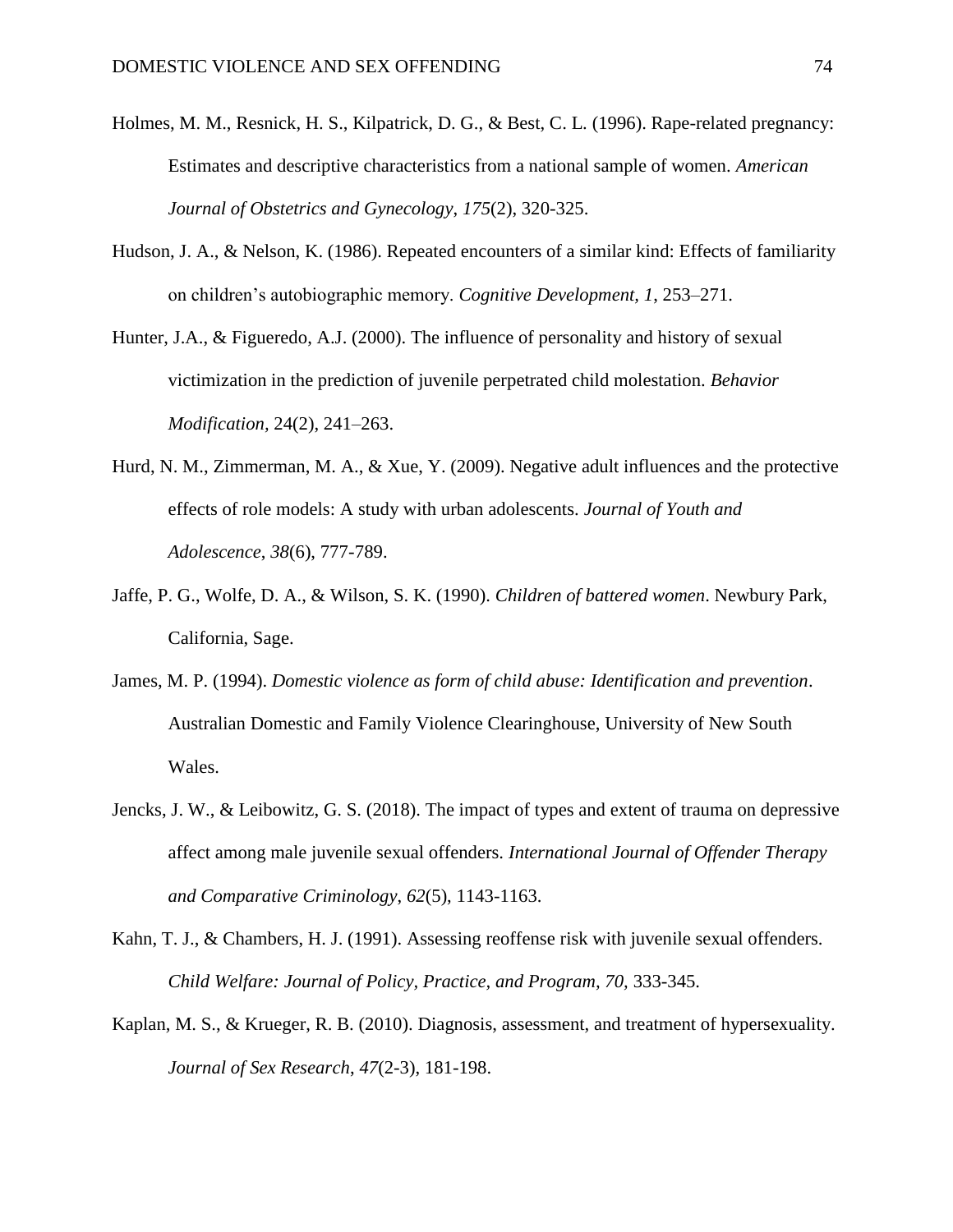Holmes, M. M., Resnick, H. S., Kilpatrick, D. G., & Best, C. L. (1996). Rape-related pregnancy: Estimates and descriptive characteristics from a national sample of women. *American Journal of Obstetrics and Gynecology*, *175*(2), 320-325.

Hudson, J. A., & Nelson, K. (1986). Repeated encounters of a similar kind: Effects of familiarity on children's autobiographic memory. *Cognitive Development, 1*, 253–271.

Hunter, J.A., & Figueredo, A.J. (2000). The influence of personality and history of sexual victimization in the prediction of juvenile perpetrated child molestation. *Behavior Modification*, 24(2), 241–263.

Hurd, N. M., Zimmerman, M. A., & Xue, Y. (2009). Negative adult influences and the protective effects of role models: A study with urban adolescents. *Journal of Youth and Adolescence*, *38*(6), 777-789.

Jaffe, P. G., Wolfe, D. A., & Wilson, S. K. (1990). *Children of battered women*. Newbury Park, California, Sage.

James, M. P. (1994). *Domestic violence as form of child abuse: Identification and prevention*. Australian Domestic and Family Violence Clearinghouse, University of New South Wales.

Jencks, J. W., & Leibowitz, G. S. (2018). The impact of types and extent of trauma on depressive affect among male juvenile sexual offenders. *International Journal of Offender Therapy and Comparative Criminology*, *62*(5), 1143-1163.

Kahn, T. J., & Chambers, H. J. (1991). Assessing reoffense risk with juvenile sexual offenders. *Child Welfare: Journal of Policy, Practice, and Program, 70,* 333-345.

Kaplan, M. S., & Krueger, R. B. (2010). Diagnosis, assessment, and treatment of hypersexuality. *Journal of Sex Research*, *47*(2-3), 181-198.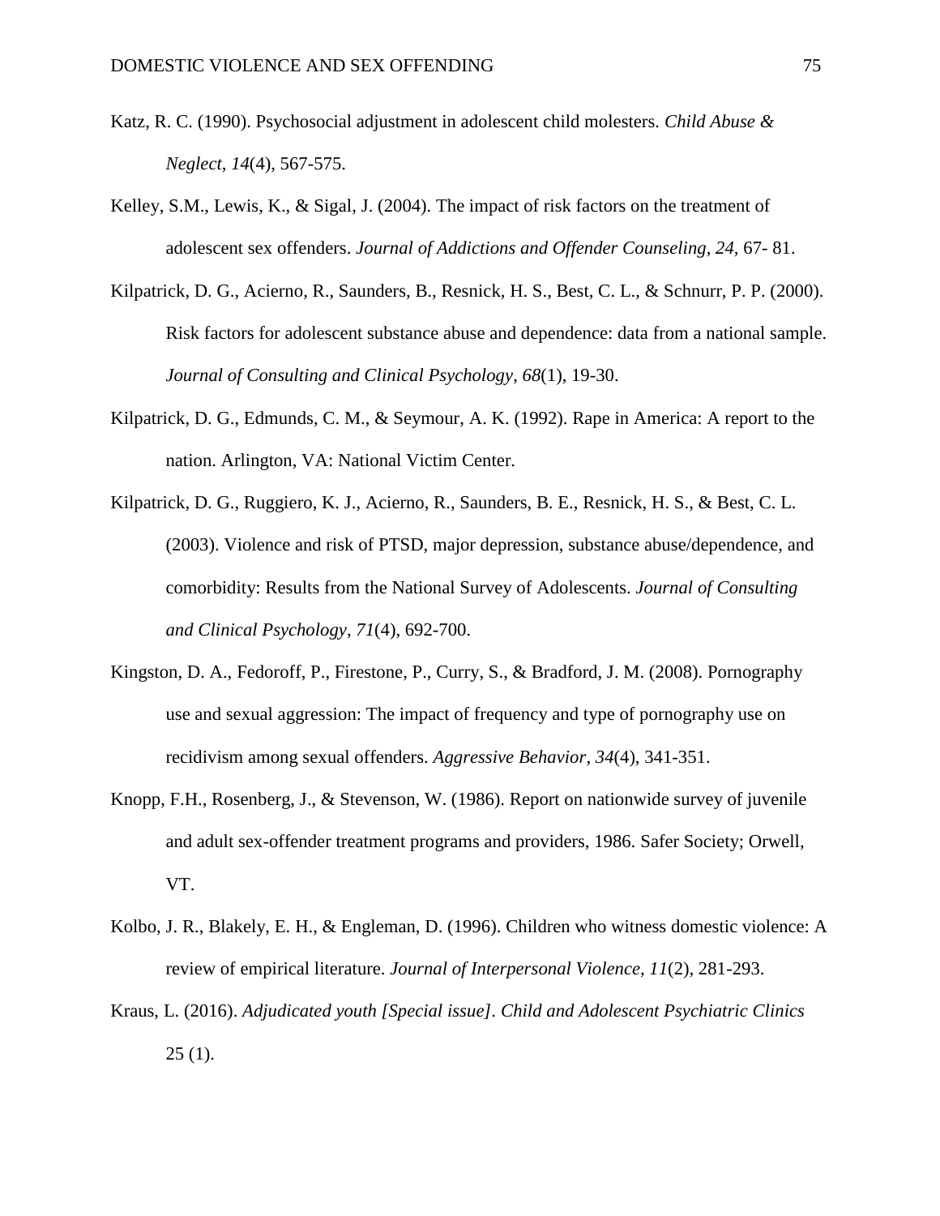Katz, R. C. (1990). Psychosocial adjustment in adolescent child molesters. *Child Abuse & Neglect*, *14*(4), 567-575.

Kelley, S.M., Lewis, K., & Sigal, J. (2004). The impact of risk factors on the treatment of adolescent sex offenders. *Journal of Addictions and Offender Counseling*, *24*, 67- 81.

Kilpatrick, D. G., Acierno, R., Saunders, B., Resnick, H. S., Best, C. L., & Schnurr, P. P. (2000). Risk factors for adolescent substance abuse and dependence: data from a national sample. *Journal of Consulting and Clinical Psychology*, *68*(1), 19-30.

Kilpatrick, D. G., Edmunds, C. M., & Seymour, A. K. (1992). Rape in America: A report to the nation. Arlington, VA: National Victim Center.

Kilpatrick, D. G., Ruggiero, K. J., Acierno, R., Saunders, B. E., Resnick, H. S., & Best, C. L. (2003). Violence and risk of PTSD, major depression, substance abuse/dependence, and comorbidity: Results from the National Survey of Adolescents. *Journal of Consulting and Clinical Psychology*, *71*(4), 692-700.

Kingston, D. A., Fedoroff, P., Firestone, P., Curry, S., & Bradford, J. M. (2008). Pornography use and sexual aggression: The impact of frequency and type of pornography use on recidivism among sexual offenders. *Aggressive Behavior*, *34*(4), 341-351.

Knopp, F.H., Rosenberg, J., & Stevenson, W. (1986). Report on nationwide survey of juvenile and adult sex-offender treatment programs and providers, 1986. Safer Society; Orwell, VT.

Kolbo, J. R., Blakely, E. H., & Engleman, D. (1996). Children who witness domestic violence: A review of empirical literature. *Journal of Interpersonal Violence*, *11*(2), 281-293.

Kraus, L. (2016). *Adjudicated youth [Special issue]*. *Child and Adolescent Psychiatric Clinics* 25 (1).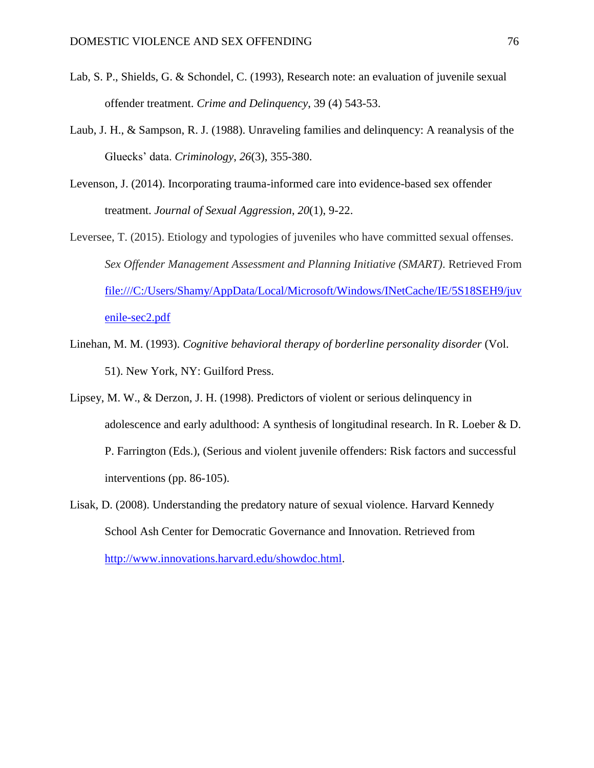Lab, S. P., Shields, G. & Schondel, C. (1993), Research note: an evaluation of juvenile sexual offender treatment. *Crime and Delinquency*, 39 (4) 543-53.

Laub, J. H., & Sampson, R. J. (1988). Unraveling families and delinquency: A reanalysis of the Gluecks' data. *Criminology*, *26*(3), 355-380.

Levenson, J. (2014). Incorporating trauma-informed care into evidence-based sex offender treatment. *Journal of Sexual Aggression*, *20*(1), 9-22.

Leversee, T. (2015). Etiology and typologies of juveniles who have committed sexual offenses. *Sex Offender Management Assessment and Planning Initiative (SMART)*. Retrieved From file:///C:/Users/Shamy/AppData/Local/Microsoft/Windows/INetCache/IE/5S18SEH9/juvenile-sec2.pdf

Linehan, M. M. (1993). *Cognitive behavioral therapy of borderline personality disorder* (Vol. 51). New York, NY: Guilford Press.

Lipsey, M. W., & Derzon, J. H. (1998). Predictors of violent or serious delinquency in adolescence and early adulthood: A synthesis of longitudinal research. In R. Loeber & D. P. Farrington (Eds.), (Serious and violent juvenile offenders: Risk factors and successful interventions (pp. 86-105).

Lisak, D. (2008). Understanding the predatory nature of sexual violence. Harvard Kennedy School Ash Center for Democratic Governance and Innovation. Retrieved from http://www.innovations.harvard.edu/showdoc.html.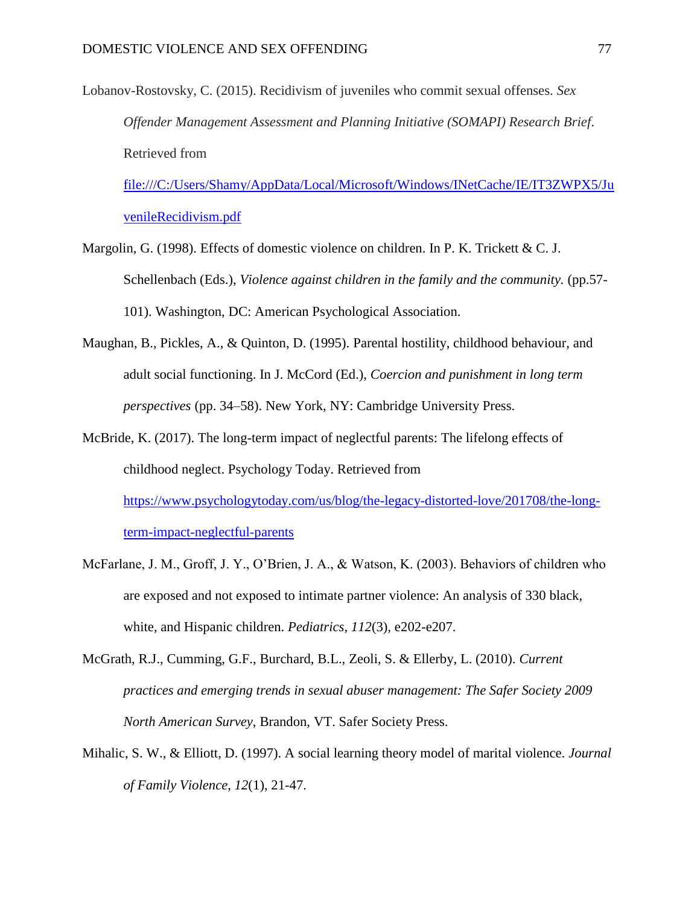Lobanov-Rostovsky, C. (2015). Recidivism of juveniles who commit sexual offenses. *Sex Offender Management Assessment and Planning Initiative (SOMAPI) Research Brief*. Retrieved from file:///C:/Users/Shamy/AppData/Local/Microsoft/Windows/INetCache/IE/IT3ZWPX5/JuvenileRecidivism.pdf

Margolin, G. (1998). Effects of domestic violence on children. In P. K. Trickett & C. J. Schellenbach (Eds.), *Violence against children in the family and the community.* (pp.57-101). Washington, DC: American Psychological Association.

Maughan, B., Pickles, A., & Quinton, D. (1995). Parental hostility, childhood behaviour, and adult social functioning. In J. McCord (Ed.), *Coercion and punishment in long term perspectives* (pp. 34–58). New York, NY: Cambridge University Press.

McBride, K. (2017). The long-term impact of neglectful parents: The lifelong effects of childhood neglect. Psychology Today. Retrieved from https://www.psychologytoday.com/us/blog/the-legacy-distorted-love/201708/the-long-term-impact-neglectful-parents

McFarlane, J. M., Groff, J. Y., O'Brien, J. A., & Watson, K. (2003). Behaviors of children who are exposed and not exposed to intimate partner violence: An analysis of 330 black, white, and Hispanic children. *Pediatrics*, *112*(3), e202-e207.

McGrath, R.J., Cumming, G.F., Burchard, B.L., Zeoli, S. & Ellerby, L. (2010). *Current practices and emerging trends in sexual abuser management: The Safer Society 2009 North American Survey*, Brandon, VT. Safer Society Press.

Mihalic, S. W., & Elliott, D. (1997). A social learning theory model of marital violence. *Journal of Family Violence*, *12*(1), 21-47.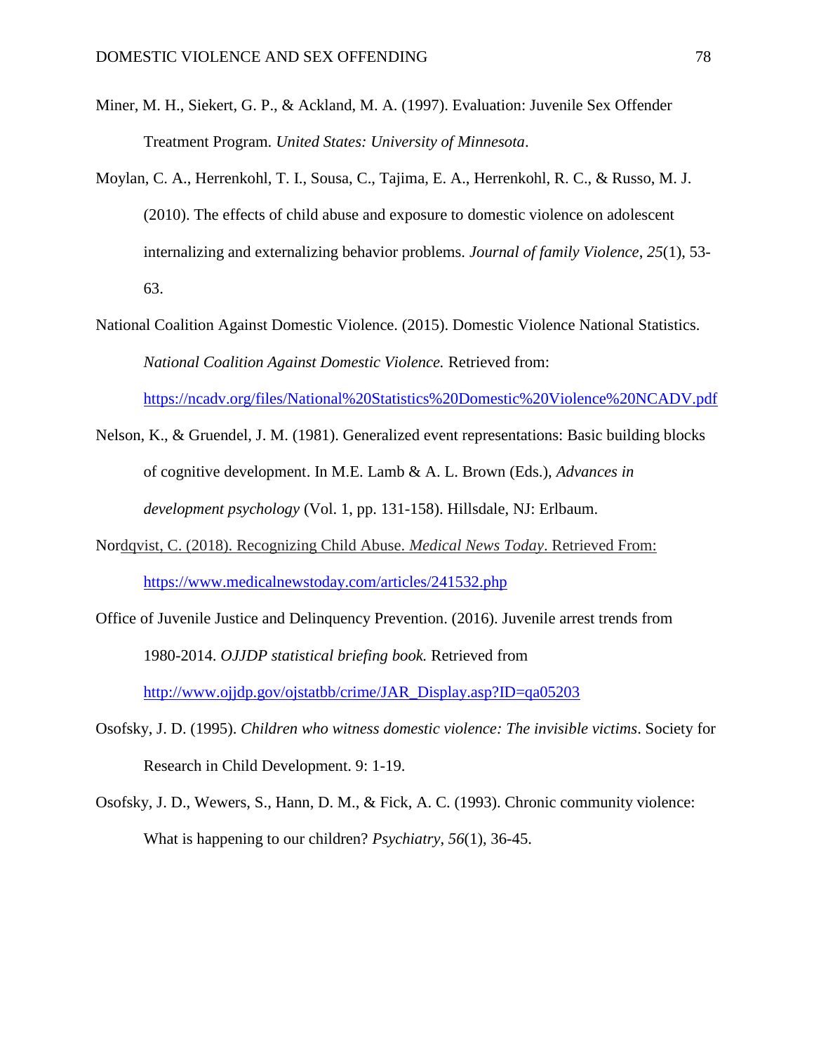Miner, M. H., Siekert, G. P., & Ackland, M. A. (1997). Evaluation: Juvenile Sex Offender Treatment Program. *United States: University of Minnesota*.

Moylan, C. A., Herrenkohl, T. I., Sousa, C., Tajima, E. A., Herrenkohl, R. C., & Russo, M. J. (2010). The effects of child abuse and exposure to domestic violence on adolescent internalizing and externalizing behavior problems. *Journal of family Violence*, *25*(1), 53-63.

National Coalition Against Domestic Violence. (2015). Domestic Violence National Statistics. *National Coalition Against Domestic Violence.* Retrieved from: https://ncadv.org/files/National%20Statistics%20Domestic%20Violence%20NCADV.pdf

Nelson, K., & Gruendel, J. M. (1981). Generalized event representations: Basic building blocks of cognitive development. In M.E. Lamb & A. L. Brown (Eds.), *Advances in development psychology* (Vol. 1, pp. 131-158). Hillsdale, NJ: Erlbaum.

Nordqvist, C. (2018). Recognizing Child Abuse. *Medical News Today*. Retrieved From: https://www.medicalnewstoday.com/articles/241532.php

Office of Juvenile Justice and Delinquency Prevention. (2016). Juvenile arrest trends from 1980-2014. *OJJDP statistical briefing book.* Retrieved from http://www.ojjdp.gov/ojstatbb/crime/JAR_Display.asp?ID=qa05203

Osofsky, J. D. (1995). *Children who witness domestic violence: The invisible victims*. Society for Research in Child Development. 9: 1-19.

Osofsky, J. D., Wewers, S., Hann, D. M., & Fick, A. C. (1993). Chronic community violence: What is happening to our children? *Psychiatry*, *56*(1), 36-45.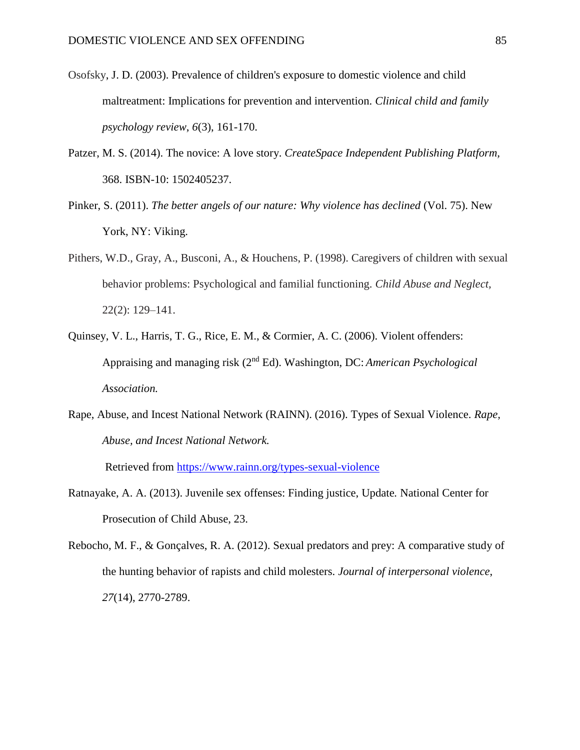Osofsky, J. D. (2003). Prevalence of children's exposure to domestic violence and child maltreatment: Implications for prevention and intervention. *Clinical child and family psychology review*, *6*(3), 161-170.

Patzer, M. S. (2014). The novice: A love story. *CreateSpace Independent Publishing Platform,* 368. ISBN-10: 1502405237.

Pinker, S. (2011). *The better angels of our nature: Why violence has declined* (Vol. 75). New York, NY: Viking.

Pithers, W.D., Gray, A., Busconi, A., & Houchens, P. (1998). Caregivers of children with sexual behavior problems: Psychological and familial functioning. *Child Abuse and Neglect,* 22(2): 129–141.

Quinsey, V. L., Harris, T. G., Rice, E. M., & Cormier, A. C. (2006). Violent offenders: Appraising and managing risk (2nd Ed). Washington, DC: *American Psychological Association.*

Rape, Abuse, and Incest National Network (RAINN). (2016). Types of Sexual Violence. *Rape, Abuse, and Incest National Network.*

Retrieved from https://www.rainn.org/types-sexual-violence

Ratnayake, A. A. (2013). Juvenile sex offenses: Finding justice, Update. National Center for Prosecution of Child Abuse, 23.

Rebocho, M. F., & Gonçalves, R. A. (2012). Sexual predators and prey: A comparative study of the hunting behavior of rapists and child molesters. *Journal of interpersonal violence*, *27*(14), 2770-2789.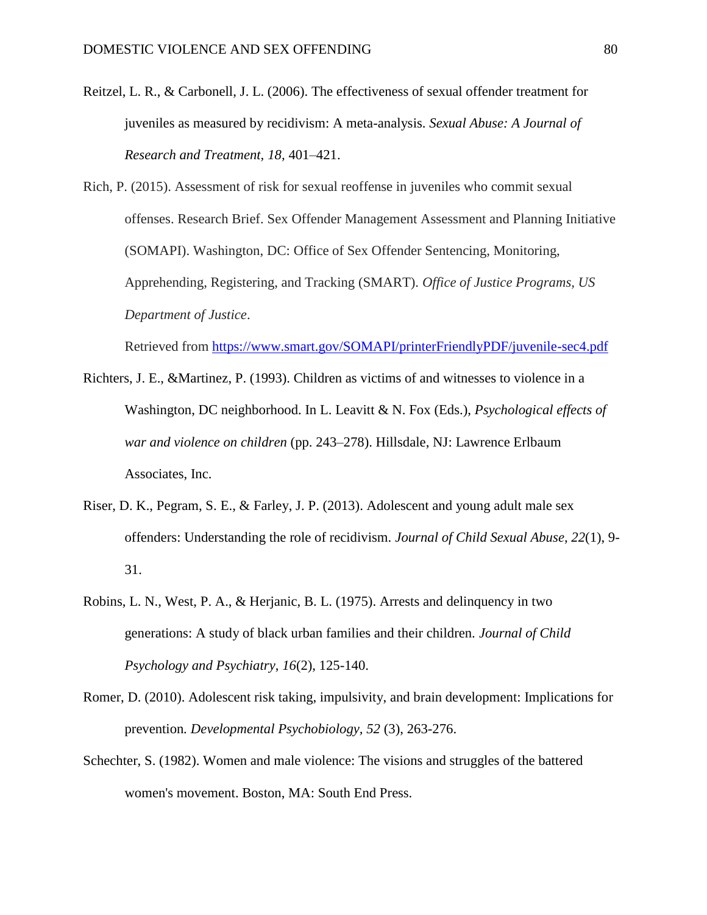Reitzel, L. R., & Carbonell, J. L. (2006). The effectiveness of sexual offender treatment for juveniles as measured by recidivism: A meta-analysis. *Sexual Abuse: A Journal of Research and Treatment*, *18*, 401–421.

Rich, P. (2015). Assessment of risk for sexual reoffense in juveniles who commit sexual offenses. Research Brief. Sex Offender Management Assessment and Planning Initiative (SOMAPI). Washington, DC: Office of Sex Offender Sentencing, Monitoring, Apprehending, Registering, and Tracking (SMART). *Office of Justice Programs, US Department of Justice*.

Retrieved from https://www.smart.gov/SOMAPI/printerFriendlyPDF/juvenile-sec4.pdf

Richters, J. E., &Martinez, P. (1993). Children as victims of and witnesses to violence in a Washington, DC neighborhood. In L. Leavitt & N. Fox (Eds.), *Psychological effects of war and violence on children* (pp. 243–278). Hillsdale, NJ: Lawrence Erlbaum Associates, Inc.

Riser, D. K., Pegram, S. E., & Farley, J. P. (2013). Adolescent and young adult male sex offenders: Understanding the role of recidivism. *Journal of Child Sexual Abuse*, *22*(1), 9-31.

Robins, L. N., West, P. A., & Herjanic, B. L. (1975). Arrests and delinquency in two generations: A study of black urban families and their children. *Journal of Child Psychology and Psychiatry*, *16*(2), 125-140.

Romer, D. (2010). Adolescent risk taking, impulsivity, and brain development: Implications for prevention. *Developmental Psychobiology, 52* (3), 263-276.

Schechter, S. (1982). Women and male violence: The visions and struggles of the battered women's movement. Boston, MA: South End Press.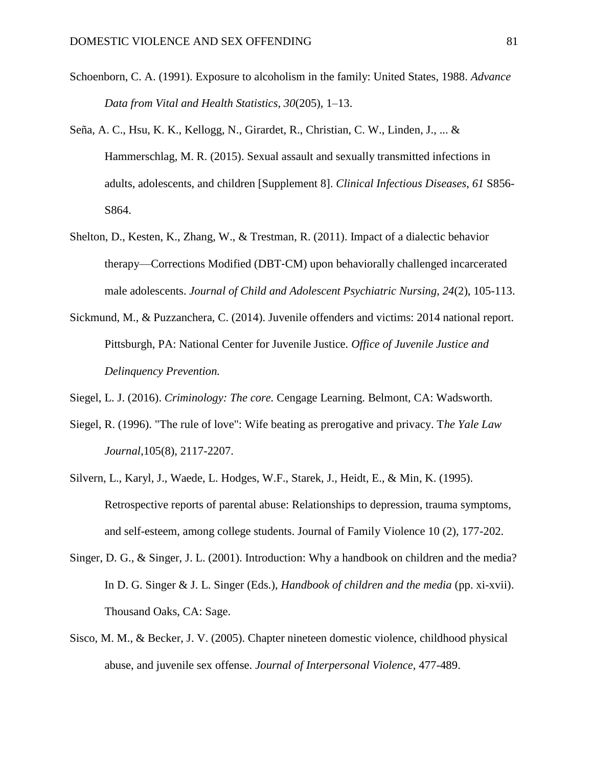Schoenborn, C. A. (1991). Exposure to alcoholism in the family: United States, 1988. *Advance Data from Vital and Health Statistics*, *30*(205), 1–13.

Seña, A. C., Hsu, K. K., Kellogg, N., Girardet, R., Christian, C. W., Linden, J., ... & Hammerschlag, M. R. (2015). Sexual assault and sexually transmitted infections in adults, adolescents, and children [Supplement 8]. *Clinical Infectious Diseases*, *61* S856-S864.

Shelton, D., Kesten, K., Zhang, W., & Trestman, R. (2011). Impact of a dialectic behavior therapy—Corrections Modified (DBT-CM) upon behaviorally challenged incarcerated male adolescents. *Journal of Child and Adolescent Psychiatric Nursing*, *24*(2), 105-113.

Sickmund, M., & Puzzanchera, C. (2014). Juvenile offenders and victims: 2014 national report. Pittsburgh, PA: National Center for Juvenile Justice. *Office of Juvenile Justice and Delinquency Prevention.*

Siegel, L. J. (2016). *Criminology: The core.* Cengage Learning. Belmont, CA: Wadsworth.

Siegel, R. (1996). "The rule of love": Wife beating as prerogative and privacy. T*he Yale Law Journal*,105(8), 2117-2207.

Silvern, L., Karyl, J., Waede, L. Hodges, W.F., Starek, J., Heidt, E., & Min, K. (1995). Retrospective reports of parental abuse: Relationships to depression, trauma symptoms, and self-esteem, among college students. Journal of Family Violence 10 (2), 177-202.

Singer, D. G., & Singer, J. L. (2001). Introduction: Why a handbook on children and the media? In D. G. Singer & J. L. Singer (Eds.), *Handbook of children and the media* (pp. xi-xvii). Thousand Oaks, CA: Sage.

Sisco, M. M., & Becker, J. V. (2005). Chapter nineteen domestic violence, childhood physical abuse, and juvenile sex offense. *Journal of Interpersonal Violence*, 477-489.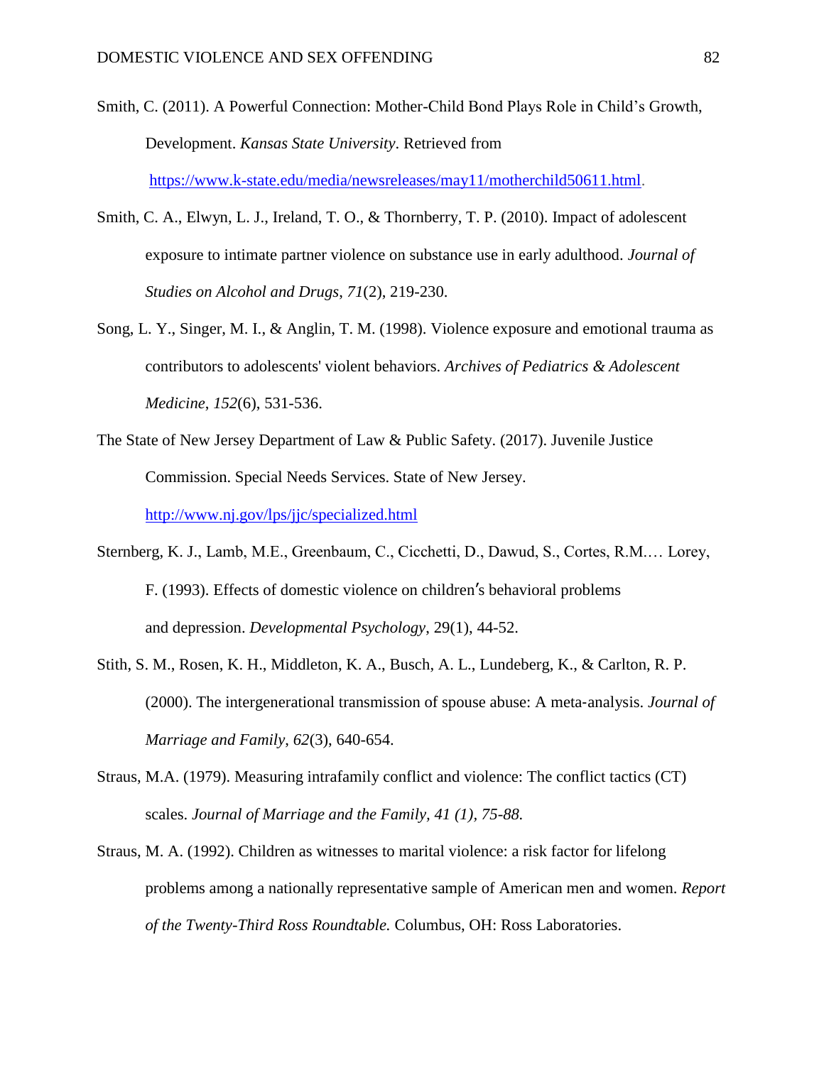Smith, C. (2011). A Powerful Connection: Mother-Child Bond Plays Role in Child's Growth, Development. *Kansas State University*. Retrieved from https://www.k-state.edu/media/newsreleases/may11/motherchild50611.html.

Smith, C. A., Elwyn, L. J., Ireland, T. O., & Thornberry, T. P. (2010). Impact of adolescent exposure to intimate partner violence on substance use in early adulthood. *Journal of Studies on Alcohol and Drugs*, *71*(2), 219-230.

Song, L. Y., Singer, M. I., & Anglin, T. M. (1998). Violence exposure and emotional trauma as contributors to adolescents' violent behaviors. *Archives of Pediatrics & Adolescent Medicine*, *152*(6), 531-536.

The State of New Jersey Department of Law & Public Safety. (2017). Juvenile Justice Commission. Special Needs Services. State of New Jersey. http://www.nj.gov/lps/jjc/specialized.html

Sternberg, K. J., Lamb, M.E., Greenbaum, C., Cicchetti, D., Dawud, S., Cortes, R.M.… Lorey, F. (1993). Effects of domestic violence on children′s behavioral problems and depression. *Developmental Psychology*, 29(1), 44-52.

Stith, S. M., Rosen, K. H., Middleton, K. A., Busch, A. L., Lundeberg, K., & Carlton, R. P. (2000). The intergenerational transmission of spouse abuse: A meta‐analysis. *Journal of Marriage and Family*, *62*(3), 640-654.

Straus, M.A. (1979). Measuring intrafamily conflict and violence: The conflict tactics (CT) scales. *Journal of Marriage and the Family, 41 (1), 75-88.*

Straus, M. A. (1992). Children as witnesses to marital violence: a risk factor for lifelong problems among a nationally representative sample of American men and women. *Report of the Twenty-Third Ross Roundtable.* Columbus, OH: Ross Laboratories.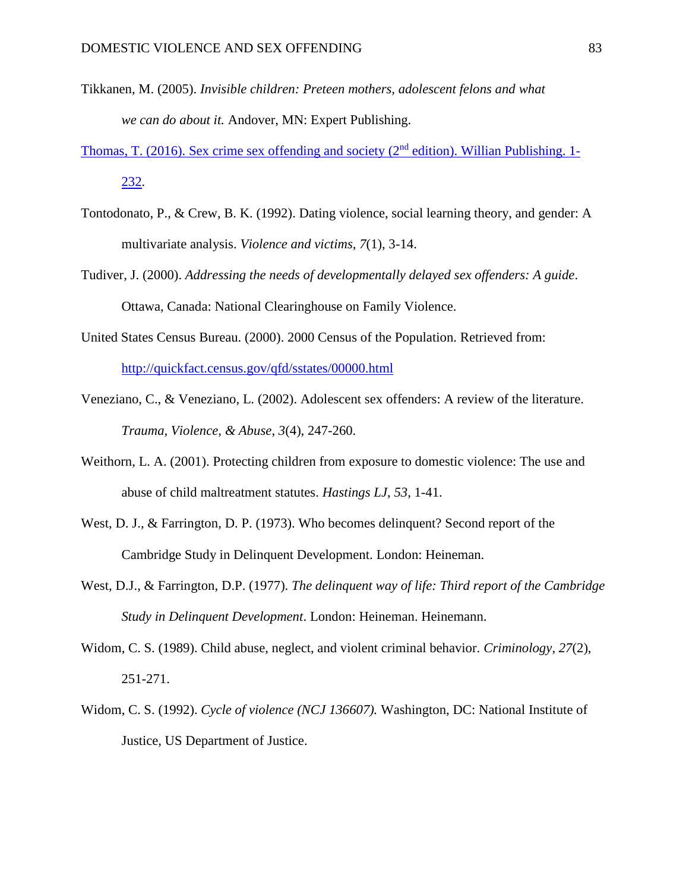Tikkanen, M. (2005). *Invisible children: Preteen mothers, adolescent felons and what we can do about it.* Andover, MN: Expert Publishing.

Thomas, T. (2016). Sex crime sex offending and society (2nd edition). Willian Publishing. 1-232.

Tontodonato, P., & Crew, B. K. (1992). Dating violence, social learning theory, and gender: A multivariate analysis. *Violence and victims*, *7*(1), 3-14.

Tudiver, J. (2000). *Addressing the needs of developmentally delayed sex offenders: A guide*. Ottawa, Canada: National Clearinghouse on Family Violence.

United States Census Bureau. (2000). 2000 Census of the Population. Retrieved from: http://quickfact.census.gov/qfd/sstates/00000.html

Veneziano, C., & Veneziano, L. (2002). Adolescent sex offenders: A review of the literature. *Trauma, Violence, & Abuse*, *3*(4), 247-260.

Weithorn, L. A. (2001). Protecting children from exposure to domestic violence: The use and abuse of child maltreatment statutes. *Hastings LJ*, *53*, 1-41.

West, D. J., & Farrington, D. P. (1973). Who becomes delinquent? Second report of the Cambridge Study in Delinquent Development. London: Heineman.

West, D.J., & Farrington, D.P. (1977). *The delinquent way of life: Third report of the Cambridge Study in Delinquent Development*. London: Heineman. Heinemann.

Widom, C. S. (1989). Child abuse, neglect, and violent criminal behavior. *Criminology*, *27*(2), 251-271.

Widom, C. S. (1992). *Cycle of violence (NCJ 136607).* Washington, DC: National Institute of Justice, US Department of Justice.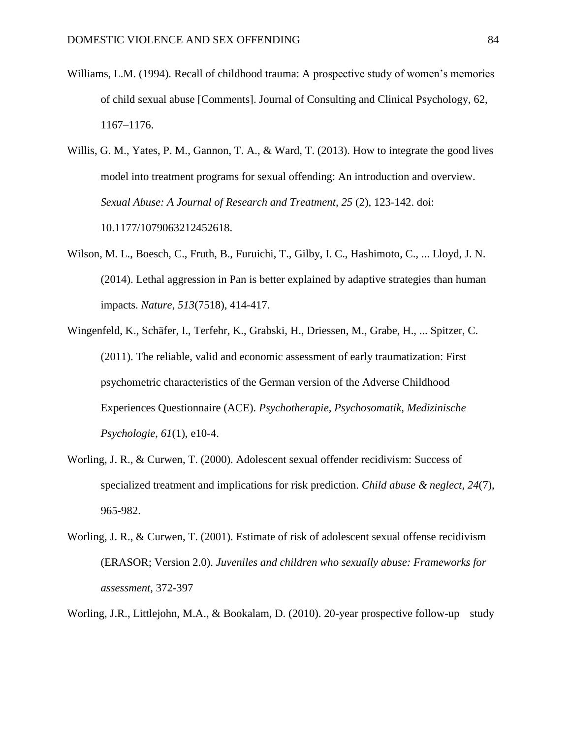Williams, L.M. (1994). Recall of childhood trauma: A prospective study of women's memories of child sexual abuse [Comments]. Journal of Consulting and Clinical Psychology, 62, 1167–1176.

Willis, G. M., Yates, P. M., Gannon, T. A., & Ward, T. (2013). How to integrate the good lives model into treatment programs for sexual offending: An introduction and overview. *Sexual Abuse: A Journal of Research and Treatment, 25* (2), 123-142. doi: 10.1177/1079063212452618.

Wilson, M. L., Boesch, C., Fruth, B., Furuichi, T., Gilby, I. C., Hashimoto, C., ... Lloyd, J. N. (2014). Lethal aggression in Pan is better explained by adaptive strategies than human impacts. *Nature*, *513*(7518), 414-417.

Wingenfeld, K., Schäfer, I., Terfehr, K., Grabski, H., Driessen, M., Grabe, H., ... Spitzer, C. (2011). The reliable, valid and economic assessment of early traumatization: First psychometric characteristics of the German version of the Adverse Childhood Experiences Questionnaire (ACE). *Psychotherapie, Psychosomatik, Medizinische Psychologie*, *61*(1), e10-4.

Worling, J. R., & Curwen, T. (2000). Adolescent sexual offender recidivism: Success of specialized treatment and implications for risk prediction. *Child abuse & neglect*, *24*(7), 965-982.

Worling, J. R., & Curwen, T. (2001). Estimate of risk of adolescent sexual offense recidivism (ERASOR; Version 2.0). *Juveniles and children who sexually abuse: Frameworks for assessment*, 372-397

Worling, J.R., Littlejohn, M.A., & Bookalam, D. (2010). 20-year prospective follow-up study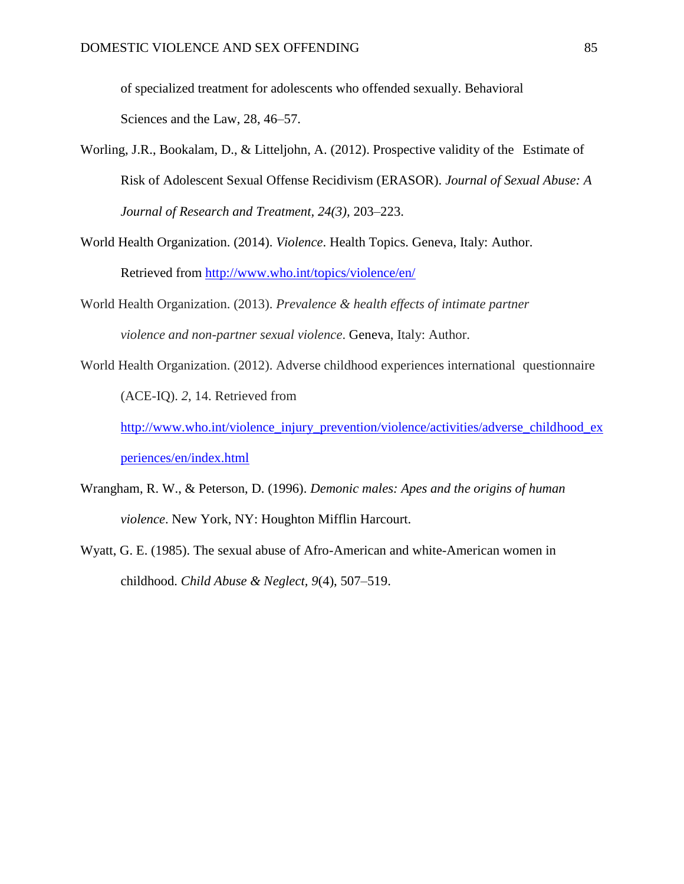of specialized treatment for adolescents who offended sexually. Behavioral Sciences and the Law, 28, 46–57.

Worling, J.R., Bookalam, D., & Litteljohn, A. (2012). Prospective validity of the Estimate of Risk of Adolescent Sexual Offense Recidivism (ERASOR). *Journal of Sexual Abuse: A Journal of Research and Treatment, 24(3),* 203–223.

World Health Organization. (2014). *Violence*. Health Topics. Geneva, Italy: Author. Retrieved from http://www.who.int/topics/violence/en/

World Health Organization. (2013). *Prevalence & health effects of intimate partner violence and non-partner sexual violence*. Geneva, Italy: Author.

World Health Organization. (2012). Adverse childhood experiences international questionnaire (ACE-IQ). *2*, 14. Retrieved from http://www.who.int/violence_injury_prevention/violence/activities/adverse_childhood_experiences/en/index.html

Wrangham, R. W., & Peterson, D. (1996). *Demonic males: Apes and the origins of human violence*. New York, NY: Houghton Mifflin Harcourt.

Wyatt, G. E. (1985). The sexual abuse of Afro-American and white-American women in childhood. *Child Abuse & Neglect, 9*(4), 507–519.